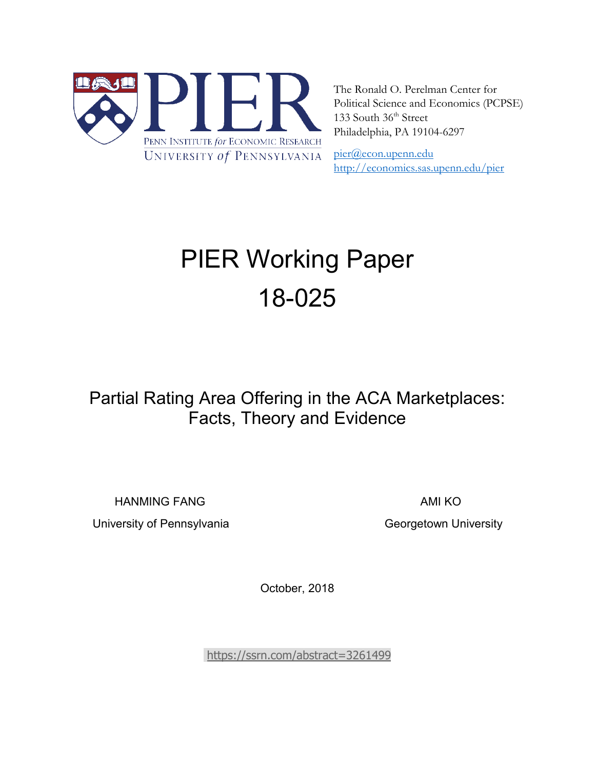PENN INSTITUTE *for* ECONOMIC RESEARCH
UNIVERSITY *of* PENNSYLVANIA

The Ronald O. Perelman Center for
Political Science and Economics (PCPSE)
133 South 36th Street
Philadelphia, PA 19104-6297

pier@econ.upenn.edu
http://economics.sas.upenn.edu/pier

# PIER Working Paper 18-025

## Partial Rating Area Offering in the ACA Marketplaces: Facts, Theory and Evidence

HANMING FANG
University of Pennsylvania

AMI KO
Georgetown University

October, 2018

https://ssrn.com/abstract=3261499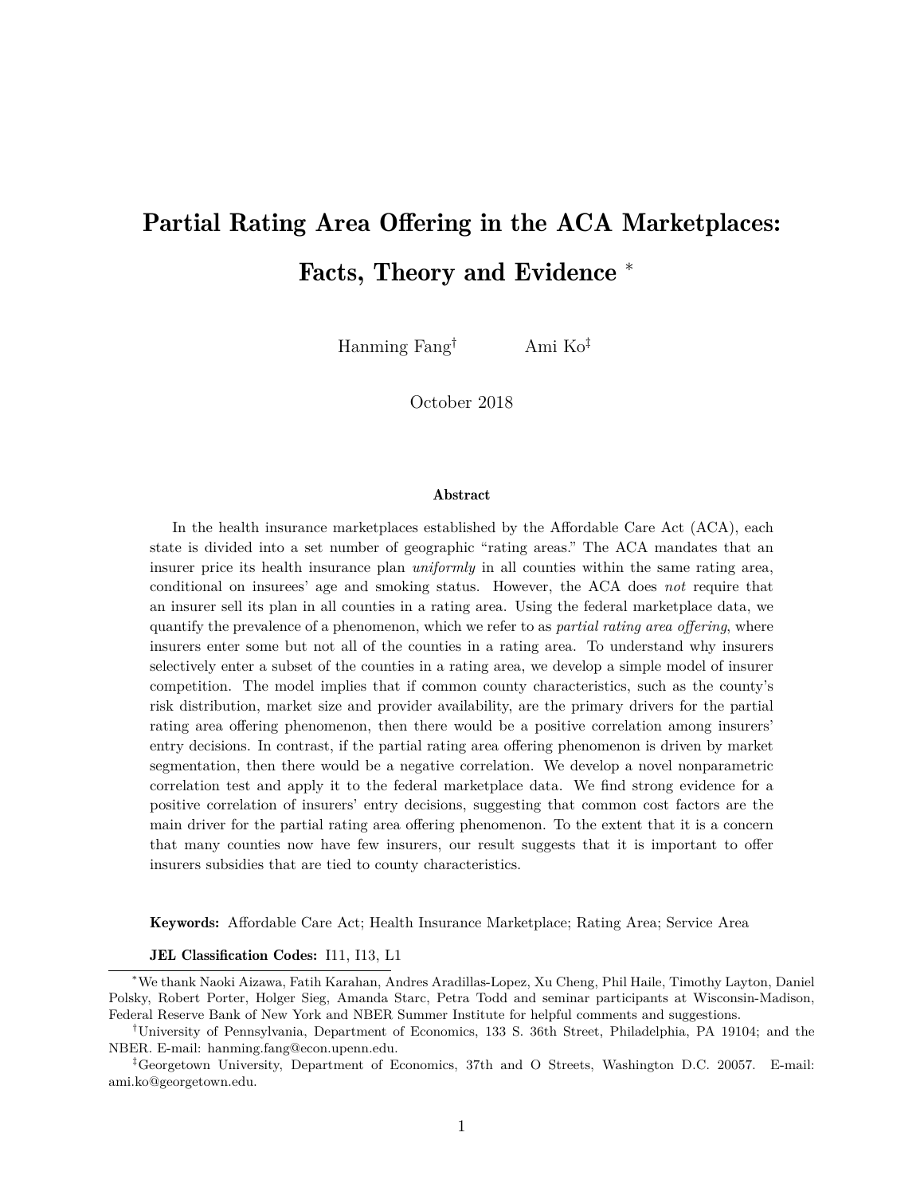# Partial Rating Area Offering in the ACA Marketplaces: Facts, Theory and Evidence [*]

Hanming Fang[†] Ami Ko[‡]

October 2018

### Abstract

In the health insurance marketplaces established by the Affordable Care Act (ACA), each state is divided into a set number of geographic "rating areas." The ACA mandates that an insurer price its health insurance plan *uniformly* in all counties within the same rating area, conditional on insurees' age and smoking status. However, the ACA does *not* require that an insurer sell its plan in all counties in a rating area. Using the federal marketplace data, we quantify the prevalence of a phenomenon, which we refer to as *partial rating area offering*, where insurers enter some but not all of the counties in a rating area. To understand why insurers selectively enter a subset of the counties in a rating area, we develop a simple model of insurer competition. The model implies that if common county characteristics, such as the county's risk distribution, market size and provider availability, are the primary drivers for the partial rating area offering phenomenon, then there would be a positive correlation among insurers' entry decisions. In contrast, if the partial rating area offering phenomenon is driven by market segmentation, then there would be a negative correlation. We develop a novel nonparametric correlation test and apply it to the federal marketplace data. We find strong evidence for a positive correlation of insurers' entry decisions, suggesting that common cost factors are the main driver for the partial rating area offering phenomenon. To the extent that it is a concern that many counties now have few insurers, our result suggests that it is important to offer insurers subsidies that are tied to county characteristics.

**Keywords:** Affordable Care Act; Health Insurance Marketplace; Rating Area; Service Area

**JEL Classification Codes:** I11, I13, L1

---

[*] We thank Naoki Aizawa, Fatih Karahan, Andres Aradillas-Lopez, Xu Cheng, Phil Haile, Timothy Layton, Daniel Polsky, Robert Porter, Holger Sieg, Amanda Starc, Petra Todd and seminar participants at Wisconsin-Madison, Federal Reserve Bank of New York and NBER Summer Institute for helpful comments and suggestions.

[†] University of Pennsylvania, Department of Economics, 133 S. 36th Street, Philadelphia, PA 19104; and the NBER. E-mail: hanming.fang@econ.upenn.edu.

[‡] Georgetown University, Department of Economics, 37th and O Streets, Washington D.C. 20057. E-mail: ami.ko@georgetown.edu.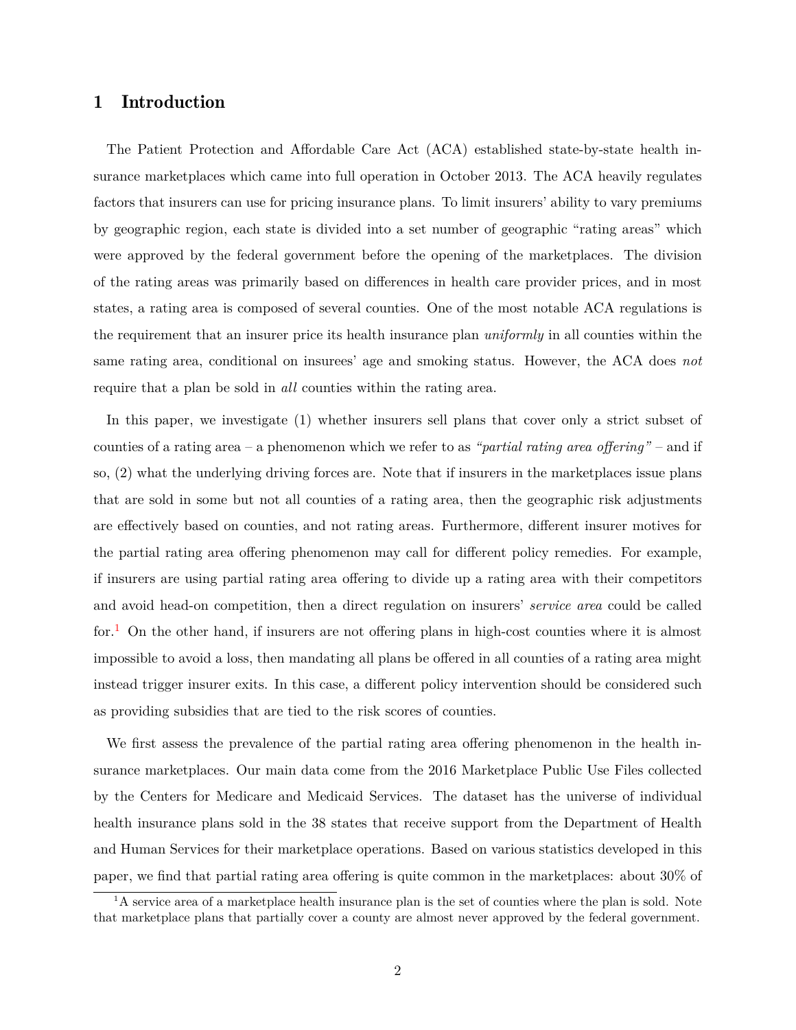# 1 Introduction

The Patient Protection and Affordable Care Act (ACA) established state-by-state health insurance marketplaces which came into full operation in October 2013. The ACA heavily regulates factors that insurers can use for pricing insurance plans. To limit insurers' ability to vary premiums by geographic region, each state is divided into a set number of geographic "rating areas" which were approved by the federal government before the opening of the marketplaces. The division of the rating areas was primarily based on differences in health care provider prices, and in most states, a rating area is composed of several counties. One of the most notable ACA regulations is the requirement that an insurer price its health insurance plan *uniformly* in all counties within the same rating area, conditional on insurees' age and smoking status. However, the ACA does *not* require that a plan be sold in *all* counties within the rating area.

In this paper, we investigate (1) whether insurers sell plans that cover only a strict subset of counties of a rating area – a phenomenon which we refer to as *"partial rating area offering"* – and if so, (2) what the underlying driving forces are. Note that if insurers in the marketplaces issue plans that are sold in some but not all counties of a rating area, then the geographic risk adjustments are effectively based on counties, and not rating areas. Furthermore, different insurer motives for the partial rating area offering phenomenon may call for different policy remedies. For example, if insurers are using partial rating area offering to divide up a rating area with their competitors and avoid head-on competition, then a direct regulation on insurers' *service area* could be called for.[1] On the other hand, if insurers are not offering plans in high-cost counties where it is almost impossible to avoid a loss, then mandating all plans be offered in all counties of a rating area might instead trigger insurer exits. In this case, a different policy intervention should be considered such as providing subsidies that are tied to the risk scores of counties.

We first assess the prevalence of the partial rating area offering phenomenon in the health insurance marketplaces. Our main data come from the 2016 Marketplace Public Use Files collected by the Centers for Medicare and Medicaid Services. The dataset has the universe of individual health insurance plans sold in the 38 states that receive support from the Department of Health and Human Services for their marketplace operations. Based on various statistics developed in this paper, we find that partial rating area offering is quite common in the marketplaces: about 30% of

[1] A service area of a marketplace health insurance plan is the set of counties where the plan is sold. Note that marketplace plans that partially cover a county are almost never approved by the federal government.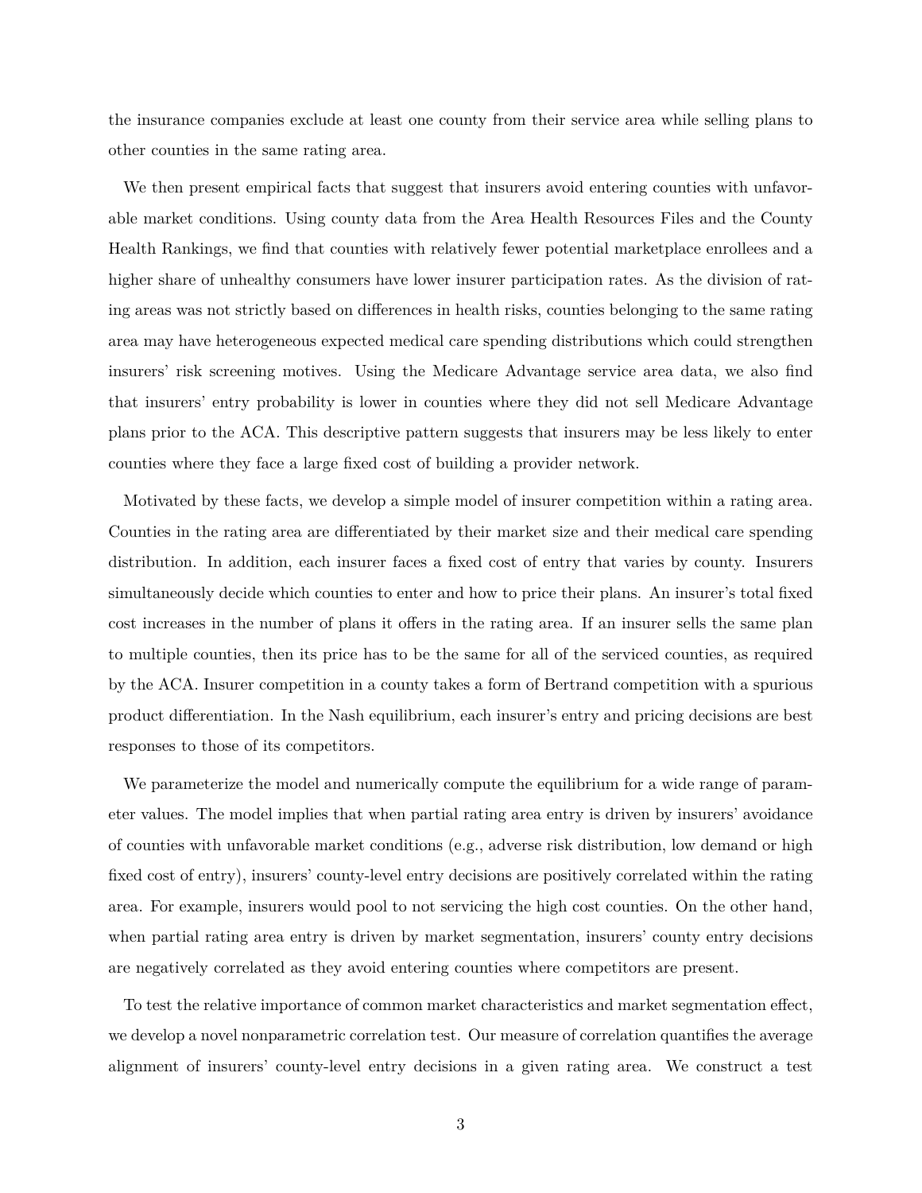the insurance companies exclude at least one county from their service area while selling plans to other counties in the same rating area.

We then present empirical facts that suggest that insurers avoid entering counties with unfavorable market conditions. Using county data from the Area Health Resources Files and the County Health Rankings, we find that counties with relatively fewer potential marketplace enrollees and a higher share of unhealthy consumers have lower insurer participation rates. As the division of rating areas was not strictly based on differences in health risks, counties belonging to the same rating area may have heterogeneous expected medical care spending distributions which could strengthen insurers' risk screening motives. Using the Medicare Advantage service area data, we also find that insurers' entry probability is lower in counties where they did not sell Medicare Advantage plans prior to the ACA. This descriptive pattern suggests that insurers may be less likely to enter counties where they face a large fixed cost of building a provider network.

Motivated by these facts, we develop a simple model of insurer competition within a rating area. Counties in the rating area are differentiated by their market size and their medical care spending distribution. In addition, each insurer faces a fixed cost of entry that varies by county. Insurers simultaneously decide which counties to enter and how to price their plans. An insurer's total fixed cost increases in the number of plans it offers in the rating area. If an insurer sells the same plan to multiple counties, then its price has to be the same for all of the serviced counties, as required by the ACA. Insurer competition in a county takes a form of Bertrand competition with a spurious product differentiation. In the Nash equilibrium, each insurer's entry and pricing decisions are best responses to those of its competitors.

We parameterize the model and numerically compute the equilibrium for a wide range of parameter values. The model implies that when partial rating area entry is driven by insurers' avoidance of counties with unfavorable market conditions (e.g., adverse risk distribution, low demand or high fixed cost of entry), insurers' county-level entry decisions are positively correlated within the rating area. For example, insurers would pool to not servicing the high cost counties. On the other hand, when partial rating area entry is driven by market segmentation, insurers' county entry decisions are negatively correlated as they avoid entering counties where competitors are present.

To test the relative importance of common market characteristics and market segmentation effect, we develop a novel nonparametric correlation test. Our measure of correlation quantifies the average alignment of insurers' county-level entry decisions in a given rating area. We construct a test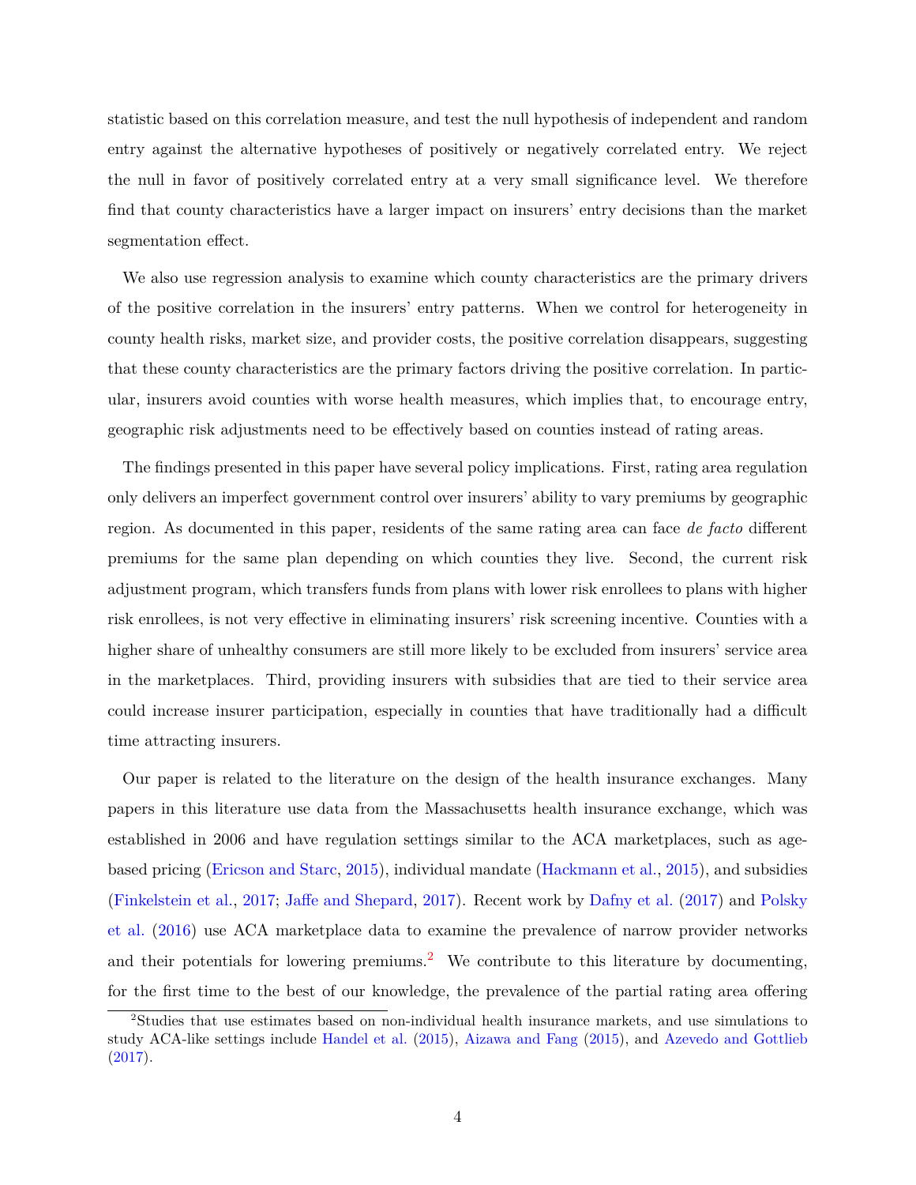statistic based on this correlation measure, and test the null hypothesis of independent and random entry against the alternative hypotheses of positively or negatively correlated entry. We reject the null in favor of positively correlated entry at a very small significance level. We therefore find that county characteristics have a larger impact on insurers' entry decisions than the market segmentation effect.

We also use regression analysis to examine which county characteristics are the primary drivers of the positive correlation in the insurers' entry patterns. When we control for heterogeneity in county health risks, market size, and provider costs, the positive correlation disappears, suggesting that these county characteristics are the primary factors driving the positive correlation. In particular, insurers avoid counties with worse health measures, which implies that, to encourage entry, geographic risk adjustments need to be effectively based on counties instead of rating areas.

The findings presented in this paper have several policy implications. First, rating area regulation only delivers an imperfect government control over insurers' ability to vary premiums by geographic region. As documented in this paper, residents of the same rating area can face *de facto* different premiums for the same plan depending on which counties they live. Second, the current risk adjustment program, which transfers funds from plans with lower risk enrollees to plans with higher risk enrollees, is not very effective in eliminating insurers' risk screening incentive. Counties with a higher share of unhealthy consumers are still more likely to be excluded from insurers' service area in the marketplaces. Third, providing insurers with subsidies that are tied to their service area could increase insurer participation, especially in counties that have traditionally had a difficult time attracting insurers.

Our paper is related to the literature on the design of the health insurance exchanges. Many papers in this literature use data from the Massachusetts health insurance exchange, which was established in 2006 and have regulation settings similar to the ACA marketplaces, such as age-based pricing (Ericson and Starc, 2015), individual mandate (Hackmann et al., 2015), and subsidies (Finkelstein et al., 2017; Jaffe and Shepard, 2017). Recent work by Dafny et al. (2017) and Polsky et al. (2016) use ACA marketplace data to examine the prevalence of narrow provider networks and their potentials for lowering premiums.[2] We contribute to this literature by documenting, for the first time to the best of our knowledge, the prevalence of the partial rating area offering

[2]Studies that use estimates based on non-individual health insurance markets, and use simulations to study ACA-like settings include Handel et al. (2015), Aizawa and Fang (2015), and Azevedo and Gottlieb (2017).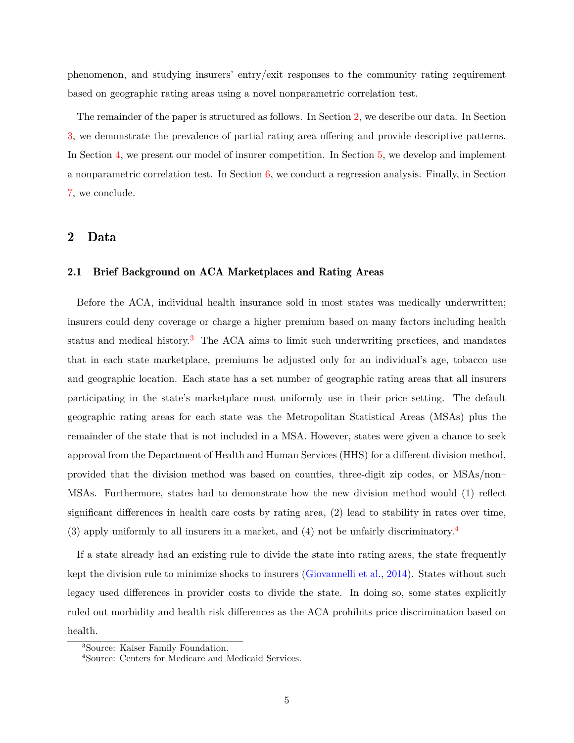phenomenon, and studying insurers' entry/exit responses to the community rating requirement based on geographic rating areas using a novel nonparametric correlation test.

The remainder of the paper is structured as follows. In Section 2, we describe our data. In Section 3, we demonstrate the prevalence of partial rating area offering and provide descriptive patterns. In Section 4, we present our model of insurer competition. In Section 5, we develop and implement a nonparametric correlation test. In Section 6, we conduct a regression analysis. Finally, in Section 7, we conclude.

## 2 Data

### 2.1 Brief Background on ACA Marketplaces and Rating Areas

Before the ACA, individual health insurance sold in most states was medically underwritten; insurers could deny coverage or charge a higher premium based on many factors including health status and medical history.[3] The ACA aims to limit such underwriting practices, and mandates that in each state marketplace, premiums be adjusted only for an individual's age, tobacco use and geographic location. Each state has a set number of geographic rating areas that all insurers participating in the state's marketplace must uniformly use in their price setting. The default geographic rating areas for each state was the Metropolitan Statistical Areas (MSAs) plus the remainder of the state that is not included in a MSA. However, states were given a chance to seek approval from the Department of Health and Human Services (HHS) for a different division method, provided that the division method was based on counties, three-digit zip codes, or MSAs/non–MSAs. Furthermore, states had to demonstrate how the new division method would (1) reflect significant differences in health care costs by rating area, (2) lead to stability in rates over time, (3) apply uniformly to all insurers in a market, and (4) not be unfairly discriminatory.[4]

If a state already had an existing rule to divide the state into rating areas, the state frequently kept the division rule to minimize shocks to insurers (Giovannelli et al., 2014). States without such legacy used differences in provider costs to divide the state. In doing so, some states explicitly ruled out morbidity and health risk differences as the ACA prohibits price discrimination based on health.

[3]Source: Kaiser Family Foundation.

[4]Source: Centers for Medicare and Medicaid Services.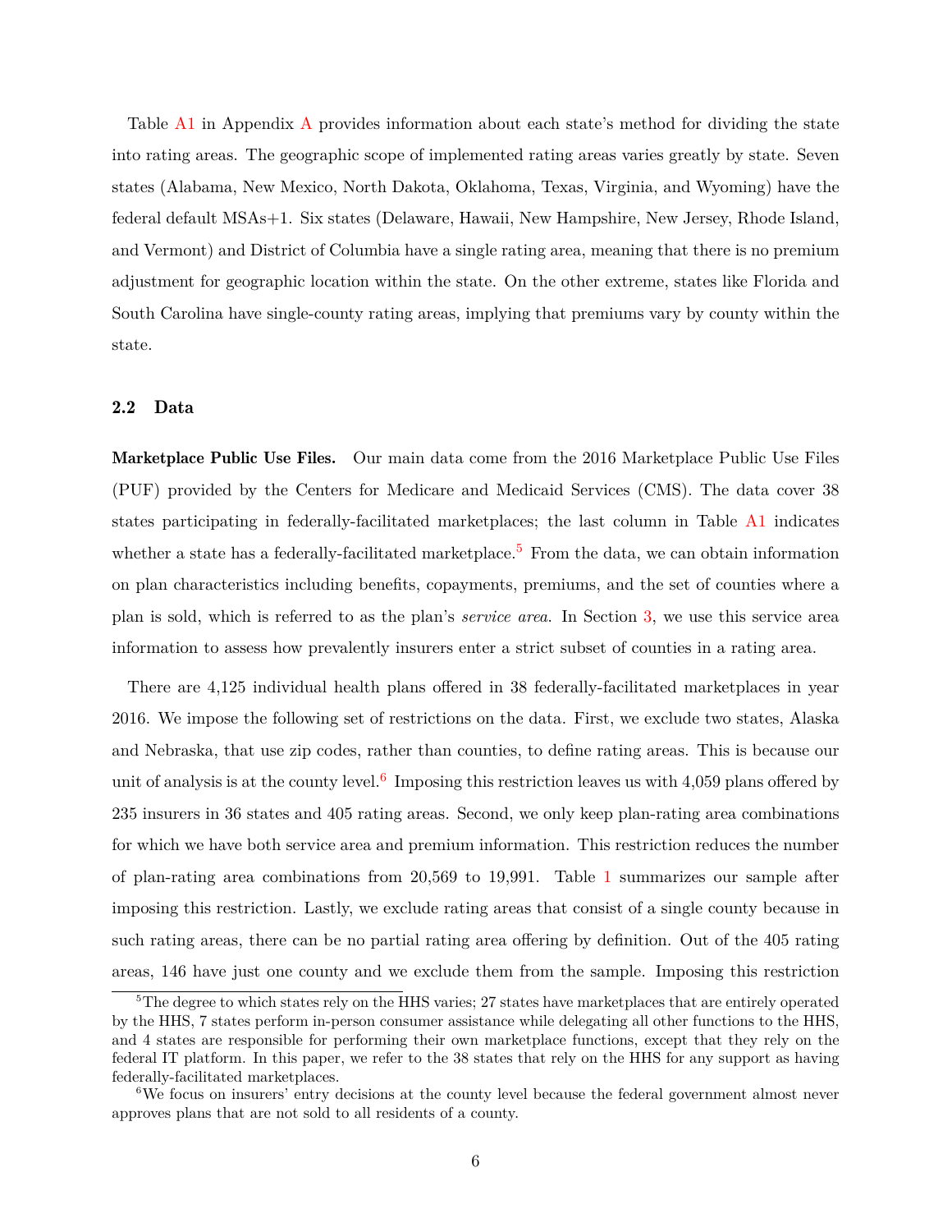Table A1 in Appendix A provides information about each state's method for dividing the state into rating areas. The geographic scope of implemented rating areas varies greatly by state. Seven states (Alabama, New Mexico, North Dakota, Oklahoma, Texas, Virginia, and Wyoming) have the federal default MSAs+1. Six states (Delaware, Hawaii, New Hampshire, New Jersey, Rhode Island, and Vermont) and District of Columbia have a single rating area, meaning that there is no premium adjustment for geographic location within the state. On the other extreme, states like Florida and South Carolina have single-county rating areas, implying that premiums vary by county within the state.

### 2.2 Data

**Marketplace Public Use Files.** Our main data come from the 2016 Marketplace Public Use Files (PUF) provided by the Centers for Medicare and Medicaid Services (CMS). The data cover 38 states participating in federally-facilitated marketplaces; the last column in Table A1 indicates whether a state has a federally-facilitated marketplace.[5] From the data, we can obtain information on plan characteristics including benefits, copayments, premiums, and the set of counties where a plan is sold, which is referred to as the plan's *service area*. In Section 3, we use this service area information to assess how prevalently insurers enter a strict subset of counties in a rating area.

There are 4,125 individual health plans offered in 38 federally-facilitated marketplaces in year 2016. We impose the following set of restrictions on the data. First, we exclude two states, Alaska and Nebraska, that use zip codes, rather than counties, to define rating areas. This is because our unit of analysis is at the county level.[6] Imposing this restriction leaves us with 4,059 plans offered by 235 insurers in 36 states and 405 rating areas. Second, we only keep plan-rating area combinations for which we have both service area and premium information. This restriction reduces the number of plan-rating area combinations from 20,569 to 19,991. Table 1 summarizes our sample after imposing this restriction. Lastly, we exclude rating areas that consist of a single county because in such rating areas, there can be no partial rating area offering by definition. Out of the 405 rating areas, 146 have just one county and we exclude them from the sample. Imposing this restriction

[5] The degree to which states rely on the HHS varies; 27 states have marketplaces that are entirely operated by the HHS, 7 states perform in-person consumer assistance while delegating all other functions to the HHS, and 4 states are responsible for performing their own marketplace functions, except that they rely on the federal IT platform. In this paper, we refer to the 38 states that rely on the HHS for any support as having federally-facilitated marketplaces.

[6] We focus on insurers' entry decisions at the county level because the federal government almost never approves plans that are not sold to all residents of a county.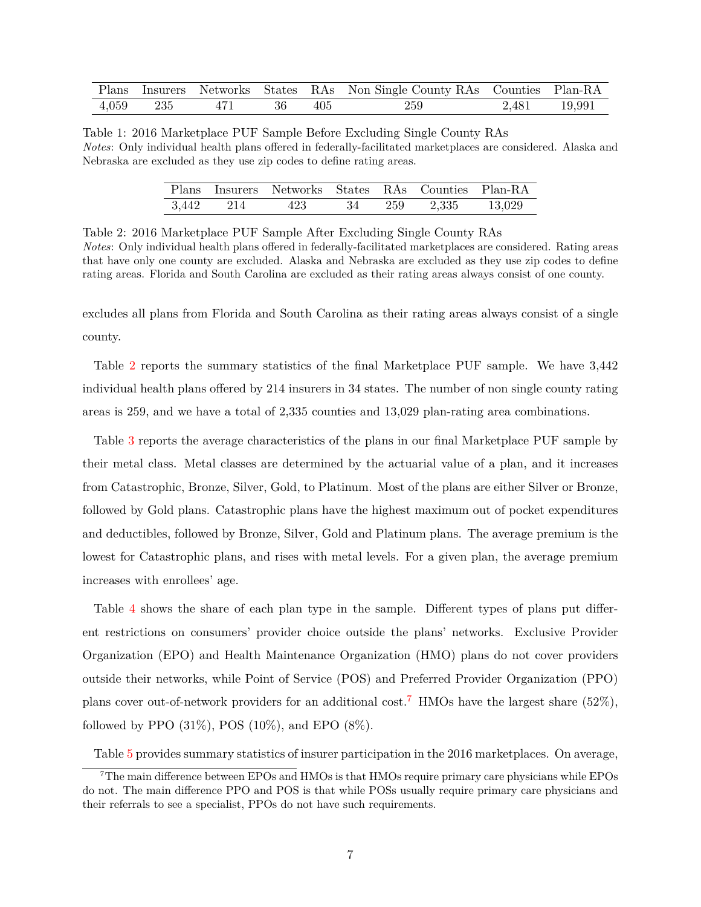| Plans | Insurers | Networks | States | RAs | Non Single County RAs | Counties | Plan-RA |
|---|---|---|---|---|---|---|---|
| 4,059 | 235 | 471 | 36 | 405 | 259 | 2,481 | 19,991 |

Table 1: 2016 Marketplace PUF Sample Before Excluding Single County RAs
*Notes*: Only individual health plans offered in federally-facilitated marketplaces are considered. Alaska and Nebraska are excluded as they use zip codes to define rating areas.

| Plans | Insurers | Networks | States | RAs | Counties | Plan-RA |
|---|---|---|---|---|---|---|
| 3,442 | 214 | 423 | 34 | 259 | 2,335 | 13,029 |

Table 2: 2016 Marketplace PUF Sample After Excluding Single County RAs
*Notes*: Only individual health plans offered in federally-facilitated marketplaces are considered. Rating areas that have only one county are excluded. Alaska and Nebraska are excluded as they use zip codes to define rating areas. Florida and South Carolina are excluded as their rating areas always consist of one county.

excludes all plans from Florida and South Carolina as their rating areas always consist of a single county.

Table 2 reports the summary statistics of the final Marketplace PUF sample. We have 3,442 individual health plans offered by 214 insurers in 34 states. The number of non single county rating areas is 259, and we have a total of 2,335 counties and 13,029 plan-rating area combinations.

Table 3 reports the average characteristics of the plans in our final Marketplace PUF sample by their metal class. Metal classes are determined by the actuarial value of a plan, and it increases from Catastrophic, Bronze, Silver, Gold, to Platinum. Most of the plans are either Silver or Bronze, followed by Gold plans. Catastrophic plans have the highest maximum out of pocket expenditures and deductibles, followed by Bronze, Silver, Gold and Platinum plans. The average premium is the lowest for Catastrophic plans, and rises with metal levels. For a given plan, the average premium increases with enrollees' age.

Table 4 shows the share of each plan type in the sample. Different types of plans put different restrictions on consumers' provider choice outside the plans' networks. Exclusive Provider Organization (EPO) and Health Maintenance Organization (HMO) plans do not cover providers outside their networks, while Point of Service (POS) and Preferred Provider Organization (PPO) plans cover out-of-network providers for an additional cost.[7] HMOs have the largest share (52%), followed by PPO (31%), POS (10%), and EPO (8%).

Table 5 provides summary statistics of insurer participation in the 2016 marketplaces. On average,

[7]The main difference between EPOs and HMOs is that HMOs require primary care physicians while EPOs do not. The main difference PPO and POS is that while POSs usually require primary care physicians and their referrals to see a specialist, PPOs do not have such requirements.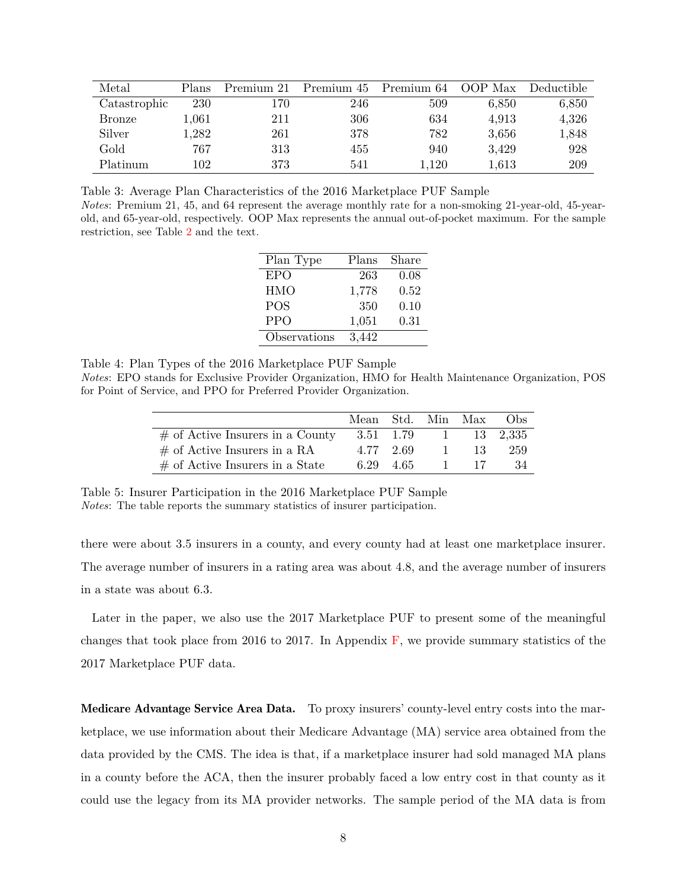| Metal | Plans | Premium 21 | Premium 45 | Premium 64 | OOP Max | Deductible |
|---|---|---|---|---|---|---|
| Catastrophic | 230 | 170 | 246 | 509 | 6,850 | 6,850 |
| Bronze | 1,061 | 211 | 306 | 634 | 4,913 | 4,326 |
| Silver | 1,282 | 261 | 378 | 782 | 3,656 | 1,848 |
| Gold | 767 | 313 | 455 | 940 | 3,429 | 928 |
| Platinum | 102 | 373 | 541 | 1,120 | 1,613 | 209 |

Table 3: Average Plan Characteristics of the 2016 Marketplace PUF Sample

*Notes*: Premium 21, 45, and 64 represent the average monthly rate for a non-smoking 21-year-old, 45-year-old, and 65-year-old, respectively. OOP Max represents the annual out-of-pocket maximum. For the sample restriction, see Table 2 and the text.

| Plan Type | Plans | Share |
|---|---|---|
| EPO | 263 | 0.08 |
| HMO | 1,778 | 0.52 |
| POS | 350 | 0.10 |
| PPO | 1,051 | 0.31 |
| Observations | 3,442 | |

Table 4: Plan Types of the 2016 Marketplace PUF Sample

*Notes*: EPO stands for Exclusive Provider Organization, HMO for Health Maintenance Organization, POS for Point of Service, and PPO for Preferred Provider Organization.

| | Mean | Std. | Min | Max | Obs |
|---|---|---|---|---|---|
| # of Active Insurers in a County | 3.51 | 1.79 | 1 | 13 | 2,335 |
| # of Active Insurers in a RA | 4.77 | 2.69 | 1 | 13 | 259 |
| # of Active Insurers in a State | 6.29 | 4.65 | 1 | 17 | 34 |

Table 5: Insurer Participation in the 2016 Marketplace PUF Sample

*Notes*: The table reports the summary statistics of insurer participation.

there were about 3.5 insurers in a county, and every county had at least one marketplace insurer. The average number of insurers in a rating area was about 4.8, and the average number of insurers in a state was about 6.3.

Later in the paper, we also use the 2017 Marketplace PUF to present some of the meaningful changes that took place from 2016 to 2017. In Appendix F, we provide summary statistics of the 2017 Marketplace PUF data.

**Medicare Advantage Service Area Data.** To proxy insurers' county-level entry costs into the marketplace, we use information about their Medicare Advantage (MA) service area obtained from the data provided by the CMS. The idea is that, if a marketplace insurer had sold managed MA plans in a county before the ACA, then the insurer probably faced a low entry cost in that county as it could use the legacy from its MA provider networks. The sample period of the MA data is from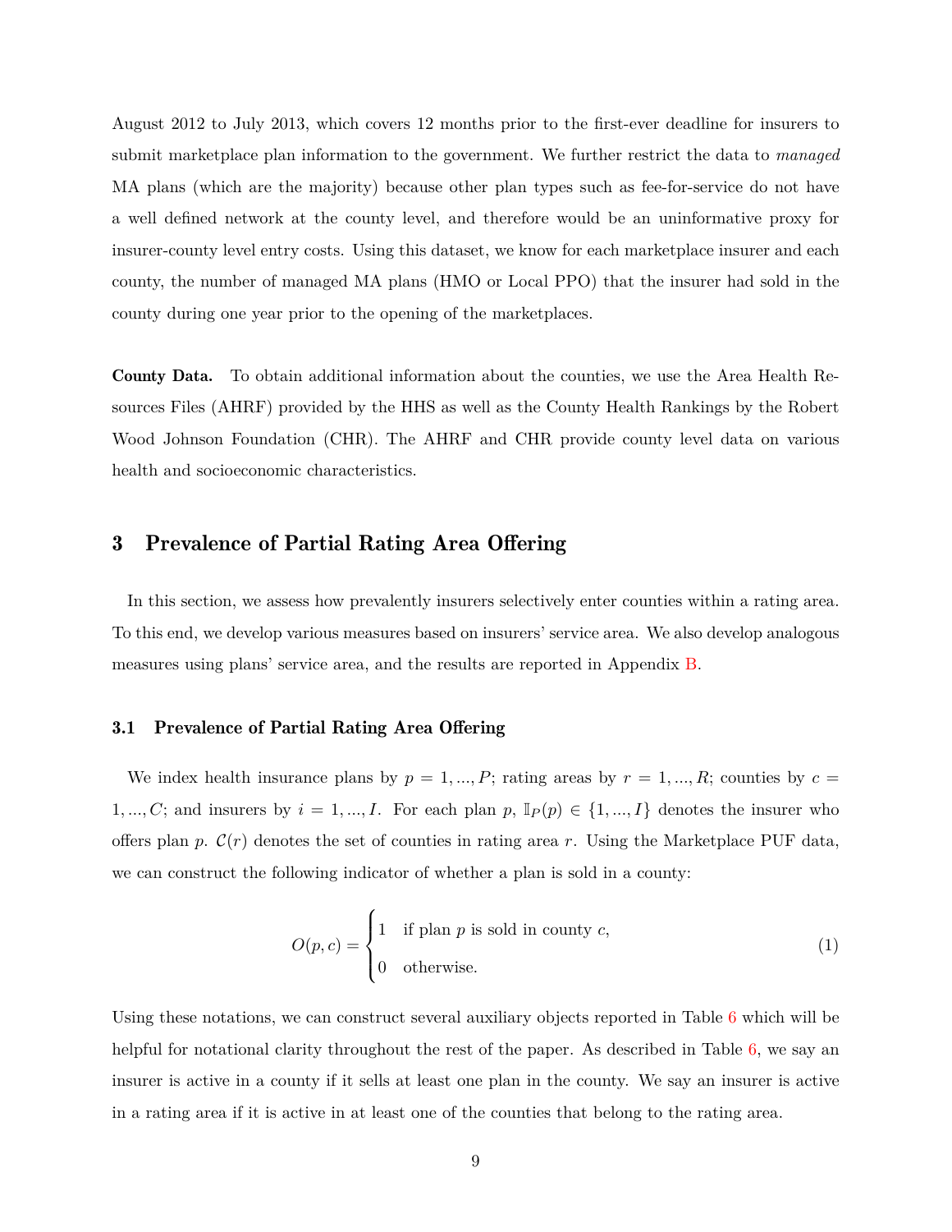August 2012 to July 2013, which covers 12 months prior to the first-ever deadline for insurers to submit marketplace plan information to the government. We further restrict the data to *managed* MA plans (which are the majority) because other plan types such as fee-for-service do not have a well defined network at the county level, and therefore would be an uninformative proxy for insurer-county level entry costs. Using this dataset, we know for each marketplace insurer and each county, the number of managed MA plans (HMO or Local PPO) that the insurer had sold in the county during one year prior to the opening of the marketplaces.

**County Data.** To obtain additional information about the counties, we use the Area Health Resources Files (AHRF) provided by the HHS as well as the County Health Rankings by the Robert Wood Johnson Foundation (CHR). The AHRF and CHR provide county level data on various health and socioeconomic characteristics.

# 3 Prevalence of Partial Rating Area Offering

In this section, we assess how prevalently insurers selectively enter counties within a rating area. To this end, we develop various measures based on insurers' service area. We also develop analogous measures using plans' service area, and the results are reported in Appendix B.

## 3.1 Prevalence of Partial Rating Area Offering

We index health insurance plans by $p = 1, ..., P$; rating areas by $r = 1, ..., R$; counties by $c = 1, ..., C$; and insurers by $i = 1, ..., I$. For each plan $p$, $\mathbb{I}_P(p) \in \{1, ..., I\}$ denotes the insurer who offers plan $p$. $\mathcal{C}(r)$ denotes the set of counties in rating area $r$. Using the Marketplace PUF data, we can construct the following indicator of whether a plan is sold in a county:

$$O(p, c) = \begin{cases} 1 & \text{if plan } p \text{ is sold in county } c, \\ 0 & \text{otherwise.} \end{cases} \tag{1}$$

Using these notations, we can construct several auxiliary objects reported in Table 6 which will be helpful for notational clarity throughout the rest of the paper. As described in Table 6, we say an insurer is active in a county if it sells at least one plan in the county. We say an insurer is active in a rating area if it is active in at least one of the counties that belong to the rating area.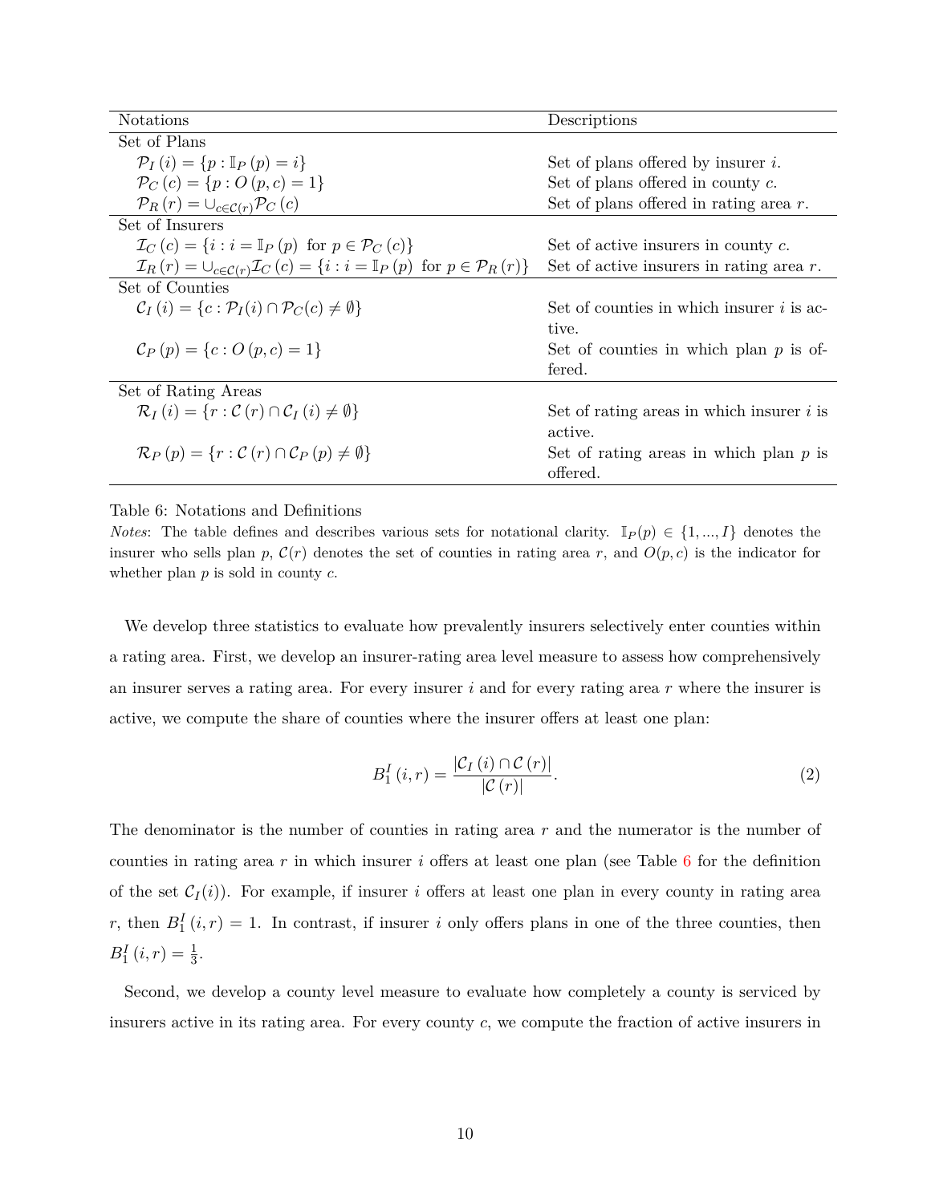| Notations | Descriptions |
|---|---|
| Set of Plans | |
| $\mathcal{P}_I(i) = \{p : \mathbb{I}_P(p) = i\}$ | Set of plans offered by insurer $i$. |
| $\mathcal{P}_C(c) = \{p : O(p,c) = 1\}$ | Set of plans offered in county $c$. |
| $\mathcal{P}_R(r) = \cup_{c \in \mathcal{C}(r)} \mathcal{P}_C(c)$ | Set of plans offered in rating area $r$. |
| Set of Insurers | |
| $\mathcal{I}_C(c) = \{i : i = \mathbb{I}_P(p) \text{ for } p \in \mathcal{P}_C(c)\}$ | Set of active insurers in county $c$. |
| $\mathcal{I}_R(r) = \cup_{c \in \mathcal{C}(r)} \mathcal{I}_C(c) = \{i : i = \mathbb{I}_P(p) \text{ for } p \in \mathcal{P}_R(r)\}$ | Set of active insurers in rating area $r$. |
| Set of Counties | |
| $\mathcal{C}_I(i) = \{c : \mathcal{P}_I(i) \cap \mathcal{P}_C(c) \neq \emptyset\}$ | Set of counties in which insurer $i$ is active. |
| $\mathcal{C}_P(p) = \{c : O(p,c) = 1\}$ | Set of counties in which plan $p$ is offered. |
| Set of Rating Areas | |
| $\mathcal{R}_I(i) = \{r : \mathcal{C}(r) \cap \mathcal{C}_I(i) \neq \emptyset\}$ | Set of rating areas in which insurer $i$ is active. |
| $\mathcal{R}_P(p) = \{r : \mathcal{C}(r) \cap \mathcal{C}_P(p) \neq \emptyset\}$ | Set of rating areas in which plan $p$ is offered. |

Table 6: Notations and Definitions

*Notes*: The table defines and describes various sets for notational clarity. $\mathbb{I}_P(p) \in \{1, ..., I\}$ denotes the insurer who sells plan $p$, $\mathcal{C}(r)$ denotes the set of counties in rating area $r$, and $O(p,c)$ is the indicator for whether plan $p$ is sold in county $c$.

We develop three statistics to evaluate how prevalently insurers selectively enter counties within a rating area. First, we develop an insurer-rating area level measure to assess how comprehensively an insurer serves a rating area. For every insurer $i$ and for every rating area $r$ where the insurer is active, we compute the share of counties where the insurer offers at least one plan:

$$B_1^I(i,r) = \frac{|\mathcal{C}_I(i) \cap \mathcal{C}(r)|}{|\mathcal{C}(r)|}. \tag{2}$$

The denominator is the number of counties in rating area $r$ and the numerator is the number of counties in rating area $r$ in which insurer $i$ offers at least one plan (see Table 6 for the definition of the set $\mathcal{C}_I(i)$). For example, if insurer $i$ offers at least one plan in every county in rating area $r$, then $B_1^I(i,r) = 1$. In contrast, if insurer $i$ only offers plans in one of the three counties, then $B_1^I(i,r) = \frac{1}{3}$.

Second, we develop a county level measure to evaluate how completely a county is serviced by insurers active in its rating area. For every county $c$, we compute the fraction of active insurers in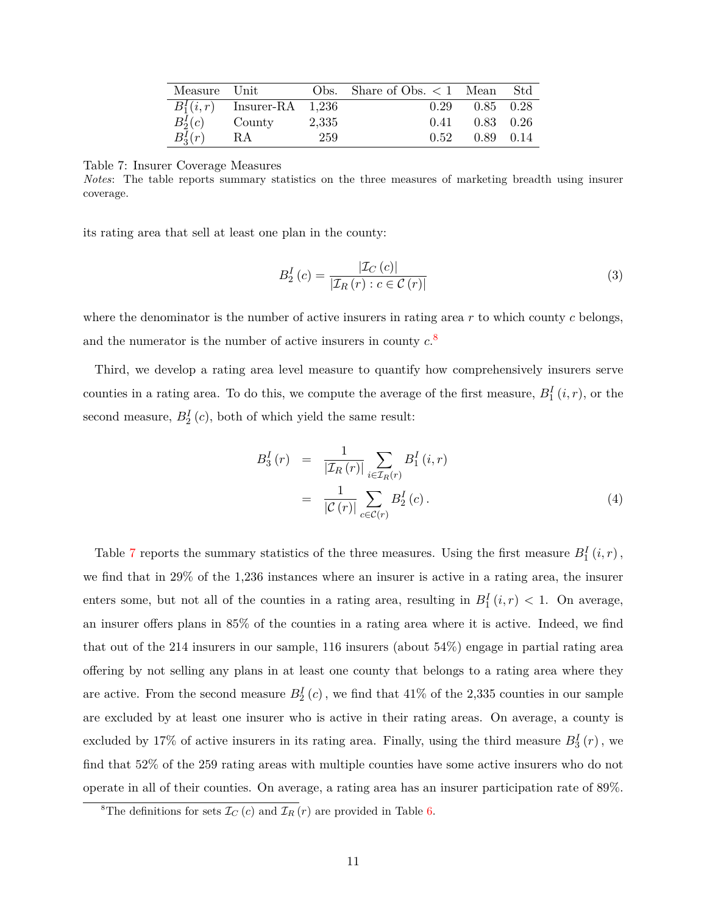| Measure | Unit | Obs. | Share of Obs. $< 1$ | Mean | Std |
|---|---|---|---|---|---|
| $B_1^I(i,r)$ | Insurer-RA | 1,236 | 0.29 | 0.85 | 0.28 |
| $B_2^I(c)$ | County | 2,335 | 0.41 | 0.83 | 0.26 |
| $B_3^I(r)$ | RA | 259 | 0.52 | 0.89 | 0.14 |

Table 7: Insurer Coverage Measures

*Notes*: The table reports summary statistics on the three measures of marketing breadth using insurer coverage.

its rating area that sell at least one plan in the county:

$$B_2^I(c) = \frac{|\mathcal{I}_C(c)|}{|\mathcal{I}_R(r) : c \in \mathcal{C}(r)|} \tag{3}$$

where the denominator is the number of active insurers in rating area $r$ to which county $c$ belongs, and the numerator is the number of active insurers in county $c$.[8]

Third, we develop a rating area level measure to quantify how comprehensively insurers serve counties in a rating area. To do this, we compute the average of the first measure, $B_1^I(i,r)$, or the second measure, $B_2^I(c)$, both of which yield the same result:

$$\begin{aligned} B_3^I(r) &= \frac{1}{|\mathcal{I}_R(r)|} \sum_{i \in \mathcal{I}_R(r)} B_1^I(i,r) \\ &= \frac{1}{|\mathcal{C}(r)|} \sum_{c \in \mathcal{C}(r)} B_2^I(c). \end{aligned} \tag{4}$$

Table 7 reports the summary statistics of the three measures. Using the first measure $B_1^I(i,r)$, we find that in 29% of the 1,236 instances where an insurer is active in a rating area, the insurer enters some, but not all of the counties in a rating area, resulting in $B_1^I(i,r) < 1$. On average, an insurer offers plans in 85% of the counties in a rating area where it is active. Indeed, we find that out of the 214 insurers in our sample, 116 insurers (about 54%) engage in partial rating area offering by not selling any plans in at least one county that belongs to a rating area where they are active. From the second measure $B_2^I(c)$, we find that 41% of the 2,335 counties in our sample are excluded by at least one insurer who is active in their rating areas. On average, a county is excluded by 17% of active insurers in its rating area. Finally, using the third measure $B_3^I(r)$, we find that 52% of the 259 rating areas with multiple counties have some active insurers who do not operate in all of their counties. On average, a rating area has an insurer participation rate of 89%.

[8] The definitions for sets $\mathcal{I}_C(c)$ and $\mathcal{I}_R(r)$ are provided in Table 6.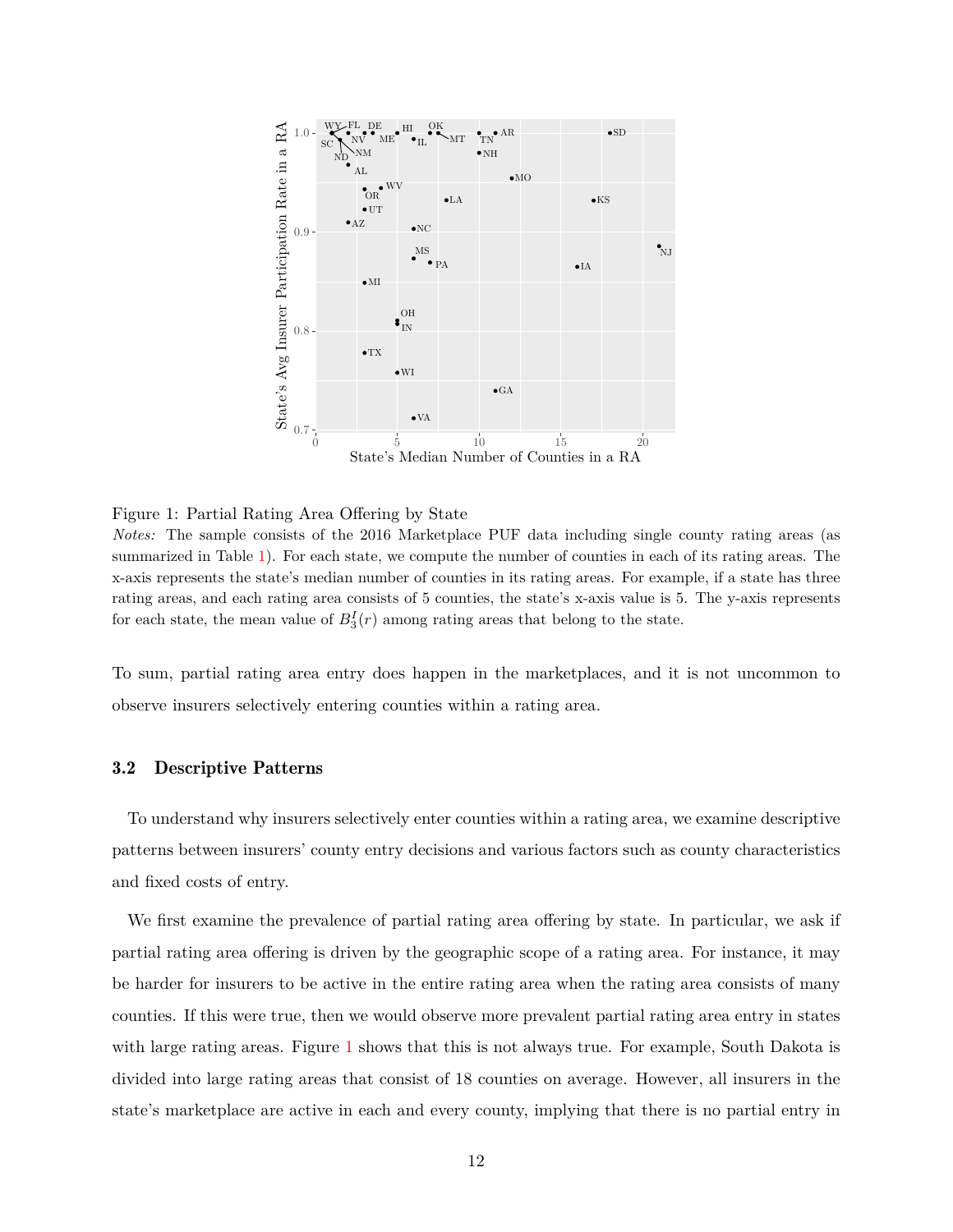Figure 1: Partial Rating Area Offering by State

*Notes:* The sample consists of the 2016 Marketplace PUF data including single county rating areas (as summarized in Table 1). For each state, we compute the number of counties in each of its rating areas. The x-axis represents the state's median number of counties in its rating areas. For example, if a state has three rating areas, and each rating area consists of 5 counties, the state's x-axis value is 5. The y-axis represents for each state, the mean value of $B_3^I(r)$ among rating areas that belong to the state.

To sum, partial rating area entry does happen in the marketplaces, and it is not uncommon to observe insurers selectively entering counties within a rating area.

### 3.2 Descriptive Patterns

To understand why insurers selectively enter counties within a rating area, we examine descriptive patterns between insurers' county entry decisions and various factors such as county characteristics and fixed costs of entry.

We first examine the prevalence of partial rating area offering by state. In particular, we ask if partial rating area offering is driven by the geographic scope of a rating area. For instance, it may be harder for insurers to be active in the entire rating area when the rating area consists of many counties. If this were true, then we would observe more prevalent partial rating area entry in states with large rating areas. Figure 1 shows that this is not always true. For example, South Dakota is divided into large rating areas that consist of 18 counties on average. However, all insurers in the state's marketplace are active in each and every county, implying that there is no partial entry in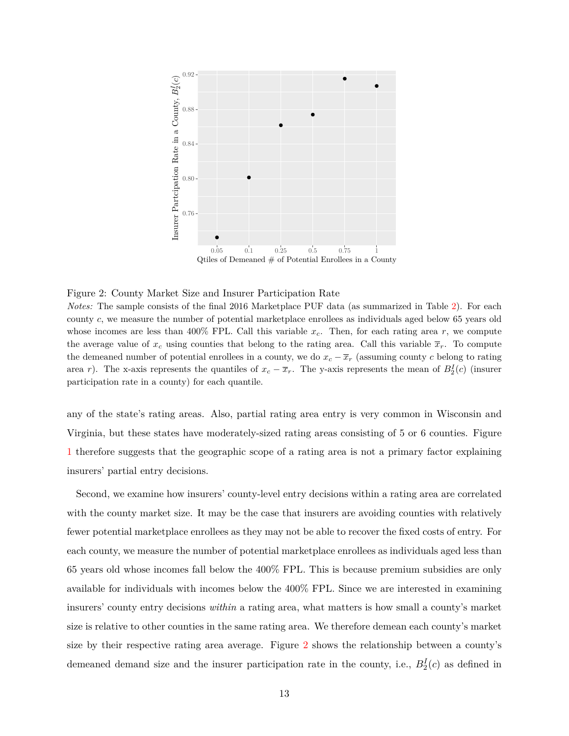Figure 2: County Market Size and Insurer Participation Rate

*Notes:* The sample consists of the final 2016 Marketplace PUF data (as summarized in Table 2). For each county $c$, we measure the number of potential marketplace enrollees as individuals aged below 65 years old whose incomes are less than 400% FPL. Call this variable $x_c$. Then, for each rating area $r$, we compute the average value of $x_c$ using counties that belong to the rating area. Call this variable $\overline{x}_r$. To compute the demeaned number of potential enrollees in a county, we do $x_c - \overline{x}_r$ (assuming county $c$ belong to rating area $r$). The x-axis represents the quantiles of $x_c - \overline{x}_r$. The y-axis represents the mean of $B_2^I(c)$ (insurer participation rate in a county) for each quantile.

any of the state's rating areas. Also, partial rating area entry is very common in Wisconsin and Virginia, but these states have moderately-sized rating areas consisting of 5 or 6 counties. Figure 1 therefore suggests that the geographic scope of a rating area is not a primary factor explaining insurers' partial entry decisions.

Second, we examine how insurers' county-level entry decisions within a rating area are correlated with the county market size. It may be the case that insurers are avoiding counties with relatively fewer potential marketplace enrollees as they may not be able to recover the fixed costs of entry. For each county, we measure the number of potential marketplace enrollees as individuals aged less than 65 years old whose incomes fall below the 400% FPL. This is because premium subsidies are only available for individuals with incomes below the 400% FPL. Since we are interested in examining insurers' county entry decisions *within* a rating area, what matters is how small a county's market size is relative to other counties in the same rating area. We therefore demean each county's market size by their respective rating area average. Figure 2 shows the relationship between a county's demeaned demand size and the insurer participation rate in the county, i.e., $B_2^I(c)$ as defined in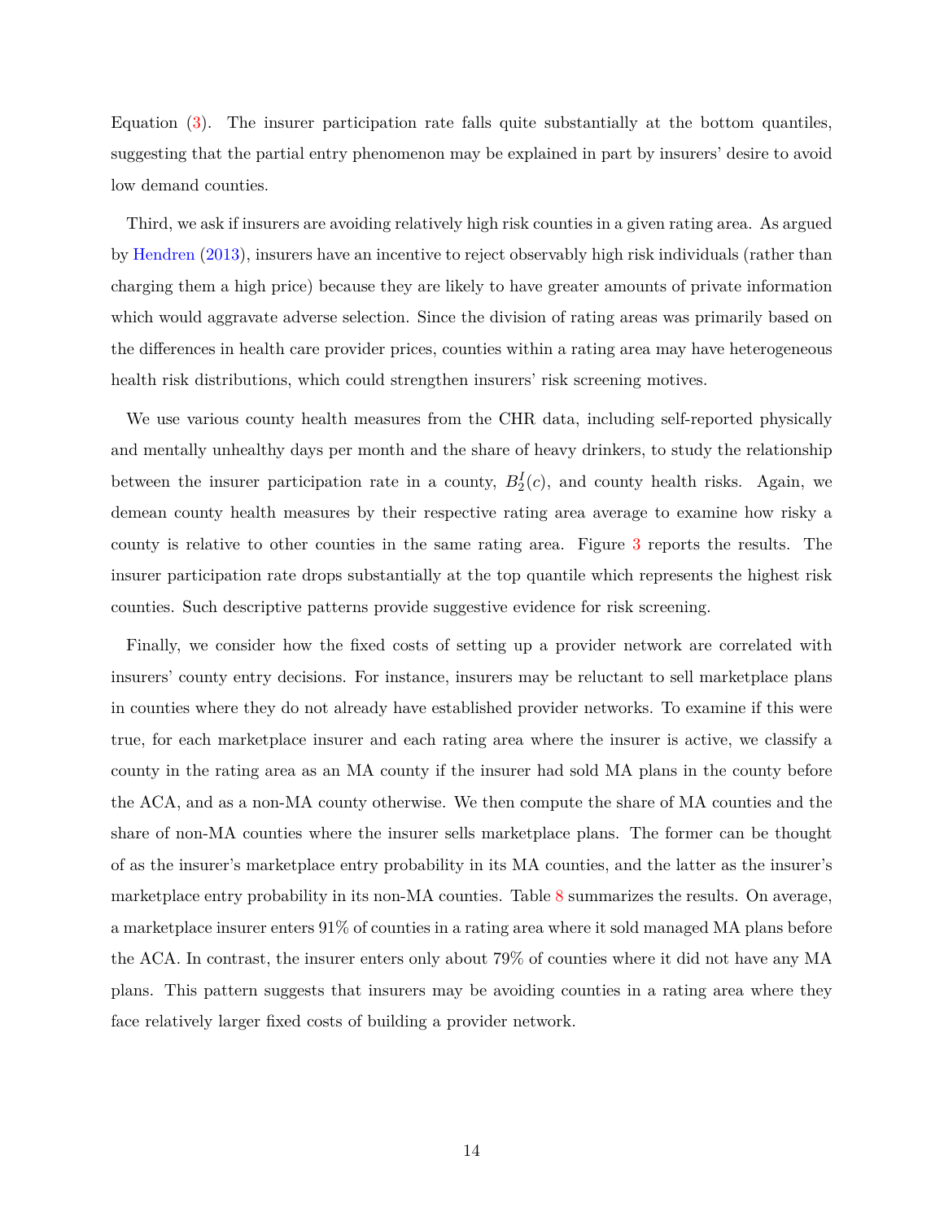Equation (3). The insurer participation rate falls quite substantially at the bottom quantiles, suggesting that the partial entry phenomenon may be explained in part by insurers' desire to avoid low demand counties.

Third, we ask if insurers are avoiding relatively high risk counties in a given rating area. As argued by Hendren (2013), insurers have an incentive to reject observably high risk individuals (rather than charging them a high price) because they are likely to have greater amounts of private information which would aggravate adverse selection. Since the division of rating areas was primarily based on the differences in health care provider prices, counties within a rating area may have heterogeneous health risk distributions, which could strengthen insurers' risk screening motives.

We use various county health measures from the CHR data, including self-reported physically and mentally unhealthy days per month and the share of heavy drinkers, to study the relationship between the insurer participation rate in a county, $B_2^I(c)$, and county health risks. Again, we demean county health measures by their respective rating area average to examine how risky a county is relative to other counties in the same rating area. Figure 3 reports the results. The insurer participation rate drops substantially at the top quantile which represents the highest risk counties. Such descriptive patterns provide suggestive evidence for risk screening.

Finally, we consider how the fixed costs of setting up a provider network are correlated with insurers' county entry decisions. For instance, insurers may be reluctant to sell marketplace plans in counties where they do not already have established provider networks. To examine if this were true, for each marketplace insurer and each rating area where the insurer is active, we classify a county in the rating area as an MA county if the insurer had sold MA plans in the county before the ACA, and as a non-MA county otherwise. We then compute the share of MA counties and the share of non-MA counties where the insurer sells marketplace plans. The former can be thought of as the insurer's marketplace entry probability in its MA counties, and the latter as the insurer's marketplace entry probability in its non-MA counties. Table 8 summarizes the results. On average, a marketplace insurer enters 91% of counties in a rating area where it sold managed MA plans before the ACA. In contrast, the insurer enters only about 79% of counties where it did not have any MA plans. This pattern suggests that insurers may be avoiding counties in a rating area where they face relatively larger fixed costs of building a provider network.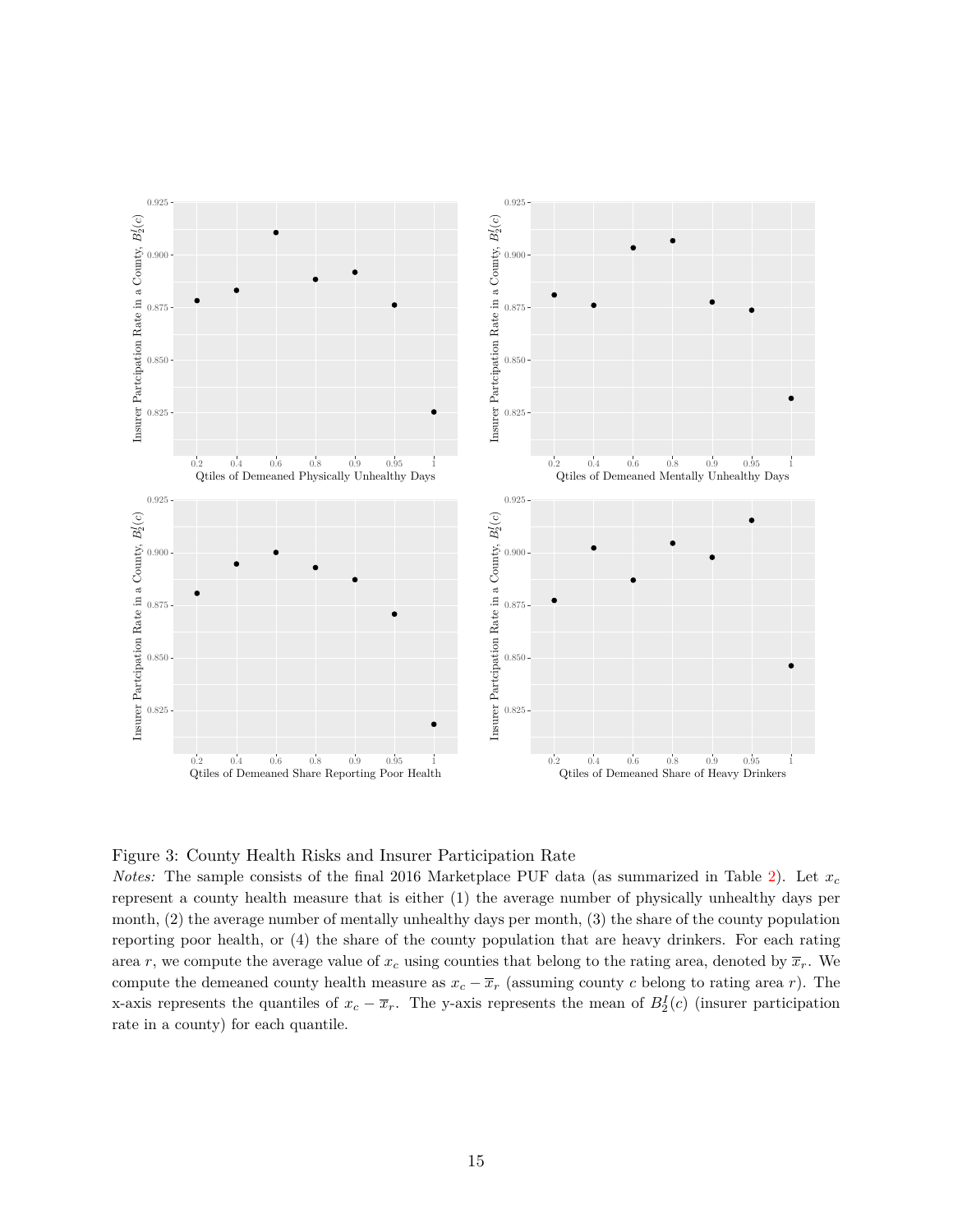Figure 3: County Health Risks and Insurer Participation Rate

*Notes:* The sample consists of the final 2016 Marketplace PUF data (as summarized in Table 2). Let $x_c$ represent a county health measure that is either (1) the average number of physically unhealthy days per month, (2) the average number of mentally unhealthy days per month, (3) the share of the county population reporting poor health, or (4) the share of the county population that are heavy drinkers. For each rating area $r$, we compute the average value of $x_c$ using counties that belong to the rating area, denoted by $\overline{x}_r$. We compute the demeaned county health measure as $x_c - \overline{x}_r$ (assuming county $c$ belong to rating area $r$). The x-axis represents the quantiles of $x_c - \overline{x}_r$. The y-axis represents the mean of $B_2^I(c)$ (insurer participation rate in a county) for each quantile.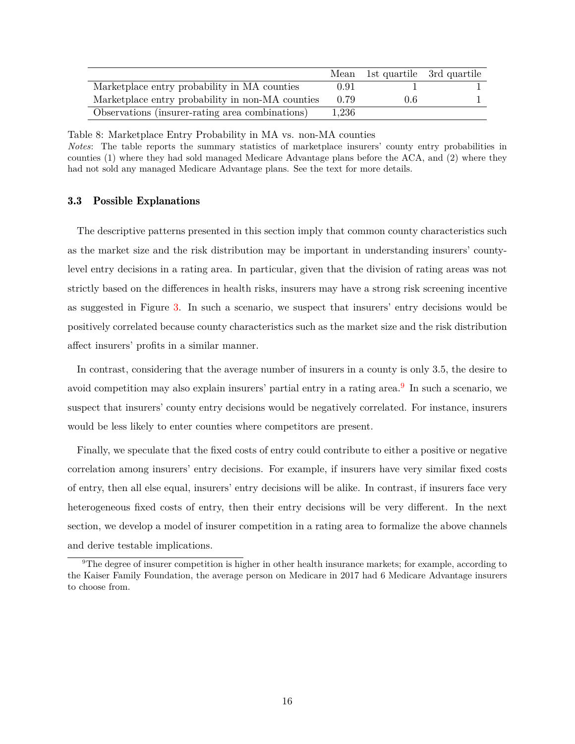|  | Mean | 1st quartile | 3rd quartile |
|---|---|---|---|
| Marketplace entry probability in MA counties | 0.91 | 1 | 1 |
| Marketplace entry probability in non-MA counties | 0.79 | 0.6 | 1 |
| Observations (insurer-rating area combinations) | 1,236 |  |  |

Table 8: Marketplace Entry Probability in MA vs. non-MA counties

*Notes*: The table reports the summary statistics of marketplace insurers' county entry probabilities in counties (1) where they had sold managed Medicare Advantage plans before the ACA, and (2) where they had not sold any managed Medicare Advantage plans. See the text for more details.

### 3.3 Possible Explanations

The descriptive patterns presented in this section imply that common county characteristics such as the market size and the risk distribution may be important in understanding insurers' county-level entry decisions in a rating area. In particular, given that the division of rating areas was not strictly based on the differences in health risks, insurers may have a strong risk screening incentive as suggested in Figure 3. In such a scenario, we suspect that insurers' entry decisions would be positively correlated because county characteristics such as the market size and the risk distribution affect insurers' profits in a similar manner.

In contrast, considering that the average number of insurers in a county is only 3.5, the desire to avoid competition may also explain insurers' partial entry in a rating area.[9] In such a scenario, we suspect that insurers' county entry decisions would be negatively correlated. For instance, insurers would be less likely to enter counties where competitors are present.

Finally, we speculate that the fixed costs of entry could contribute to either a positive or negative correlation among insurers' entry decisions. For example, if insurers have very similar fixed costs of entry, then all else equal, insurers' entry decisions will be alike. In contrast, if insurers face very heterogeneous fixed costs of entry, then their entry decisions will be very different. In the next section, we develop a model of insurer competition in a rating area to formalize the above channels and derive testable implications.

[9] The degree of insurer competition is higher in other health insurance markets; for example, according to the Kaiser Family Foundation, the average person on Medicare in 2017 had 6 Medicare Advantage insurers to choose from.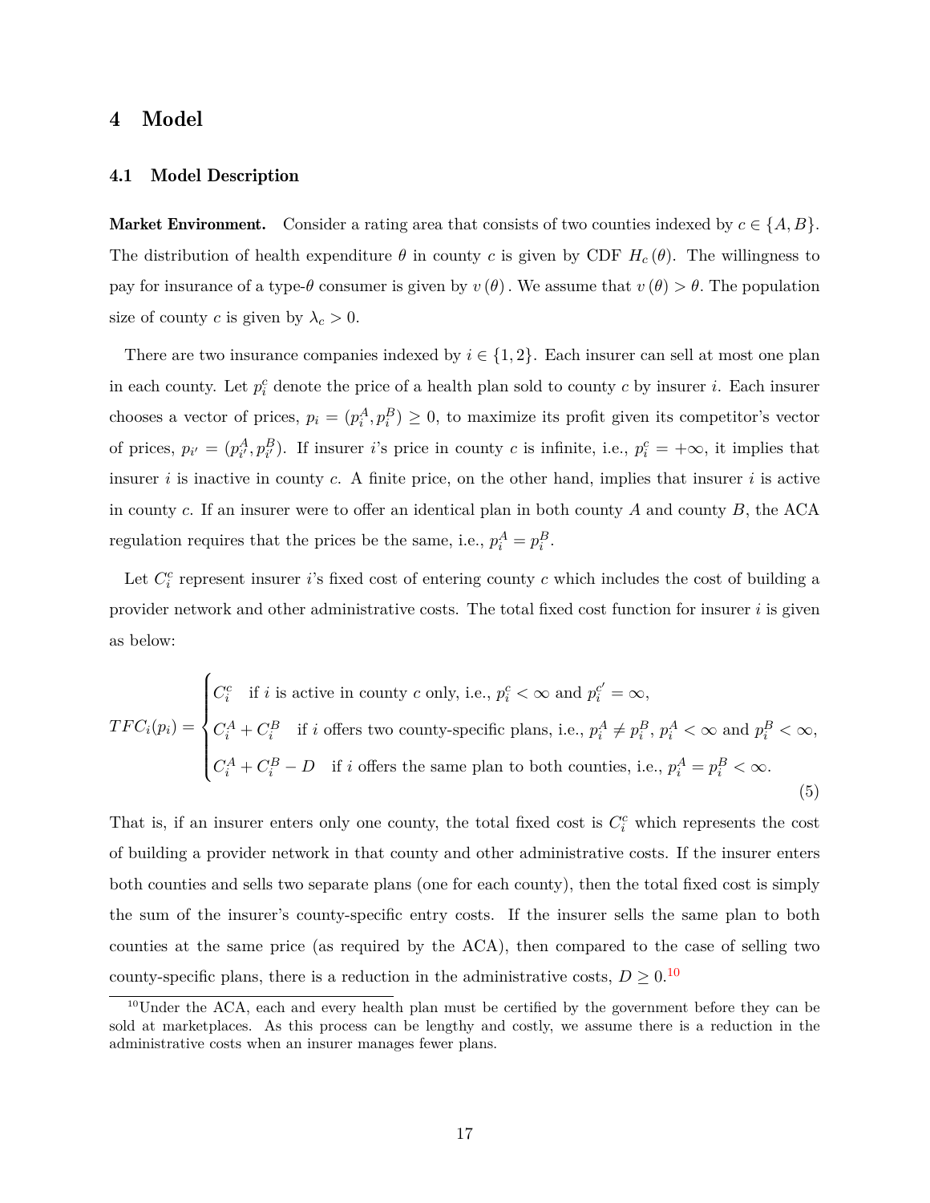# 4 Model

## 4.1 Model Description

**Market Environment.** Consider a rating area that consists of two counties indexed by $c \in \{A, B\}$. The distribution of health expenditure $\theta$ in county $c$ is given by CDF $H_c(\theta)$. The willingness to pay for insurance of a type-$\theta$ consumer is given by $v(\theta)$. We assume that $v(\theta) > \theta$. The population size of county $c$ is given by $\lambda_c > 0$.

There are two insurance companies indexed by $i \in \{1, 2\}$. Each insurer can sell at most one plan in each county. Let $p_i^c$ denote the price of a health plan sold to county $c$ by insurer $i$. Each insurer chooses a vector of prices, $p_i = (p_i^A, p_i^B) \geq 0$, to maximize its profit given its competitor's vector of prices, $p_{i'} = (p_{i'}^A, p_{i'}^B)$. If insurer $i$'s price in county $c$ is infinite, i.e., $p_i^c = +\infty$, it implies that insurer $i$ is inactive in county $c$. A finite price, on the other hand, implies that insurer $i$ is active in county $c$. If an insurer were to offer an identical plan in both county $A$ and county $B$, the ACA regulation requires that the prices be the same, i.e., $p_i^A = p_i^B$.

Let $C_i^c$ represent insurer $i$'s fixed cost of entering county $c$ which includes the cost of building a provider network and other administrative costs. The total fixed cost function for insurer $i$ is given as below:

$$TFC_i(p_i) = \begin{cases} C_i^c & \text{if } i \text{ is active in county } c \text{ only, i.e., } p_i^c < \infty \text{ and } p_i^{c'} = \infty, \\ C_i^A + C_i^B & \text{if } i \text{ offers two county-specific plans, i.e., } p_i^A \neq p_i^B,\ p_i^A < \infty \text{ and } p_i^B < \infty, \\ C_i^A + C_i^B - D & \text{if } i \text{ offers the same plan to both counties, i.e., } p_i^A = p_i^B < \infty. \end{cases} \tag{5}$$

That is, if an insurer enters only one county, the total fixed cost is $C_i^c$ which represents the cost of building a provider network in that county and other administrative costs. If the insurer enters both counties and sells two separate plans (one for each county), then the total fixed cost is simply the sum of the insurer's county-specific entry costs. If the insurer sells the same plan to both counties at the same price (as required by the ACA), then compared to the case of selling two county-specific plans, there is a reduction in the administrative costs, $D \geq 0$.[10]

[10] Under the ACA, each and every health plan must be certified by the government before they can be sold at marketplaces. As this process can be lengthy and costly, we assume there is a reduction in the administrative costs when an insurer manages fewer plans.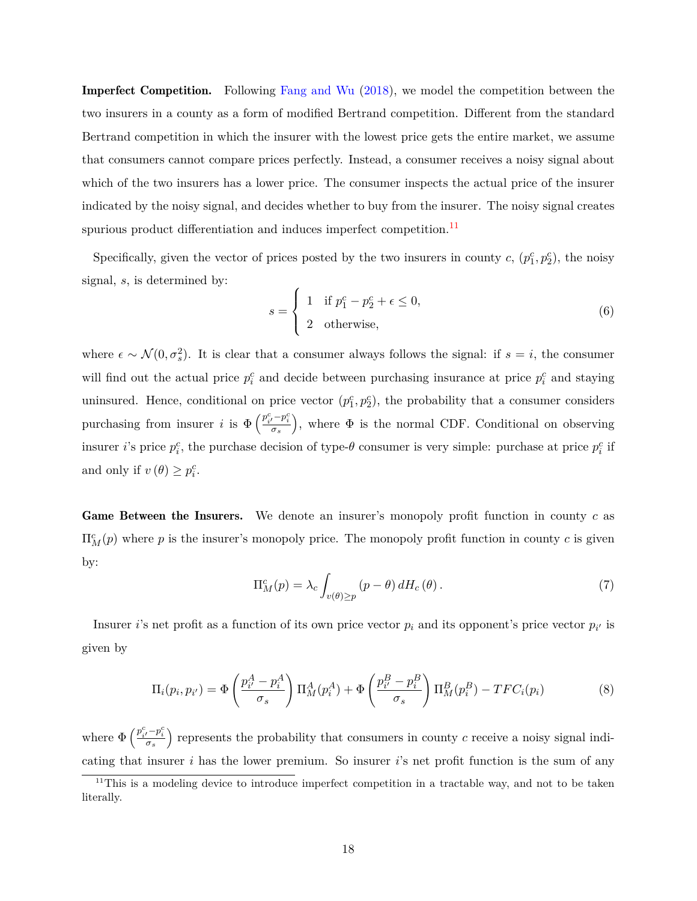**Imperfect Competition.** Following Fang and Wu (2018), we model the competition between the two insurers in a county as a form of modified Bertrand competition. Different from the standard Bertrand competition in which the insurer with the lowest price gets the entire market, we assume that consumers cannot compare prices perfectly. Instead, a consumer receives a noisy signal about which of the two insurers has a lower price. The consumer inspects the actual price of the insurer indicated by the noisy signal, and decides whether to buy from the insurer. The noisy signal creates spurious product differentiation and induces imperfect competition.[11]

Specifically, given the vector of prices posted by the two insurers in county $c$, $(p_1^c, p_2^c)$, the noisy signal, $s$, is determined by:

$$s = \begin{cases} 1 & \text{if } p_1^c - p_2^c + \epsilon \leq 0, \\ 2 & \text{otherwise,} \end{cases} \tag{6}$$

where $\epsilon \sim \mathcal{N}(0, \sigma_s^2)$. It is clear that a consumer always follows the signal: if $s = i$, the consumer will find out the actual price $p_i^c$ and decide between purchasing insurance at price $p_i^c$ and staying uninsured. Hence, conditional on price vector $(p_1^c, p_2^c)$, the probability that a consumer considers purchasing from insurer $i$ is $\Phi\left(\frac{p_{i'}^c - p_i^c}{\sigma_s}\right)$, where $\Phi$ is the normal CDF. Conditional on observing insurer $i$'s price $p_i^c$, the purchase decision of type-$\theta$ consumer is very simple: purchase at price $p_i^c$ if and only if $v(\theta) \geq p_i^c$.

**Game Between the Insurers.** We denote an insurer's monopoly profit function in county $c$ as $\Pi_M^c(p)$ where $p$ is the insurer's monopoly price. The monopoly profit function in county $c$ is given by:

$$\Pi_M^c(p) = \lambda_c \int_{v(\theta) \geq p} (p - \theta) \, dH_c(\theta). \tag{7}$$

Insurer $i$'s net profit as a function of its own price vector $p_i$ and its opponent's price vector $p_{i'}$ is given by

$$\Pi_i(p_i, p_{i'}) = \Phi\left(\frac{p_{i'}^A - p_i^A}{\sigma_s}\right) \Pi_M^A(p_i^A) + \Phi\left(\frac{p_{i'}^B - p_i^B}{\sigma_s}\right) \Pi_M^B(p_i^B) - TFC_i(p_i) \tag{8}$$

where $\Phi\left(\frac{p_{i'}^c - p_i^c}{\sigma_s}\right)$ represents the probability that consumers in county $c$ receive a noisy signal indicating that insurer $i$ has the lower premium. So insurer $i$'s net profit function is the sum of any

[11] This is a modeling device to introduce imperfect competition in a tractable way, and not to be taken literally.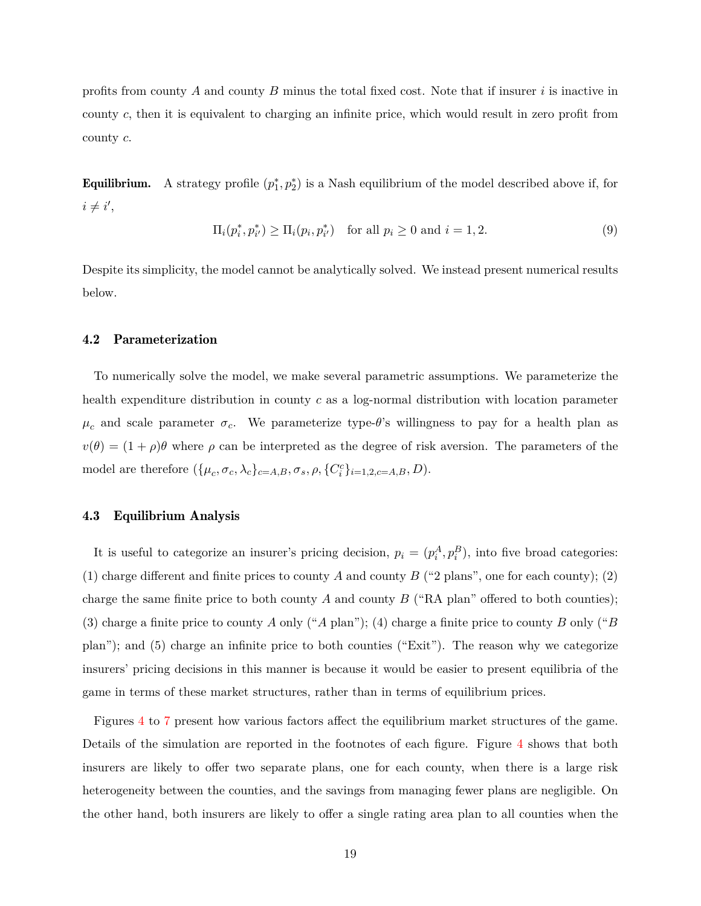profits from county $A$ and county $B$ minus the total fixed cost. Note that if insurer $i$ is inactive in county $c$, then it is equivalent to charging an infinite price, which would result in zero profit from county $c$.

**Equilibrium.** A strategy profile $(p_1^*, p_2^*)$ is a Nash equilibrium of the model described above if, for $i \neq i'$,

$$\Pi_i(p_i^*, p_{i'}^*) \geq \Pi_i(p_i, p_{i'}^*) \quad \text{for all } p_i \geq 0 \text{ and } i = 1, 2. \tag{9}$$

Despite its simplicity, the model cannot be analytically solved. We instead present numerical results below.

### 4.2 Parameterization

To numerically solve the model, we make several parametric assumptions. We parameterize the health expenditure distribution in county $c$ as a log-normal distribution with location parameter $\mu_c$ and scale parameter $\sigma_c$. We parameterize type-$\theta$'s willingness to pay for a health plan as $v(\theta) = (1 + \rho)\theta$ where $\rho$ can be interpreted as the degree of risk aversion. The parameters of the model are therefore $(\{\mu_c, \sigma_c, \lambda_c\}_{c=A,B}, \sigma_s, \rho, \{C_i^c\}_{i=1,2,c=A,B}, D)$.

### 4.3 Equilibrium Analysis

It is useful to categorize an insurer's pricing decision, $p_i = (p_i^A, p_i^B)$, into five broad categories: (1) charge different and finite prices to county $A$ and county $B$ ("2 plans", one for each county); (2) charge the same finite price to both county $A$ and county $B$ ("RA plan" offered to both counties); (3) charge a finite price to county $A$ only ("$A$ plan"); (4) charge a finite price to county $B$ only ("$B$ plan"); and (5) charge an infinite price to both counties ("Exit"). The reason why we categorize insurers' pricing decisions in this manner is because it would be easier to present equilibria of the game in terms of these market structures, rather than in terms of equilibrium prices.

Figures 4 to 7 present how various factors affect the equilibrium market structures of the game. Details of the simulation are reported in the footnotes of each figure. Figure 4 shows that both insurers are likely to offer two separate plans, one for each county, when there is a large risk heterogeneity between the counties, and the savings from managing fewer plans are negligible. On the other hand, both insurers are likely to offer a single rating area plan to all counties when the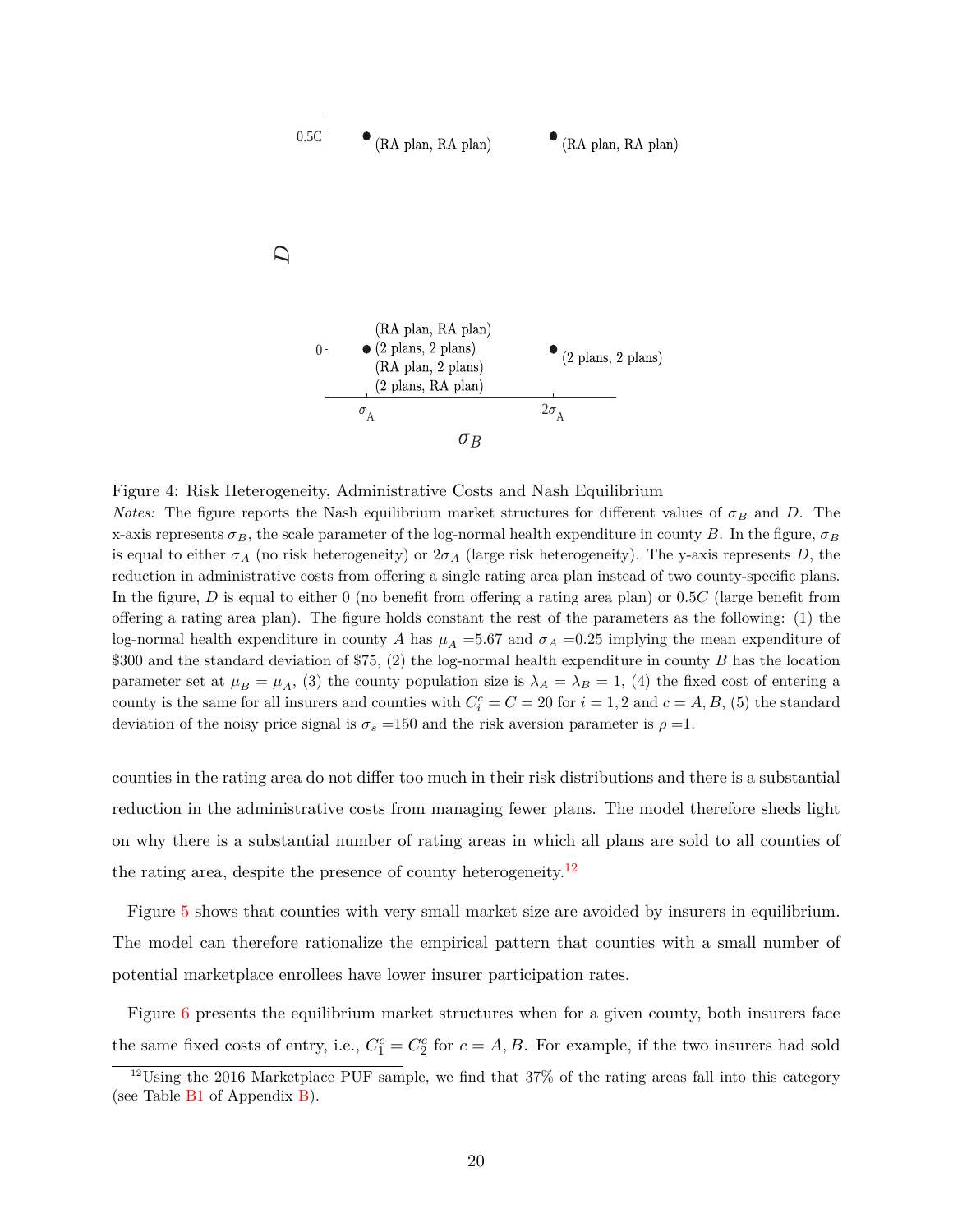Figure 4: Risk Heterogeneity, Administrative Costs and Nash Equilibrium

*Notes:* The figure reports the Nash equilibrium market structures for different values of $\sigma_B$ and $D$. The x-axis represents $\sigma_B$, the scale parameter of the log-normal health expenditure in county $B$. In the figure, $\sigma_B$ is equal to either $\sigma_A$ (no risk heterogeneity) or $2\sigma_A$ (large risk heterogeneity). The y-axis represents $D$, the reduction in administrative costs from offering a single rating area plan instead of two county-specific plans. In the figure, $D$ is equal to either 0 (no benefit from offering a rating area plan) or $0.5C$ (large benefit from offering a rating area plan). The figure holds constant the rest of the parameters as the following: (1) the log-normal health expenditure in county $A$ has $\mu_A = 5.67$ and $\sigma_A = 0.25$ implying the mean expenditure of \$300 and the standard deviation of \$75, (2) the log-normal health expenditure in county $B$ has the location parameter set at $\mu_B = \mu_A$, (3) the county population size is $\lambda_A = \lambda_B = 1$, (4) the fixed cost of entering a county is the same for all insurers and counties with $C_i^c = C = 20$ for $i = 1, 2$ and $c = A, B$, (5) the standard deviation of the noisy price signal is $\sigma_s = 150$ and the risk aversion parameter is $\rho = 1$.

counties in the rating area do not differ too much in their risk distributions and there is a substantial reduction in the administrative costs from managing fewer plans. The model therefore sheds light on why there is a substantial number of rating areas in which all plans are sold to all counties of the rating area, despite the presence of county heterogeneity.[12]

Figure 5 shows that counties with very small market size are avoided by insurers in equilibrium. The model can therefore rationalize the empirical pattern that counties with a small number of potential marketplace enrollees have lower insurer participation rates.

Figure 6 presents the equilibrium market structures when for a given county, both insurers face the same fixed costs of entry, i.e., $C_1^c = C_2^c$ for $c = A, B$. For example, if the two insurers had sold

[12] Using the 2016 Marketplace PUF sample, we find that 37% of the rating areas fall into this category (see Table B1 of Appendix B).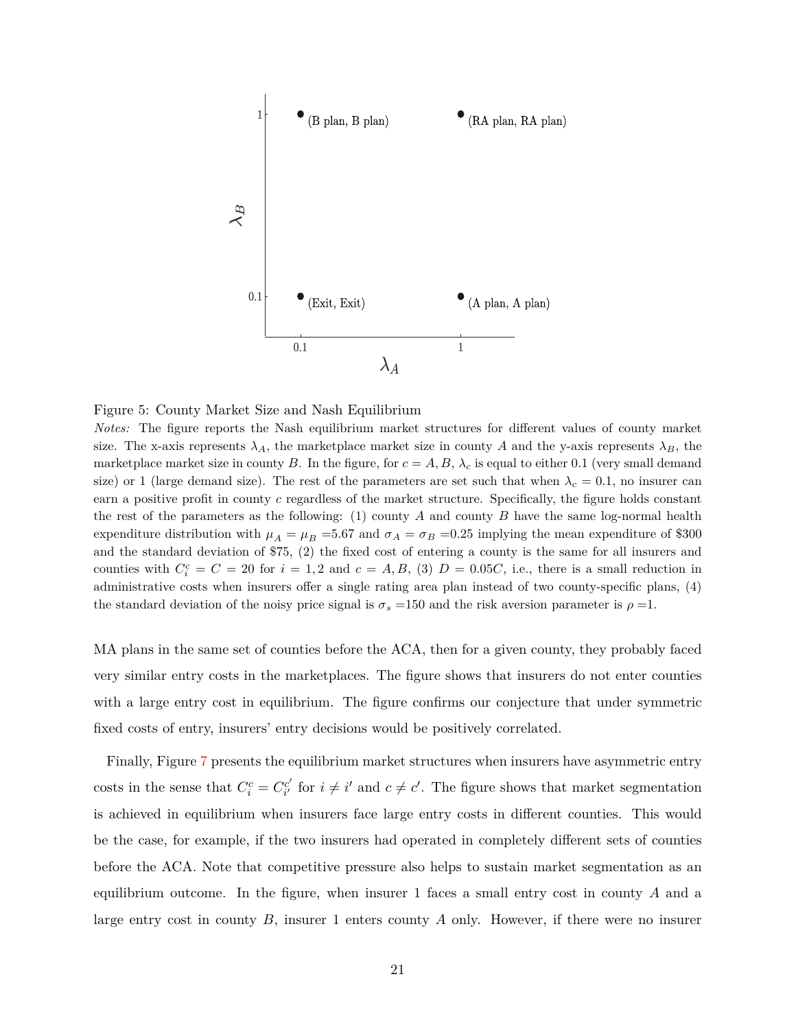Figure 5: County Market Size and Nash Equilibrium

*Notes:* The figure reports the Nash equilibrium market structures for different values of county market size. The x-axis represents $\lambda_A$, the marketplace market size in county $A$ and the y-axis represents $\lambda_B$, the marketplace market size in county $B$. In the figure, for $c = A, B$, $\lambda_c$ is equal to either 0.1 (very small demand size) or 1 (large demand size). The rest of the parameters are set such that when $\lambda_c = 0.1$, no insurer can earn a positive profit in county $c$ regardless of the market structure. Specifically, the figure holds constant the rest of the parameters as the following: (1) county $A$ and county $B$ have the same log-normal health expenditure distribution with $\mu_A = \mu_B$ =5.67 and $\sigma_A = \sigma_B$ =0.25 implying the mean expenditure of \$300 and the standard deviation of \$75, (2) the fixed cost of entering a county is the same for all insurers and counties with $C_i^c = C = 20$ for $i = 1, 2$ and $c = A, B$, (3) $D = 0.05C$, i.e., there is a small reduction in administrative costs when insurers offer a single rating area plan instead of two county-specific plans, (4) the standard deviation of the noisy price signal is $\sigma_s$ =150 and the risk aversion parameter is $\rho$ =1.

MA plans in the same set of counties before the ACA, then for a given county, they probably faced very similar entry costs in the marketplaces. The figure shows that insurers do not enter counties with a large entry cost in equilibrium. The figure confirms our conjecture that under symmetric fixed costs of entry, insurers' entry decisions would be positively correlated.

Finally, Figure 7 presents the equilibrium market structures when insurers have asymmetric entry costs in the sense that $C_i^c = C_{i'}^{c'}$ for $i \neq i'$ and $c \neq c'$. The figure shows that market segmentation is achieved in equilibrium when insurers face large entry costs in different counties. This would be the case, for example, if the two insurers had operated in completely different sets of counties before the ACA. Note that competitive pressure also helps to sustain market segmentation as an equilibrium outcome. In the figure, when insurer 1 faces a small entry cost in county $A$ and a large entry cost in county $B$, insurer 1 enters county $A$ only. However, if there were no insurer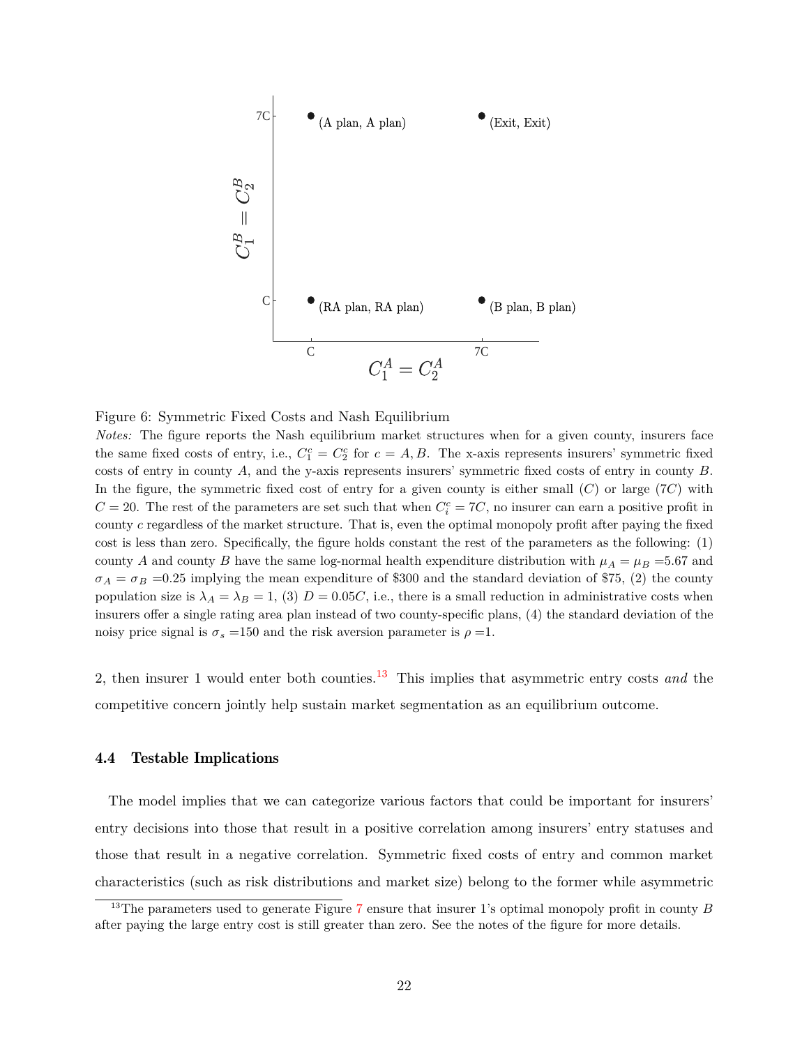Figure 6: Symmetric Fixed Costs and Nash Equilibrium

*Notes:* The figure reports the Nash equilibrium market structures when for a given county, insurers face the same fixed costs of entry, i.e., $C_1^c = C_2^c$ for $c = A, B$. The x-axis represents insurers' symmetric fixed costs of entry in county $A$, and the y-axis represents insurers' symmetric fixed costs of entry in county $B$. In the figure, the symmetric fixed cost of entry for a given county is either small ($C$) or large ($7C$) with $C = 20$. The rest of the parameters are set such that when $C_i^c = 7C$, no insurer can earn a positive profit in county $c$ regardless of the market structure. That is, even the optimal monopoly profit after paying the fixed cost is less than zero. Specifically, the figure holds constant the rest of the parameters as the following: (1) county $A$ and county $B$ have the same log-normal health expenditure distribution with $\mu_A = \mu_B$ =5.67 and $\sigma_A = \sigma_B$ =0.25 implying the mean expenditure of \$300 and the standard deviation of \$75, (2) the county population size is $\lambda_A = \lambda_B = 1$, (3) $D = 0.05C$, i.e., there is a small reduction in administrative costs when insurers offer a single rating area plan instead of two county-specific plans, (4) the standard deviation of the noisy price signal is $\sigma_s$ =150 and the risk aversion parameter is $\rho$ =1.

2, then insurer 1 would enter both counties.[13] This implies that asymmetric entry costs *and* the competitive concern jointly help sustain market segmentation as an equilibrium outcome.

### 4.4 Testable Implications

The model implies that we can categorize various factors that could be important for insurers' entry decisions into those that result in a positive correlation among insurers' entry statuses and those that result in a negative correlation. Symmetric fixed costs of entry and common market characteristics (such as risk distributions and market size) belong to the former while asymmetric

[13] The parameters used to generate Figure 7 ensure that insurer 1's optimal monopoly profit in county $B$ after paying the large entry cost is still greater than zero. See the notes of the figure for more details.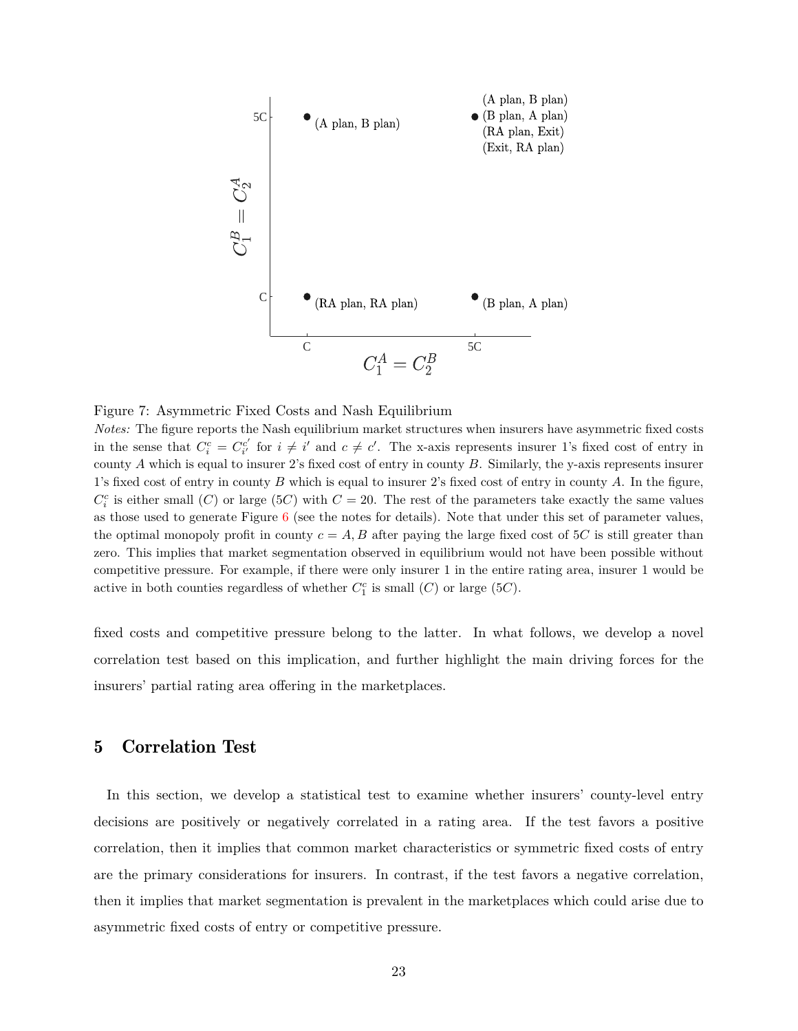Figure 7: Asymmetric Fixed Costs and Nash Equilibrium

*Notes:* The figure reports the Nash equilibrium market structures when insurers have asymmetric fixed costs in the sense that $C_i^c = C_{i'}^{c'}$ for $i \neq i'$ and $c \neq c'$. The x-axis represents insurer 1's fixed cost of entry in county $A$ which is equal to insurer 2's fixed cost of entry in county $B$. Similarly, the y-axis represents insurer 1's fixed cost of entry in county $B$ which is equal to insurer 2's fixed cost of entry in county $A$. In the figure, $C_i^c$ is either small ($C$) or large ($5C$) with $C = 20$. The rest of the parameters take exactly the same values as those used to generate Figure 6 (see the notes for details). Note that under this set of parameter values, the optimal monopoly profit in county $c = A, B$ after paying the large fixed cost of $5C$ is still greater than zero. This implies that market segmentation observed in equilibrium would not have been possible without competitive pressure. For example, if there were only insurer 1 in the entire rating area, insurer 1 would be active in both counties regardless of whether $C_1^c$ is small ($C$) or large ($5C$).

fixed costs and competitive pressure belong to the latter. In what follows, we develop a novel correlation test based on this implication, and further highlight the main driving forces for the insurers' partial rating area offering in the marketplaces.

## 5 Correlation Test

In this section, we develop a statistical test to examine whether insurers' county-level entry decisions are positively or negatively correlated in a rating area. If the test favors a positive correlation, then it implies that common market characteristics or symmetric fixed costs of entry are the primary considerations for insurers. In contrast, if the test favors a negative correlation, then it implies that market segmentation is prevalent in the marketplaces which could arise due to asymmetric fixed costs of entry or competitive pressure.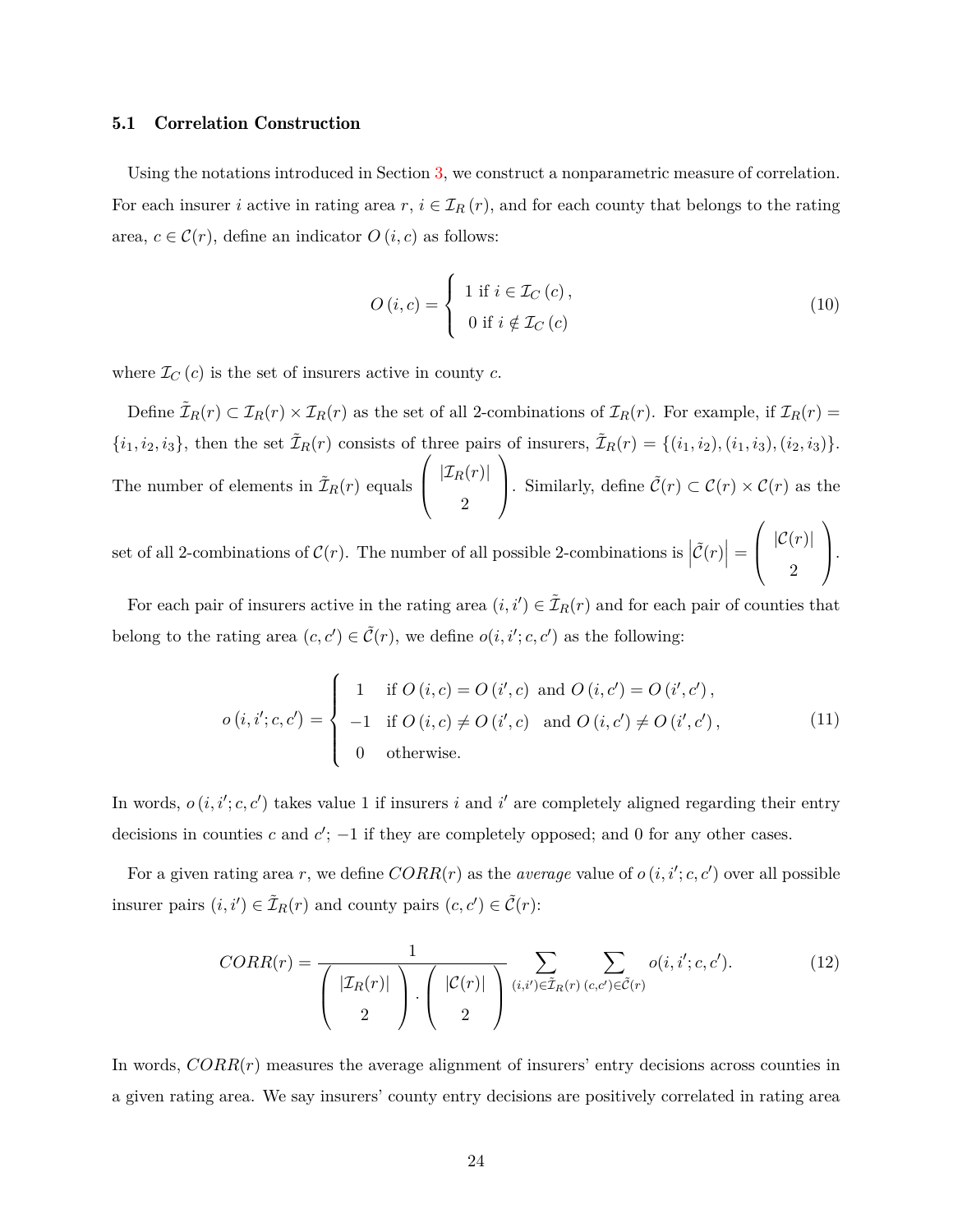### 5.1 Correlation Construction

Using the notations introduced in Section 3, we construct a nonparametric measure of correlation. For each insurer $i$ active in rating area $r$, $i \in \mathcal{I}_R(r)$, and for each county that belongs to the rating area, $c \in \mathcal{C}(r)$, define an indicator $O(i,c)$ as follows:

$$O(i,c) = \begin{cases} 1 \text{ if } i \in \mathcal{I}_C(c), \\ 0 \text{ if } i \notin \mathcal{I}_C(c) \end{cases} \tag{10}$$

where $\mathcal{I}_C(c)$ is the set of insurers active in county $c$.

Define $\tilde{\mathcal{I}}_R(r) \subset \mathcal{I}_R(r) \times \mathcal{I}_R(r)$ as the set of all 2-combinations of $\mathcal{I}_R(r)$. For example, if $\mathcal{I}_R(r) = \{i_1, i_2, i_3\}$, then the set $\tilde{\mathcal{I}}_R(r)$ consists of three pairs of insurers, $\tilde{\mathcal{I}}_R(r) = \{(i_1,i_2),(i_1,i_3),(i_2,i_3)\}$. The number of elements in $\tilde{\mathcal{I}}_R(r)$ equals $\begin{pmatrix} |\mathcal{I}_R(r)| \\ 2 \end{pmatrix}$. Similarly, define $\tilde{\mathcal{C}}(r) \subset \mathcal{C}(r) \times \mathcal{C}(r)$ as the set of all 2-combinations of $\mathcal{C}(r)$. The number of all possible 2-combinations is $\left|\tilde{\mathcal{C}}(r)\right| = \begin{pmatrix} |\mathcal{C}(r)| \\ 2 \end{pmatrix}$.

For each pair of insurers active in the rating area $(i,i') \in \tilde{\mathcal{I}}_R(r)$ and for each pair of counties that belong to the rating area $(c,c') \in \tilde{\mathcal{C}}(r)$, we define $o(i,i';c,c')$ as the following:

$$o(i,i';c,c') = \begin{cases} 1 & \text{if } O(i,c) = O(i',c) \text{ and } O(i,c') = O(i',c'), \\ -1 & \text{if } O(i,c) \neq O(i',c) \text{ and } O(i,c') \neq O(i',c'), \\ 0 & \text{otherwise.} \end{cases} \tag{11}$$

In words, $o(i,i';c,c')$ takes value 1 if insurers $i$ and $i'$ are completely aligned regarding their entry decisions in counties $c$ and $c'$; $-1$ if they are completely opposed; and 0 for any other cases.

For a given rating area $r$, we define $CORR(r)$ as the *average* value of $o(i,i';c,c')$ over all possible insurer pairs $(i,i') \in \tilde{\mathcal{I}}_R(r)$ and county pairs $(c,c') \in \tilde{\mathcal{C}}(r)$:

$$CORR(r) = \frac{1}{\begin{pmatrix} |\mathcal{I}_R(r)| \\ 2 \end{pmatrix} \cdot \begin{pmatrix} |\mathcal{C}(r)| \\ 2 \end{pmatrix}} \sum_{(i,i') \in \tilde{\mathcal{I}}_R(r)} \sum_{(c,c') \in \tilde{\mathcal{C}}(r)} o(i,i';c,c'). \tag{12}$$

In words, $CORR(r)$ measures the average alignment of insurers' entry decisions across counties in a given rating area. We say insurers' county entry decisions are positively correlated in rating area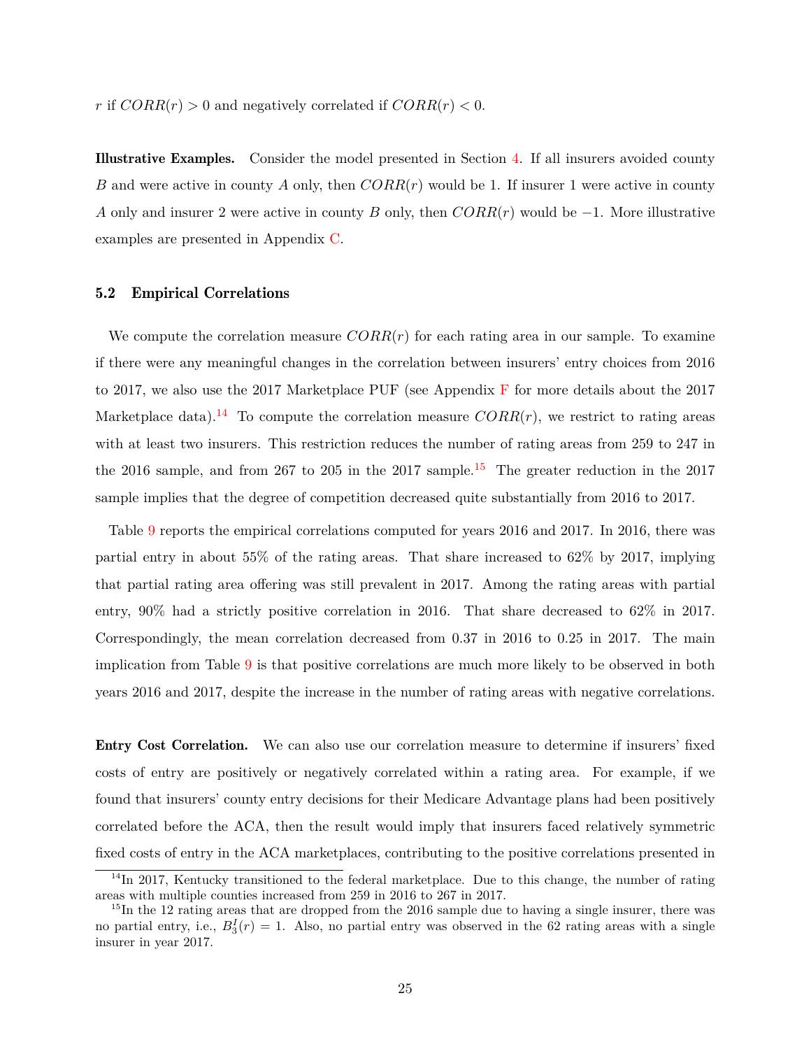$r$ if $CORR(r) > 0$ and negatively correlated if $CORR(r) < 0$.

**Illustrative Examples.** Consider the model presented in Section 4. If all insurers avoided county $B$ and were active in county $A$ only, then $CORR(r)$ would be 1. If insurer 1 were active in county $A$ only and insurer 2 were active in county $B$ only, then $CORR(r)$ would be $-1$. More illustrative examples are presented in Appendix C.

### 5.2 Empirical Correlations

We compute the correlation measure $CORR(r)$ for each rating area in our sample. To examine if there were any meaningful changes in the correlation between insurers' entry choices from 2016 to 2017, we also use the 2017 Marketplace PUF (see Appendix F for more details about the 2017 Marketplace data).[14] To compute the correlation measure $CORR(r)$, we restrict to rating areas with at least two insurers. This restriction reduces the number of rating areas from 259 to 247 in the 2016 sample, and from 267 to 205 in the 2017 sample.[15] The greater reduction in the 2017 sample implies that the degree of competition decreased quite substantially from 2016 to 2017.

Table 9 reports the empirical correlations computed for years 2016 and 2017. In 2016, there was partial entry in about 55% of the rating areas. That share increased to 62% by 2017, implying that partial rating area offering was still prevalent in 2017. Among the rating areas with partial entry, 90% had a strictly positive correlation in 2016. That share decreased to 62% in 2017. Correspondingly, the mean correlation decreased from 0.37 in 2016 to 0.25 in 2017. The main implication from Table 9 is that positive correlations are much more likely to be observed in both years 2016 and 2017, despite the increase in the number of rating areas with negative correlations.

**Entry Cost Correlation.** We can also use our correlation measure to determine if insurers' fixed costs of entry are positively or negatively correlated within a rating area. For example, if we found that insurers' county entry decisions for their Medicare Advantage plans had been positively correlated before the ACA, then the result would imply that insurers faced relatively symmetric fixed costs of entry in the ACA marketplaces, contributing to the positive correlations presented in

---

[14] In 2017, Kentucky transitioned to the federal marketplace. Due to this change, the number of rating areas with multiple counties increased from 259 in 2016 to 267 in 2017.

[15] In the 12 rating areas that are dropped from the 2016 sample due to having a single insurer, there was no partial entry, i.e., $B_3^I(r) = 1$. Also, no partial entry was observed in the 62 rating areas with a single insurer in year 2017.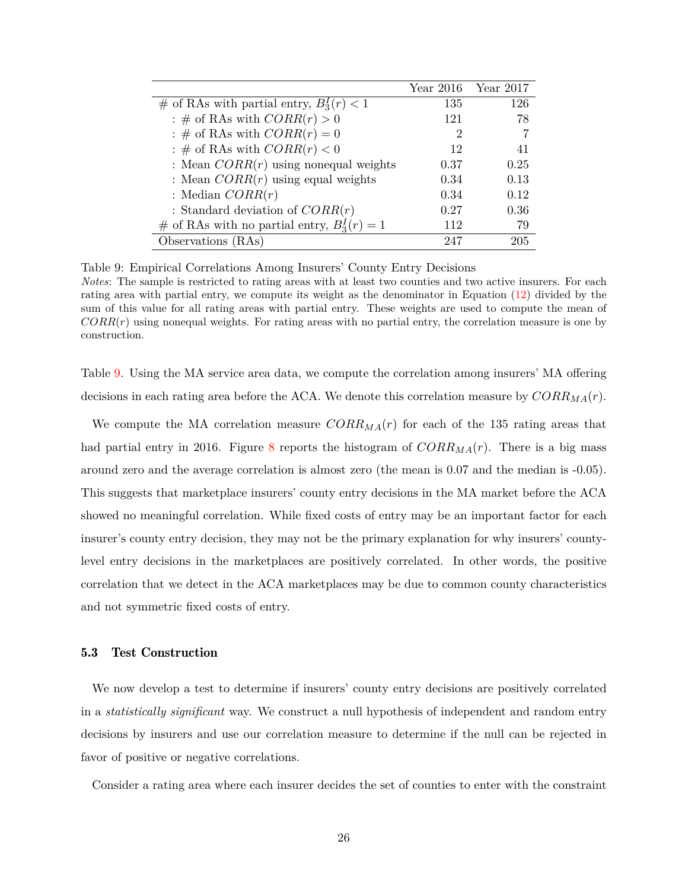| | Year 2016 | Year 2017 |
|---|---|---|
| # of RAs with partial entry, $B_3^I(r) < 1$ | 135 | 126 |
| : # of RAs with $CORR(r) > 0$ | 121 | 78 |
| : # of RAs with $CORR(r) = 0$ | 2 | 7 |
| : # of RAs with $CORR(r) < 0$ | 12 | 41 |
| : Mean $CORR(r)$ using nonequal weights | 0.37 | 0.25 |
| : Mean $CORR(r)$ using equal weights | 0.34 | 0.13 |
| : Median $CORR(r)$ | 0.34 | 0.12 |
| : Standard deviation of $CORR(r)$ | 0.27 | 0.36 |
| # of RAs with no partial entry, $B_3^I(r) = 1$ | 112 | 79 |
| Observations (RAs) | 247 | 205 |

Table 9: Empirical Correlations Among Insurers' County Entry Decisions
*Notes*: The sample is restricted to rating areas with at least two counties and two active insurers. For each rating area with partial entry, we compute its weight as the denominator in Equation (12) divided by the sum of this value for all rating areas with partial entry. These weights are used to compute the mean of $CORR(r)$ using nonequal weights. For rating areas with no partial entry, the correlation measure is one by construction.

Table 9. Using the MA service area data, we compute the correlation among insurers' MA offering decisions in each rating area before the ACA. We denote this correlation measure by $CORR_{MA}(r)$.

We compute the MA correlation measure $CORR_{MA}(r)$ for each of the 135 rating areas that had partial entry in 2016. Figure 8 reports the histogram of $CORR_{MA}(r)$. There is a big mass around zero and the average correlation is almost zero (the mean is 0.07 and the median is -0.05). This suggests that marketplace insurers' county entry decisions in the MA market before the ACA showed no meaningful correlation. While fixed costs of entry may be an important factor for each insurer's county entry decision, they may not be the primary explanation for why insurers' county-level entry decisions in the marketplaces are positively correlated. In other words, the positive correlation that we detect in the ACA marketplaces may be due to common county characteristics and not symmetric fixed costs of entry.

### 5.3 Test Construction

We now develop a test to determine if insurers' county entry decisions are positively correlated in a *statistically significant* way. We construct a null hypothesis of independent and random entry decisions by insurers and use our correlation measure to determine if the null can be rejected in favor of positive or negative correlations.

Consider a rating area where each insurer decides the set of counties to enter with the constraint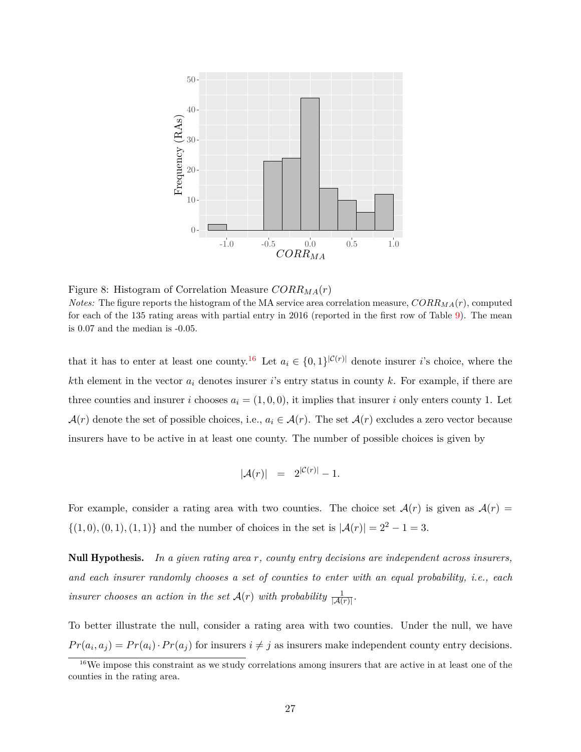Figure 8: Histogram of Correlation Measure $CORR_{MA}(r)$

*Notes:* The figure reports the histogram of the MA service area correlation measure, $CORR_{MA}(r)$, computed for each of the 135 rating areas with partial entry in 2016 (reported in the first row of Table 9). The mean is 0.07 and the median is -0.05.

that it has to enter at least one county.[16] Let $a_i \in \{0,1\}^{|\mathcal{C}(r)|}$ denote insurer $i$'s choice, where the $k$th element in the vector $a_i$ denotes insurer $i$'s entry status in county $k$. For example, if there are three counties and insurer $i$ chooses $a_i = (1,0,0)$, it implies that insurer $i$ only enters county 1. Let $\mathcal{A}(r)$ denote the set of possible choices, i.e., $a_i \in \mathcal{A}(r)$. The set $\mathcal{A}(r)$ excludes a zero vector because insurers have to be active in at least one county. The number of possible choices is given by

$$|\mathcal{A}(r)| \quad = \quad 2^{|\mathcal{C}(r)|} - 1.$$

For example, consider a rating area with two counties. The choice set $\mathcal{A}(r)$ is given as $\mathcal{A}(r) = \{(1,0),(0,1),(1,1)\}$ and the number of choices in the set is $|\mathcal{A}(r)| = 2^2 - 1 = 3$.

**Null Hypothesis.** *In a given rating area $r$, county entry decisions are independent across insurers, and each insurer randomly chooses a set of counties to enter with an equal probability, i.e., each insurer chooses an action in the set $\mathcal{A}(r)$ with probability $\frac{1}{|\mathcal{A}(r)|}$.*

To better illustrate the null, consider a rating area with two counties. Under the null, we have $Pr(a_i, a_j) = Pr(a_i) \cdot Pr(a_j)$ for insurers $i \neq j$ as insurers make independent county entry decisions.

[16] We impose this constraint as we study correlations among insurers that are active in at least one of the counties in the rating area.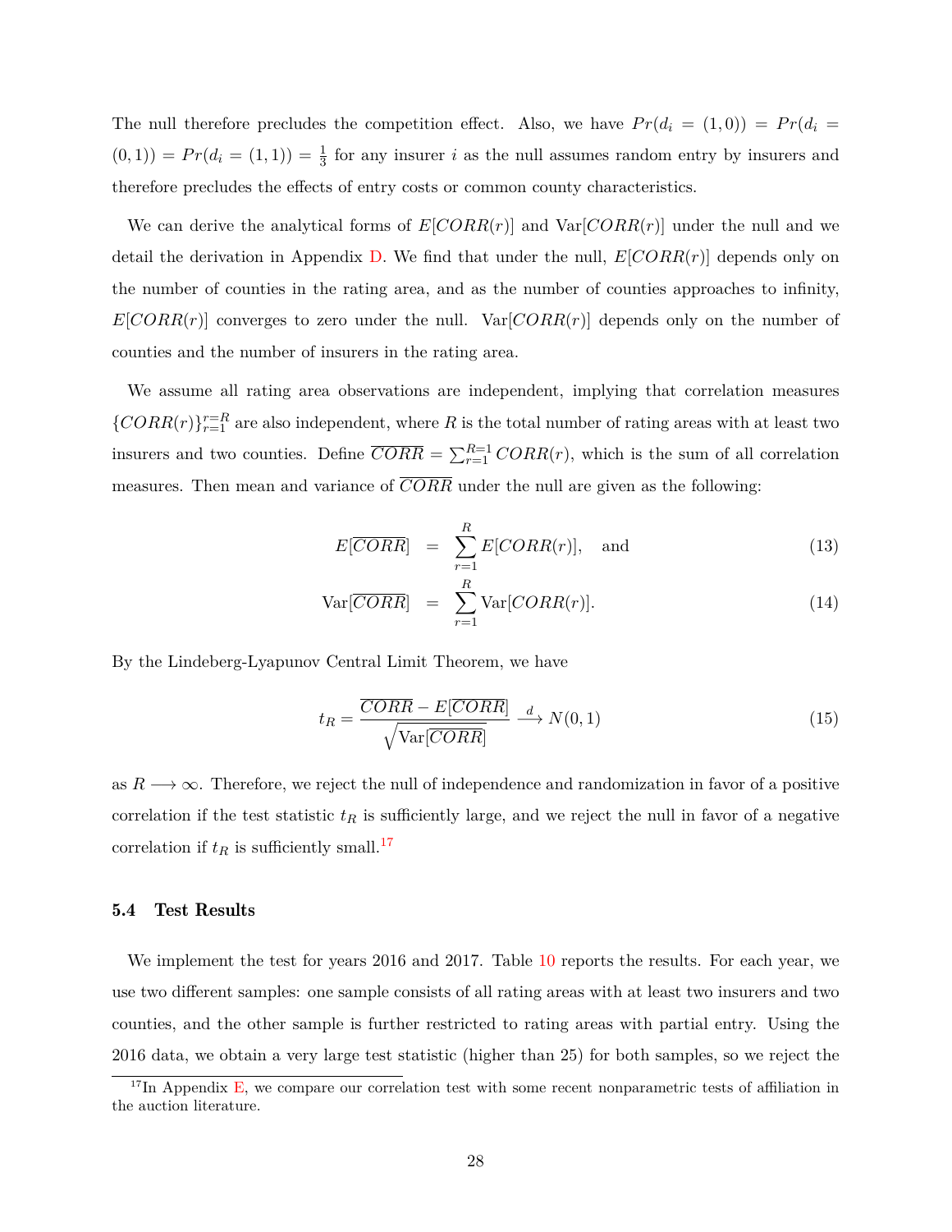The null therefore precludes the competition effect. Also, we have $Pr(d_i = (1,0)) = Pr(d_i = (0,1)) = Pr(d_i = (1,1)) = \frac{1}{3}$ for any insurer $i$ as the null assumes random entry by insurers and therefore precludes the effects of entry costs or common county characteristics.

We can derive the analytical forms of $E[CORR(r)]$ and $\text{Var}[CORR(r)]$ under the null and we detail the derivation in Appendix D. We find that under the null, $E[CORR(r)]$ depends only on the number of counties in the rating area, and as the number of counties approaches to infinity, $E[CORR(r)]$ converges to zero under the null. $\text{Var}[CORR(r)]$ depends only on the number of counties and the number of insurers in the rating area.

We assume all rating area observations are independent, implying that correlation measures $\{CORR(r)\}_{r=1}^{r=R}$ are also independent, where $R$ is the total number of rating areas with at least two insurers and two counties. Define $\overline{CORR} = \sum_{r=1}^{R=1} CORR(r)$, which is the sum of all correlation measures. Then mean and variance of $\overline{CORR}$ under the null are given as the following:

$$E[\overline{CORR}] = \sum_{r=1}^{R} E[CORR(r)], \quad \text{and} \tag{13}$$

$$\text{Var}[\overline{CORR}] = \sum_{r=1}^{R} \text{Var}[CORR(r)]. \tag{14}$$

By the Lindeberg-Lyapunov Central Limit Theorem, we have

$$t_R = \frac{\overline{CORR} - E[\overline{CORR}]}{\sqrt{\text{Var}[\overline{CORR}]}} \xrightarrow{d} N(0,1) \tag{15}$$

as $R \longrightarrow \infty$. Therefore, we reject the null of independence and randomization in favor of a positive correlation if the test statistic $t_R$ is sufficiently large, and we reject the null in favor of a negative correlation if $t_R$ is sufficiently small.[17]

### 5.4 Test Results

We implement the test for years 2016 and 2017. Table 10 reports the results. For each year, we use two different samples: one sample consists of all rating areas with at least two insurers and two counties, and the other sample is further restricted to rating areas with partial entry. Using the 2016 data, we obtain a very large test statistic (higher than 25) for both samples, so we reject the

[17] In Appendix E, we compare our correlation test with some recent nonparametric tests of affiliation in the auction literature.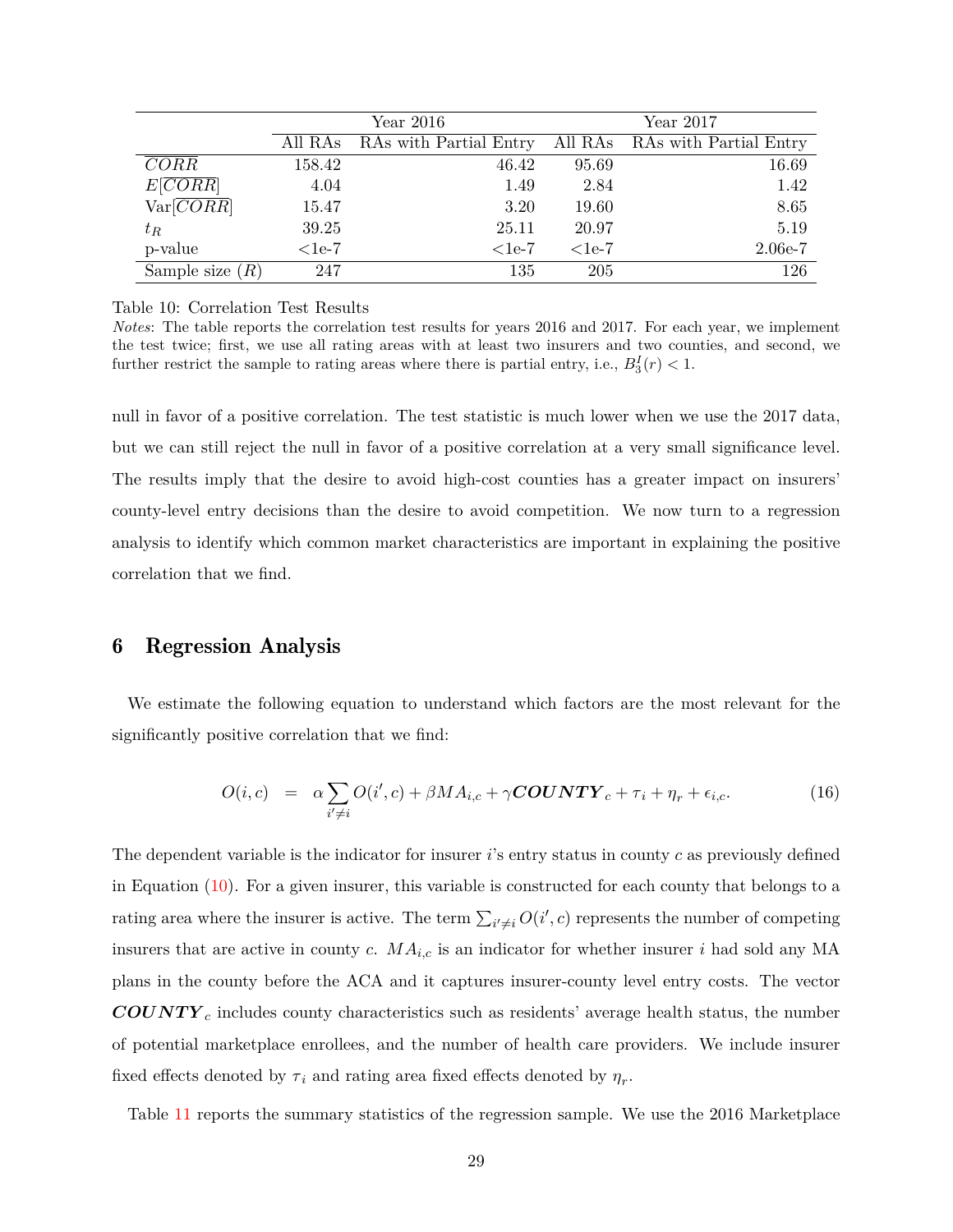| | Year 2016 | | Year 2017 | |
|---|---|---|---|---|
| | All RAs | RAs with Partial Entry | All RAs | RAs with Partial Entry |
| $\overline{CORR}$ | 158.42 | 46.42 | 95.69 | 16.69 |
| $E[\overline{CORR}]$ | 4.04 | 1.49 | 2.84 | 1.42 |
| $\text{Var}[\overline{CORR}]$ | 15.47 | 3.20 | 19.60 | 8.65 |
| $t_R$ | 39.25 | 25.11 | 20.97 | 5.19 |
| p-value | <1e-7 | <1e-7 | <1e-7 | 2.06e-7 |
| Sample size ($R$) | 247 | 135 | 205 | 126 |

Table 10: Correlation Test Results

*Notes*: The table reports the correlation test results for years 2016 and 2017. For each year, we implement the test twice; first, we use all rating areas with at least two insurers and two counties, and second, we further restrict the sample to rating areas where there is partial entry, i.e., $B_3^I(r) < 1$.

null in favor of a positive correlation. The test statistic is much lower when we use the 2017 data, but we can still reject the null in favor of a positive correlation at a very small significance level. The results imply that the desire to avoid high-cost counties has a greater impact on insurers' county-level entry decisions than the desire to avoid competition. We now turn to a regression analysis to identify which common market characteristics are important in explaining the positive correlation that we find.

## 6 Regression Analysis

We estimate the following equation to understand which factors are the most relevant for the significantly positive correlation that we find:

$$O(i,c) \quad = \quad \alpha \sum_{i' \neq i} O(i',c) + \beta MA_{i,c} + \gamma \boldsymbol{COUNTY}_c + \tau_i + \eta_r + \epsilon_{i,c}. \tag{16}$$

The dependent variable is the indicator for insurer $i$'s entry status in county $c$ as previously defined in Equation (10). For a given insurer, this variable is constructed for each county that belongs to a rating area where the insurer is active. The term $\sum_{i' \neq i} O(i',c)$ represents the number of competing insurers that are active in county $c$. $MA_{i,c}$ is an indicator for whether insurer $i$ had sold any MA plans in the county before the ACA and it captures insurer-county level entry costs. The vector $\boldsymbol{COUNTY}_c$ includes county characteristics such as residents' average health status, the number of potential marketplace enrollees, and the number of health care providers. We include insurer fixed effects denoted by $\tau_i$ and rating area fixed effects denoted by $\eta_r$.

Table 11 reports the summary statistics of the regression sample. We use the 2016 Marketplace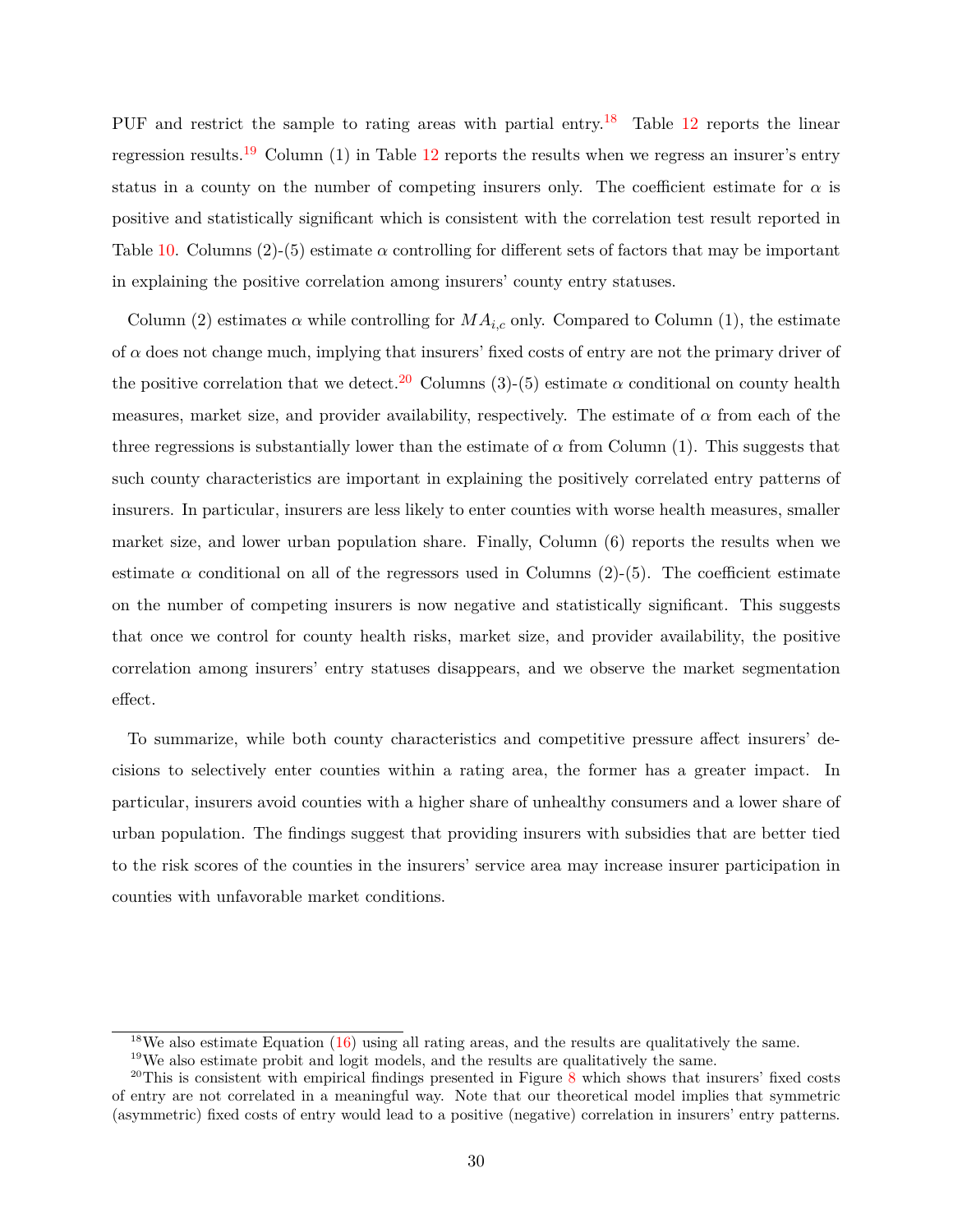PUF and restrict the sample to rating areas with partial entry.[18] Table 12 reports the linear regression results.[19] Column (1) in Table 12 reports the results when we regress an insurer's entry status in a county on the number of competing insurers only. The coefficient estimate for $\alpha$ is positive and statistically significant which is consistent with the correlation test result reported in Table 10. Columns (2)-(5) estimate $\alpha$ controlling for different sets of factors that may be important in explaining the positive correlation among insurers' county entry statuses.

Column (2) estimates $\alpha$ while controlling for $MA_{i,c}$ only. Compared to Column (1), the estimate of $\alpha$ does not change much, implying that insurers' fixed costs of entry are not the primary driver of the positive correlation that we detect.[20] Columns (3)-(5) estimate $\alpha$ conditional on county health measures, market size, and provider availability, respectively. The estimate of $\alpha$ from each of the three regressions is substantially lower than the estimate of $\alpha$ from Column (1). This suggests that such county characteristics are important in explaining the positively correlated entry patterns of insurers. In particular, insurers are less likely to enter counties with worse health measures, smaller market size, and lower urban population share. Finally, Column (6) reports the results when we estimate $\alpha$ conditional on all of the regressors used in Columns (2)-(5). The coefficient estimate on the number of competing insurers is now negative and statistically significant. This suggests that once we control for county health risks, market size, and provider availability, the positive correlation among insurers' entry statuses disappears, and we observe the market segmentation effect.

To summarize, while both county characteristics and competitive pressure affect insurers' decisions to selectively enter counties within a rating area, the former has a greater impact. In particular, insurers avoid counties with a higher share of unhealthy consumers and a lower share of urban population. The findings suggest that providing insurers with subsidies that are better tied to the risk scores of the counties in the insurers' service area may increase insurer participation in counties with unfavorable market conditions.

---

[18] We also estimate Equation (16) using all rating areas, and the results are qualitatively the same.

[19] We also estimate probit and logit models, and the results are qualitatively the same.

[20] This is consistent with empirical findings presented in Figure 8 which shows that insurers' fixed costs of entry are not correlated in a meaningful way. Note that our theoretical model implies that symmetric (asymmetric) fixed costs of entry would lead to a positive (negative) correlation in insurers' entry patterns.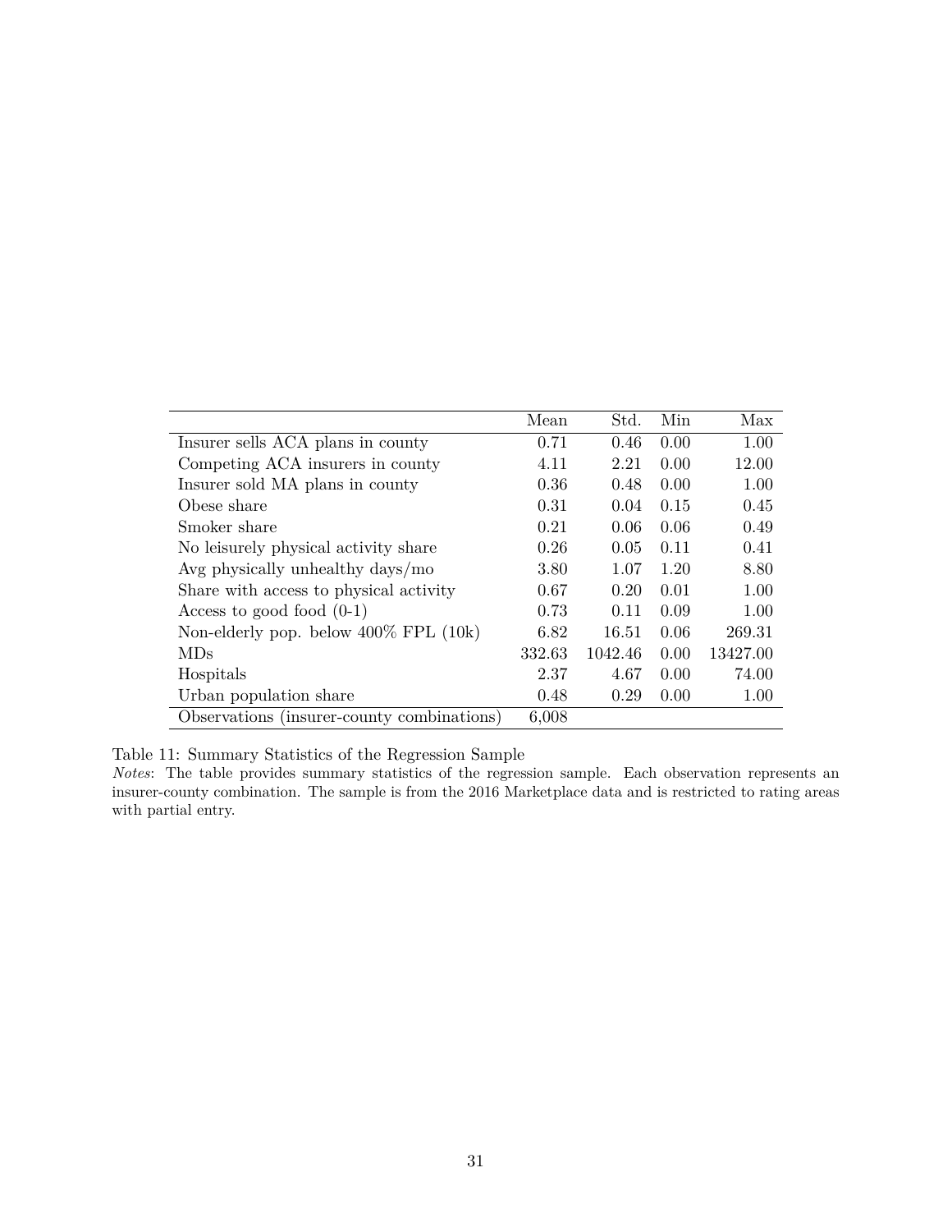| | Mean | Std. | Min | Max |
|---|---|---|---|---|
| Insurer sells ACA plans in county | 0.71 | 0.46 | 0.00 | 1.00 |
| Competing ACA insurers in county | 4.11 | 2.21 | 0.00 | 12.00 |
| Insurer sold MA plans in county | 0.36 | 0.48 | 0.00 | 1.00 |
| Obese share | 0.31 | 0.04 | 0.15 | 0.45 |
| Smoker share | 0.21 | 0.06 | 0.06 | 0.49 |
| No leisurely physical activity share | 0.26 | 0.05 | 0.11 | 0.41 |
| Avg physically unhealthy days/mo | 3.80 | 1.07 | 1.20 | 8.80 |
| Share with access to physical activity | 0.67 | 0.20 | 0.01 | 1.00 |
| Access to good food (0-1) | 0.73 | 0.11 | 0.09 | 1.00 |
| Non-elderly pop. below 400% FPL (10k) | 6.82 | 16.51 | 0.06 | 269.31 |
| MDs | 332.63 | 1042.46 | 0.00 | 13427.00 |
| Hospitals | 2.37 | 4.67 | 0.00 | 74.00 |
| Urban population share | 0.48 | 0.29 | 0.00 | 1.00 |
| Observations (insurer-county combinations) | 6,008 | | | |

Table 11: Summary Statistics of the Regression Sample

*Notes*: The table provides summary statistics of the regression sample. Each observation represents an insurer-county combination. The sample is from the 2016 Marketplace data and is restricted to rating areas with partial entry.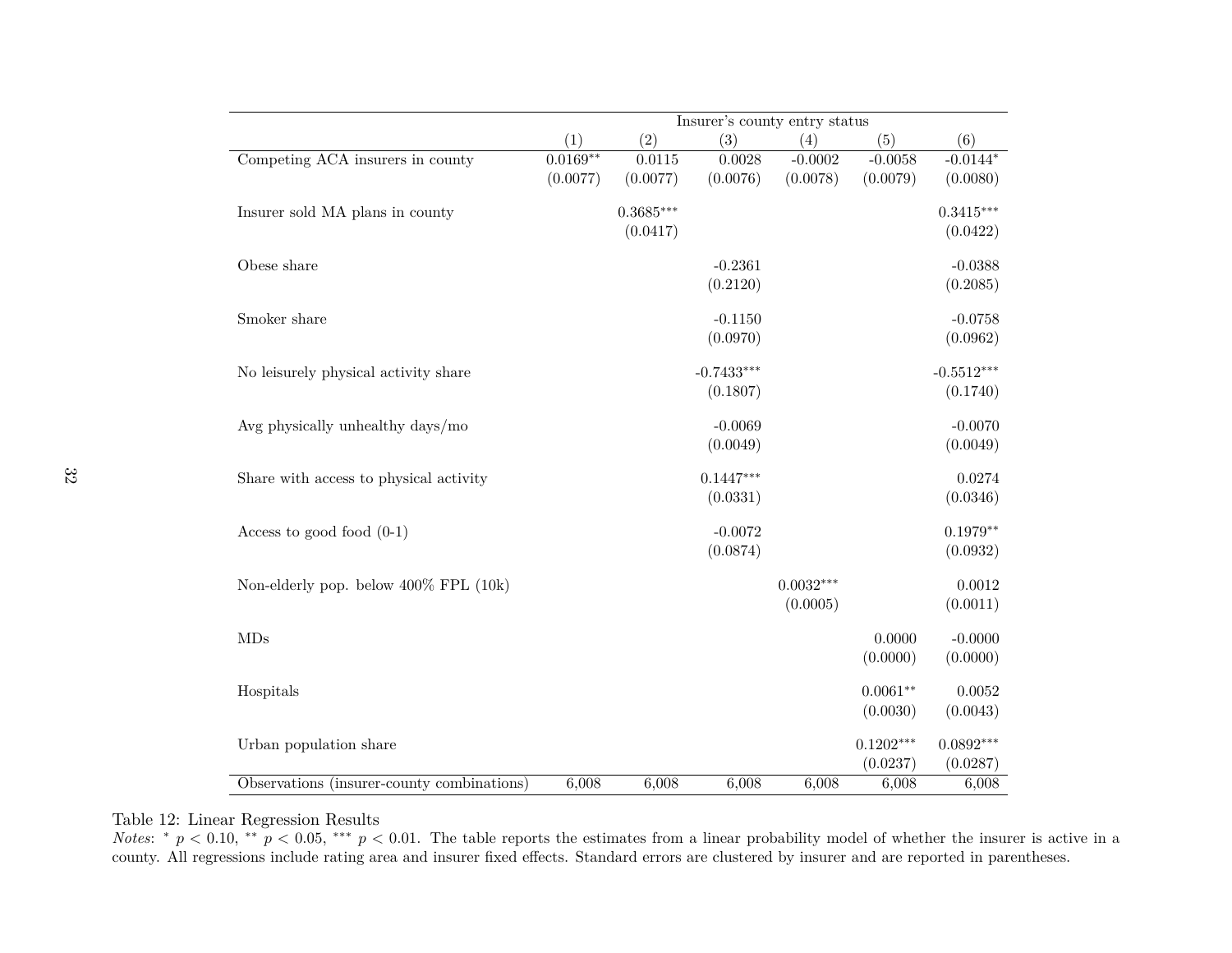| | Insurer's county entry status | | | | | |
|---|---|---|---|---|---|---|
| | (1) | (2) | (3) | (4) | (5) | (6) |
| Competing ACA insurers in county | 0.0169** | 0.0115 | 0.0028 | -0.0002 | -0.0058 | -0.0144* |
| | (0.0077) | (0.0077) | (0.0076) | (0.0078) | (0.0079) | (0.0080) |
| Insurer sold MA plans in county | | 0.3685*** | | | | 0.3415*** |
| | | (0.0417) | | | | (0.0422) |
| Obese share | | | -0.2361 | | | -0.0388 |
| | | | (0.2120) | | | (0.2085) |
| Smoker share | | | -0.1150 | | | -0.0758 |
| | | | (0.0970) | | | (0.0962) |
| No leisurely physical activity share | | | -0.7433*** | | | -0.5512*** |
| | | | (0.1807) | | | (0.1740) |
| Avg physically unhealthy days/mo | | | -0.0069 | | | -0.0070 |
| | | | (0.0049) | | | (0.0049) |
| Share with access to physical activity | | | 0.1447*** | | | 0.0274 |
| | | | (0.0331) | | | (0.0346) |
| Access to good food (0-1) | | | -0.0072 | | | 0.1979** |
| | | | (0.0874) | | | (0.0932) |
| Non-elderly pop. below 400% FPL (10k) | | | | 0.0032*** | | 0.0012 |
| | | | | (0.0005) | | (0.0011) |
| MDs | | | | | 0.0000 | -0.0000 |
| | | | | | (0.0000) | (0.0000) |
| Hospitals | | | | | 0.0061** | 0.0052 |
| | | | | | (0.0030) | (0.0043) |
| Urban population share | | | | | 0.1202*** | 0.0892*** |
| | | | | | (0.0237) | (0.0287) |
| Observations (insurer-county combinations) | 6,008 | 6,008 | 6,008 | 6,008 | 6,008 | 6,008 |

Table 12: Linear Regression Results

*Notes*: * $p < 0.10$, ** $p < 0.05$, *** $p < 0.01$. The table reports the estimates from a linear probability model of whether the insurer is active in a county. All regressions include rating area and insurer fixed effects. Standard errors are clustered by insurer and are reported in parentheses.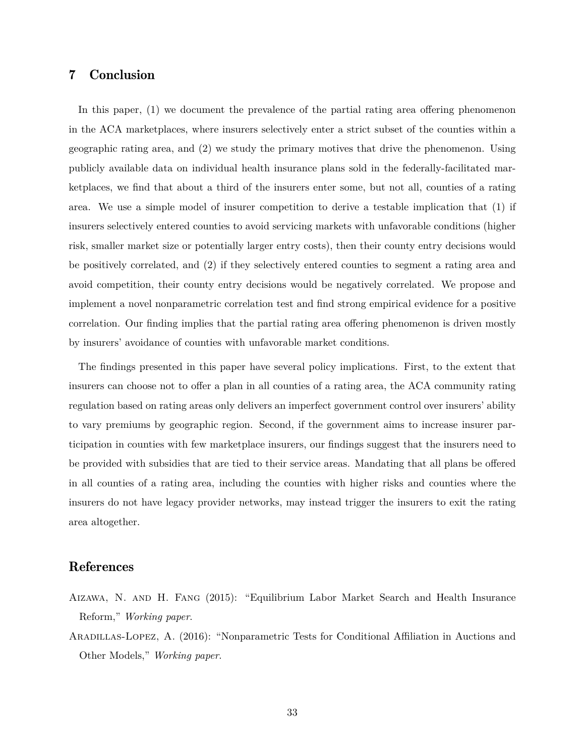## 7 Conclusion

In this paper, (1) we document the prevalence of the partial rating area offering phenomenon in the ACA marketplaces, where insurers selectively enter a strict subset of the counties within a geographic rating area, and (2) we study the primary motives that drive the phenomenon. Using publicly available data on individual health insurance plans sold in the federally-facilitated marketplaces, we find that about a third of the insurers enter some, but not all, counties of a rating area. We use a simple model of insurer competition to derive a testable implication that (1) if insurers selectively entered counties to avoid servicing markets with unfavorable conditions (higher risk, smaller market size or potentially larger entry costs), then their county entry decisions would be positively correlated, and (2) if they selectively entered counties to segment a rating area and avoid competition, their county entry decisions would be negatively correlated. We propose and implement a novel nonparametric correlation test and find strong empirical evidence for a positive correlation. Our finding implies that the partial rating area offering phenomenon is driven mostly by insurers' avoidance of counties with unfavorable market conditions.

The findings presented in this paper have several policy implications. First, to the extent that insurers can choose not to offer a plan in all counties of a rating area, the ACA community rating regulation based on rating areas only delivers an imperfect government control over insurers' ability to vary premiums by geographic region. Second, if the government aims to increase insurer participation in counties with few marketplace insurers, our findings suggest that the insurers need to be provided with subsidies that are tied to their service areas. Mandating that all plans be offered in all counties of a rating area, including the counties with higher risks and counties where the insurers do not have legacy provider networks, may instead trigger the insurers to exit the rating area altogether.

## References

Aizawa, N. and H. Fang (2015): "Equilibrium Labor Market Search and Health Insurance Reform," *Working paper*.

Aradillas-Lopez, A. (2016): "Nonparametric Tests for Conditional Affiliation in Auctions and Other Models," *Working paper*.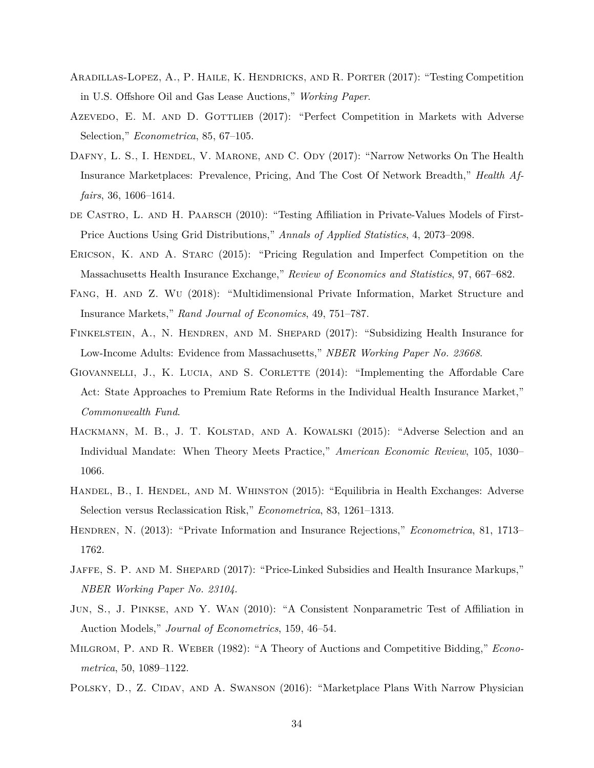Aradillas-Lopez, A., P. Haile, K. Hendricks, and R. Porter (2017): "Testing Competition in U.S. Offshore Oil and Gas Lease Auctions," *Working Paper*.

Azevedo, E. M. and D. Gottlieb (2017): "Perfect Competition in Markets with Adverse Selection," *Econometrica*, 85, 67–105.

Dafny, L. S., I. Hendel, V. Marone, and C. Ody (2017): "Narrow Networks On The Health Insurance Marketplaces: Prevalence, Pricing, And The Cost Of Network Breadth," *Health Affairs*, 36, 1606–1614.

de Castro, L. and H. Paarsch (2010): "Testing Affiliation in Private-Values Models of First-Price Auctions Using Grid Distributions," *Annals of Applied Statistics*, 4, 2073–2098.

Ericson, K. and A. Starc (2015): "Pricing Regulation and Imperfect Competition on the Massachusetts Health Insurance Exchange," *Review of Economics and Statistics*, 97, 667–682.

Fang, H. and Z. Wu (2018): "Multidimensional Private Information, Market Structure and Insurance Markets," *Rand Journal of Economics*, 49, 751–787.

Finkelstein, A., N. Hendren, and M. Shepard (2017): "Subsidizing Health Insurance for Low-Income Adults: Evidence from Massachusetts," *NBER Working Paper No. 23668*.

Giovannelli, J., K. Lucia, and S. Corlette (2014): "Implementing the Affordable Care Act: State Approaches to Premium Rate Reforms in the Individual Health Insurance Market," *Commonwealth Fund*.

Hackmann, M. B., J. T. Kolstad, and A. Kowalski (2015): "Adverse Selection and an Individual Mandate: When Theory Meets Practice," *American Economic Review*, 105, 1030–1066.

Handel, B., I. Hendel, and M. Whinston (2015): "Equilibria in Health Exchanges: Adverse Selection versus Reclassication Risk," *Econometrica*, 83, 1261–1313.

Hendren, N. (2013): "Private Information and Insurance Rejections," *Econometrica*, 81, 1713–1762.

Jaffe, S. P. and M. Shepard (2017): "Price-Linked Subsidies and Health Insurance Markups," *NBER Working Paper No. 23104*.

Jun, S., J. Pinkse, and Y. Wan (2010): "A Consistent Nonparametric Test of Affiliation in Auction Models," *Journal of Econometrics*, 159, 46–54.

Milgrom, P. and R. Weber (1982): "A Theory of Auctions and Competitive Bidding," *Econometrica*, 50, 1089–1122.

Polsky, D., Z. Cidav, and A. Swanson (2016): "Marketplace Plans With Narrow Physician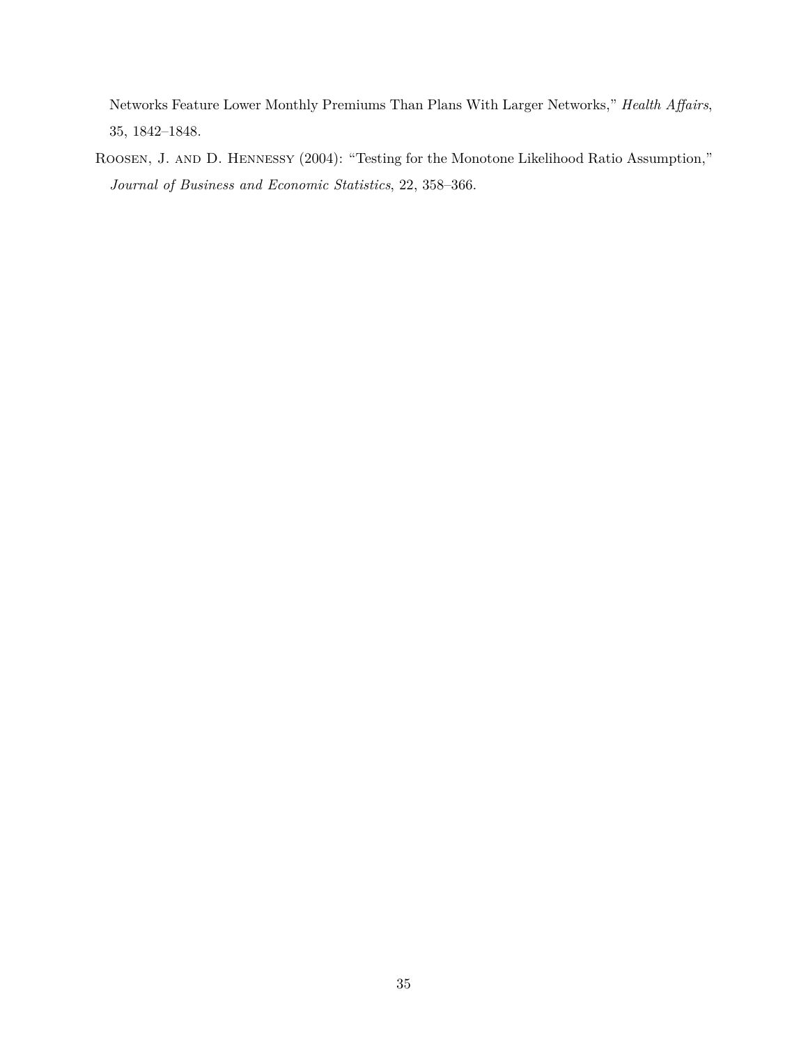Networks Feature Lower Monthly Premiums Than Plans With Larger Networks," *Health Affairs*, 35, 1842–1848.

Roosen, J. and D. Hennessy (2004): "Testing for the Monotone Likelihood Ratio Assumption," *Journal of Business and Economic Statistics*, 22, 358–366.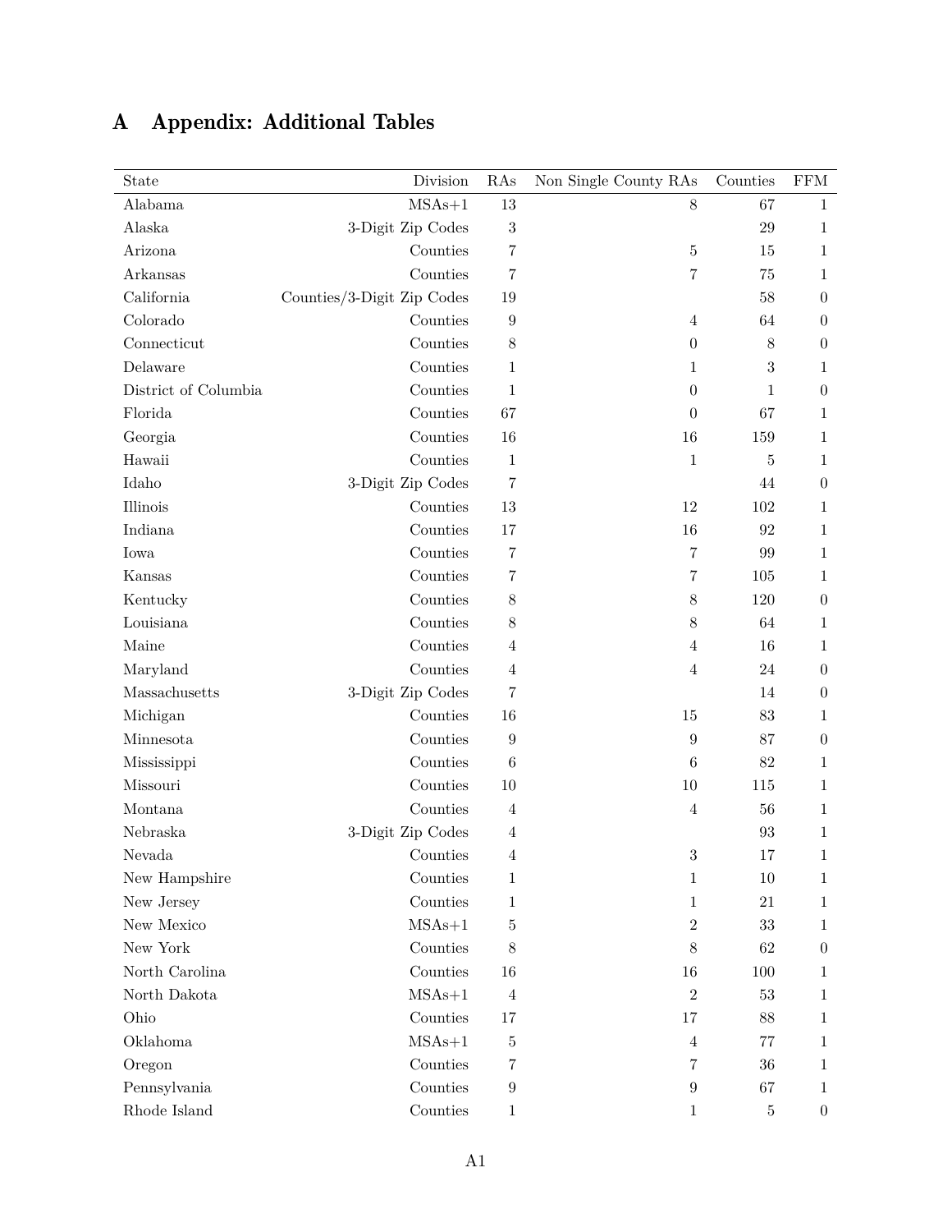# A Appendix: Additional Tables

| State | Division | RAs | Non Single County RAs | Counties | FFM |
|---|---|---|---|---|---|
| Alabama | MSAs+1 | 13 | 8 | 67 | 1 |
| Alaska | 3-Digit Zip Codes | 3 | | 29 | 1 |
| Arizona | Counties | 7 | 5 | 15 | 1 |
| Arkansas | Counties | 7 | 7 | 75 | 1 |
| California | Counties/3-Digit Zip Codes | 19 | | 58 | 0 |
| Colorado | Counties | 9 | 4 | 64 | 0 |
| Connecticut | Counties | 8 | 0 | 8 | 0 |
| Delaware | Counties | 1 | 1 | 3 | 1 |
| District of Columbia | Counties | 1 | 0 | 1 | 0 |
| Florida | Counties | 67 | 0 | 67 | 1 |
| Georgia | Counties | 16 | 16 | 159 | 1 |
| Hawaii | Counties | 1 | 1 | 5 | 1 |
| Idaho | 3-Digit Zip Codes | 7 | | 44 | 0 |
| Illinois | Counties | 13 | 12 | 102 | 1 |
| Indiana | Counties | 17 | 16 | 92 | 1 |
| Iowa | Counties | 7 | 7 | 99 | 1 |
| Kansas | Counties | 7 | 7 | 105 | 1 |
| Kentucky | Counties | 8 | 8 | 120 | 0 |
| Louisiana | Counties | 8 | 8 | 64 | 1 |
| Maine | Counties | 4 | 4 | 16 | 1 |
| Maryland | Counties | 4 | 4 | 24 | 0 |
| Massachusetts | 3-Digit Zip Codes | 7 | | 14 | 0 |
| Michigan | Counties | 16 | 15 | 83 | 1 |
| Minnesota | Counties | 9 | 9 | 87 | 0 |
| Mississippi | Counties | 6 | 6 | 82 | 1 |
| Missouri | Counties | 10 | 10 | 115 | 1 |
| Montana | Counties | 4 | 4 | 56 | 1 |
| Nebraska | 3-Digit Zip Codes | 4 | | 93 | 1 |
| Nevada | Counties | 4 | 3 | 17 | 1 |
| New Hampshire | Counties | 1 | 1 | 10 | 1 |
| New Jersey | Counties | 1 | 1 | 21 | 1 |
| New Mexico | MSAs+1 | 5 | 2 | 33 | 1 |
| New York | Counties | 8 | 8 | 62 | 0 |
| North Carolina | Counties | 16 | 16 | 100 | 1 |
| North Dakota | MSAs+1 | 4 | 2 | 53 | 1 |
| Ohio | Counties | 17 | 17 | 88 | 1 |
| Oklahoma | MSAs+1 | 5 | 4 | 77 | 1 |
| Oregon | Counties | 7 | 7 | 36 | 1 |
| Pennsylvania | Counties | 9 | 9 | 67 | 1 |
| Rhode Island | Counties | 1 | 1 | 5 | 0 |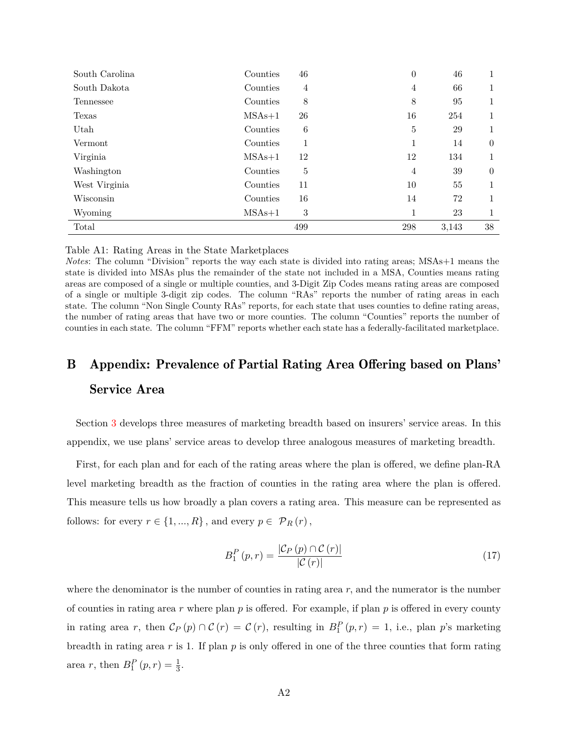| State | Division | RAs | Non Single County RAs | Counties | FFM |
|---|---|---|---|---|---|
| South Carolina | Counties | 46 | 0 | 46 | 1 |
| South Dakota | Counties | 4 | 4 | 66 | 1 |
| Tennessee | Counties | 8 | 8 | 95 | 1 |
| Texas | MSAs+1 | 26 | 16 | 254 | 1 |
| Utah | Counties | 6 | 5 | 29 | 1 |
| Vermont | Counties | 1 | 1 | 14 | 0 |
| Virginia | MSAs+1 | 12 | 12 | 134 | 1 |
| Washington | Counties | 5 | 4 | 39 | 0 |
| West Virginia | Counties | 11 | 10 | 55 | 1 |
| Wisconsin | Counties | 16 | 14 | 72 | 1 |
| Wyoming | MSAs+1 | 3 | 1 | 23 | 1 |
| Total | | 499 | 298 | 3,143 | 38 |

Table A1: Rating Areas in the State Marketplaces

*Notes*: The column "Division" reports the way each state is divided into rating areas; MSAs+1 means the state is divided into MSAs plus the remainder of the state not included in a MSA, Counties means rating areas are composed of a single or multiple counties, and 3-Digit Zip Codes means rating areas are composed of a single or multiple 3-digit zip codes. The column "RAs" reports the number of rating areas in each state. The column "Non Single County RAs" reports, for each state that uses counties to define rating areas, the number of rating areas that have two or more counties. The column "Counties" reports the number of counties in each state. The column "FFM" reports whether each state has a federally-facilitated marketplace.

# B Appendix: Prevalence of Partial Rating Area Offering based on Plans' Service Area

Section 3 develops three measures of marketing breadth based on insurers' service areas. In this appendix, we use plans' service areas to develop three analogous measures of marketing breadth.

First, for each plan and for each of the rating areas where the plan is offered, we define plan-RA level marketing breadth as the fraction of counties in the rating area where the plan is offered. This measure tells us how broadly a plan covers a rating area. This measure can be represented as follows: for every $r \in \{1, ..., R\}$, and every $p \in \mathcal{P}_R(r)$,

$$B_1^P(p,r) = \frac{|\mathcal{C}_P(p) \cap \mathcal{C}(r)|}{|\mathcal{C}(r)|} \tag{17}$$

where the denominator is the number of counties in rating area $r$, and the numerator is the number of counties in rating area $r$ where plan $p$ is offered. For example, if plan $p$ is offered in every county in rating area $r$, then $\mathcal{C}_P(p) \cap \mathcal{C}(r) = \mathcal{C}(r)$, resulting in $B_1^P(p,r) = 1$, i.e., plan $p$'s marketing breadth in rating area $r$ is 1. If plan $p$ is only offered in one of the three counties that form rating area $r$, then $B_1^P(p,r) = \frac{1}{3}$.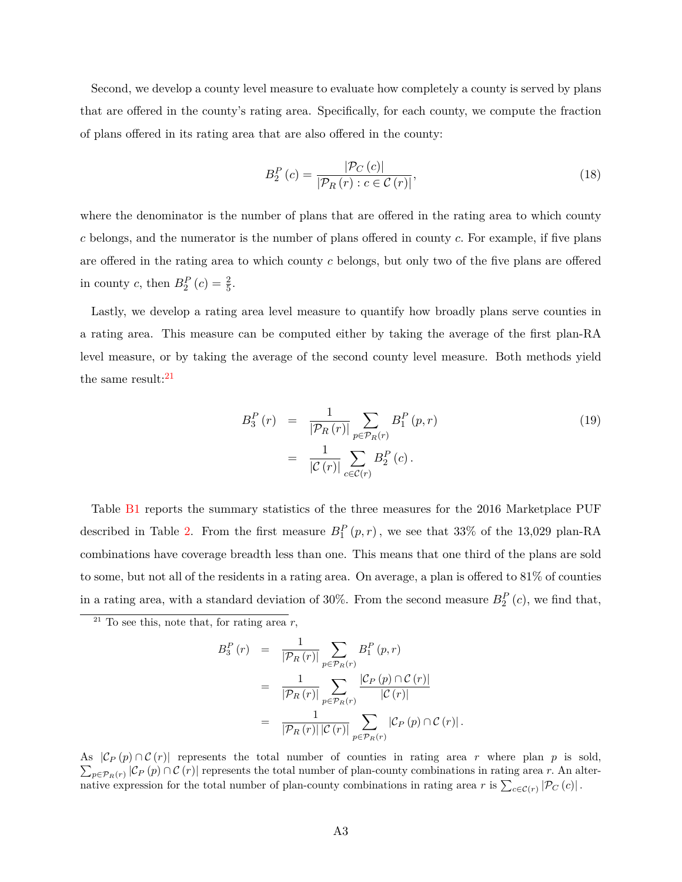Second, we develop a county level measure to evaluate how completely a county is served by plans that are offered in the county's rating area. Specifically, for each county, we compute the fraction of plans offered in its rating area that are also offered in the county:

$$B_2^P(c) = \frac{|\mathcal{P}_C(c)|}{|\mathcal{P}_R(r) : c \in \mathcal{C}(r)|}, \tag{18}$$

where the denominator is the number of plans that are offered in the rating area to which county $c$ belongs, and the numerator is the number of plans offered in county $c$. For example, if five plans are offered in the rating area to which county $c$ belongs, but only two of the five plans are offered in county $c$, then $B_2^P(c) = \frac{2}{5}$.

Lastly, we develop a rating area level measure to quantify how broadly plans serve counties in a rating area. This measure can be computed either by taking the average of the first plan-RA level measure, or by taking the average of the second county level measure. Both methods yield the same result:[21]

$$\begin{aligned} B_3^P(r) &= \frac{1}{|\mathcal{P}_R(r)|} \sum_{p \in \mathcal{P}_R(r)} B_1^P(p, r) \\ &= \frac{1}{|\mathcal{C}(r)|} \sum_{c \in \mathcal{C}(r)} B_2^P(c). \end{aligned} \tag{19}$$

Table B1 reports the summary statistics of the three measures for the 2016 Marketplace PUF described in Table 2. From the first measure $B_1^P(p, r)$, we see that 33% of the 13,029 plan-RA combinations have coverage breadth less than one. This means that one third of the plans are sold to some, but not all of the residents in a rating area. On average, a plan is offered to 81% of counties in a rating area, with a standard deviation of 30%. From the second measure $B_2^P(c)$, we find that,

---

[21] To see this, note that, for rating area $r$,

$$\begin{aligned} B_3^P(r) &= \frac{1}{|\mathcal{P}_R(r)|} \sum_{p \in \mathcal{P}_R(r)} B_1^P(p, r) \\ &= \frac{1}{|\mathcal{P}_R(r)|} \sum_{p \in \mathcal{P}_R(r)} \frac{|\mathcal{C}_P(p) \cap \mathcal{C}(r)|}{|\mathcal{C}(r)|} \\ &= \frac{1}{|\mathcal{P}_R(r)| \, |\mathcal{C}(r)|} \sum_{p \in \mathcal{P}_R(r)} |\mathcal{C}_P(p) \cap \mathcal{C}(r)|. \end{aligned}$$

As $|\mathcal{C}_P(p) \cap \mathcal{C}(r)|$ represents the total number of counties in rating area $r$ where plan $p$ is sold, $\sum_{p \in \mathcal{P}_R(r)} |\mathcal{C}_P(p) \cap \mathcal{C}(r)|$ represents the total number of plan-county combinations in rating area $r$. An alternative expression for the total number of plan-county combinations in rating area $r$ is $\sum_{c \in \mathcal{C}(r)} |\mathcal{P}_C(c)|$.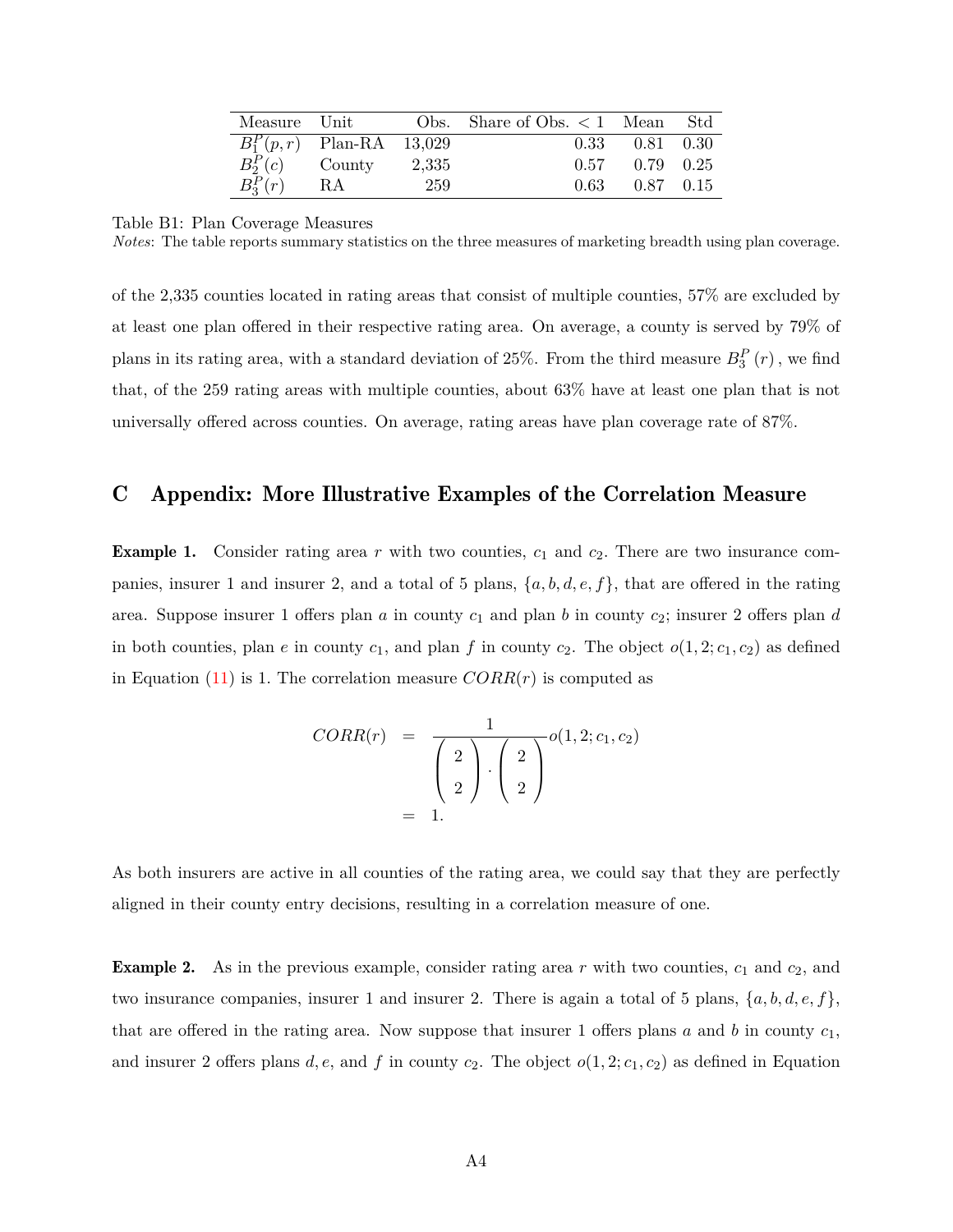| Measure | Unit | Obs. | Share of Obs. < 1 | Mean | Std |
|---|---|---|---|---|---|
| $B_1^P(p,r)$ | Plan-RA | 13,029 | 0.33 | 0.81 | 0.30 |
| $B_2^P(c)$ | County | 2,335 | 0.57 | 0.79 | 0.25 |
| $B_3^P(r)$ | RA | 259 | 0.63 | 0.87 | 0.15 |

Table B1: Plan Coverage Measures

*Notes*: The table reports summary statistics on the three measures of marketing breadth using plan coverage.

of the 2,335 counties located in rating areas that consist of multiple counties, 57% are excluded by at least one plan offered in their respective rating area. On average, a county is served by 79% of plans in its rating area, with a standard deviation of 25%. From the third measure $B_3^P(r)$, we find that, of the 259 rating areas with multiple counties, about 63% have at least one plan that is not universally offered across counties. On average, rating areas have plan coverage rate of 87%.

## C Appendix: More Illustrative Examples of the Correlation Measure

**Example 1.** Consider rating area $r$ with two counties, $c_1$ and $c_2$. There are two insurance companies, insurer 1 and insurer 2, and a total of 5 plans, $\{a, b, d, e, f\}$, that are offered in the rating area. Suppose insurer 1 offers plan $a$ in county $c_1$ and plan $b$ in county $c_2$; insurer 2 offers plan $d$ in both counties, plan $e$ in county $c_1$, and plan $f$ in county $c_2$. The object $o(1, 2; c_1, c_2)$ as defined in Equation (11) is 1. The correlation measure $CORR(r)$ is computed as

$$
\begin{aligned}
CORR(r) &= \frac{1}{\binom{2}{2} \cdot \binom{2}{2}} o(1, 2; c_1, c_2) \\
&= 1.
\end{aligned}
$$

As both insurers are active in all counties of the rating area, we could say that they are perfectly aligned in their county entry decisions, resulting in a correlation measure of one.

**Example 2.** As in the previous example, consider rating area $r$ with two counties, $c_1$ and $c_2$, and two insurance companies, insurer 1 and insurer 2. There is again a total of 5 plans, $\{a, b, d, e, f\}$, that are offered in the rating area. Now suppose that insurer 1 offers plans $a$ and $b$ in county $c_1$, and insurer 2 offers plans $d, e$, and $f$ in county $c_2$. The object $o(1, 2; c_1, c_2)$ as defined in Equation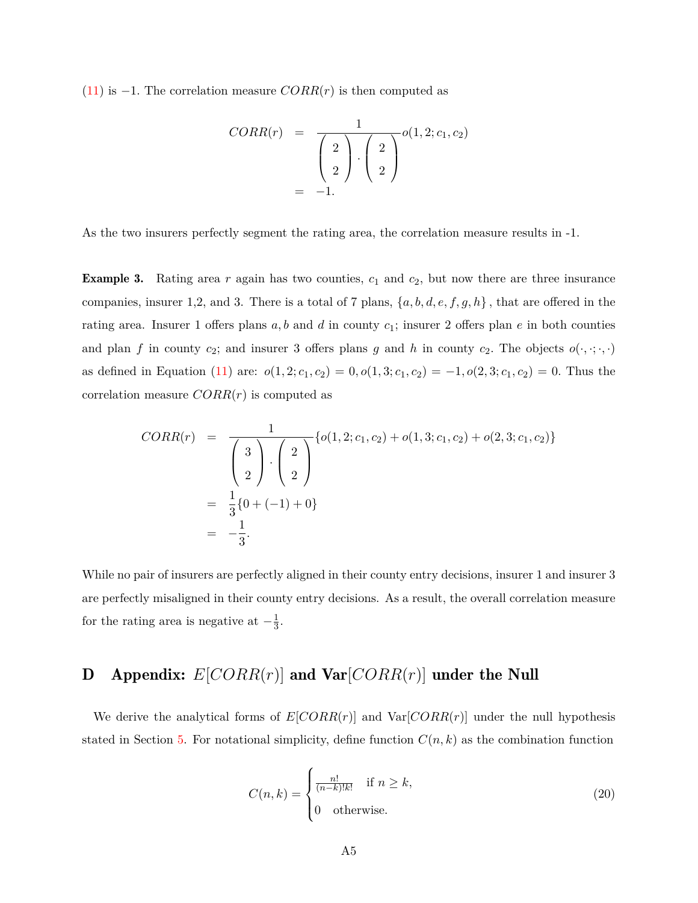(11) is −1. The correlation measure $CORR(r)$ is then computed as

$$
\begin{aligned}
CORR(r) &= \frac{1}{\begin{pmatrix} 2 \\ 2 \end{pmatrix} \cdot \begin{pmatrix} 2 \\ 2 \end{pmatrix}} o(1,2;c_1,c_2) \\
&= -1.
\end{aligned}
$$

As the two insurers perfectly segment the rating area, the correlation measure results in -1.

**Example 3.** Rating area $r$ again has two counties, $c_1$ and $c_2$, but now there are three insurance companies, insurer 1,2, and 3. There is a total of 7 plans, $\{a, b, d, e, f, g, h\}$, that are offered in the rating area. Insurer 1 offers plans $a, b$ and $d$ in county $c_1$; insurer 2 offers plan $e$ in both counties and plan $f$ in county $c_2$; and insurer 3 offers plans $g$ and $h$ in county $c_2$. The objects $o(\cdot,\cdot;\cdot,\cdot)$ as defined in Equation (11) are: $o(1,2;c_1,c_2) = 0, o(1,3;c_1,c_2) = -1, o(2,3;c_1,c_2) = 0$. Thus the correlation measure $CORR(r)$ is computed as

$$
\begin{aligned}
CORR(r) &= \frac{1}{\begin{pmatrix} 3 \\ 2 \end{pmatrix} \cdot \begin{pmatrix} 2 \\ 2 \end{pmatrix}} \{o(1,2;c_1,c_2) + o(1,3;c_1,c_2) + o(2,3;c_1,c_2)\} \\
&= \frac{1}{3}\{0 + (-1) + 0\} \\
&= -\frac{1}{3}.
\end{aligned}
$$

While no pair of insurers are perfectly aligned in their county entry decisions, insurer 1 and insurer 3 are perfectly misaligned in their county entry decisions. As a result, the overall correlation measure for the rating area is negative at $-\frac{1}{3}$.

# D Appendix: $E[CORR(r)]$ and Var$[CORR(r)]$ under the Null

We derive the analytical forms of $E[CORR(r)]$ and Var$[CORR(r)]$ under the null hypothesis stated in Section 5. For notational simplicity, define function $C(n,k)$ as the combination function

$$
C(n,k) = \begin{cases} \frac{n!}{(n-k)!k!} & \text{if } n \geq k, \\ 0 & \text{otherwise.} \end{cases} \tag{20}
$$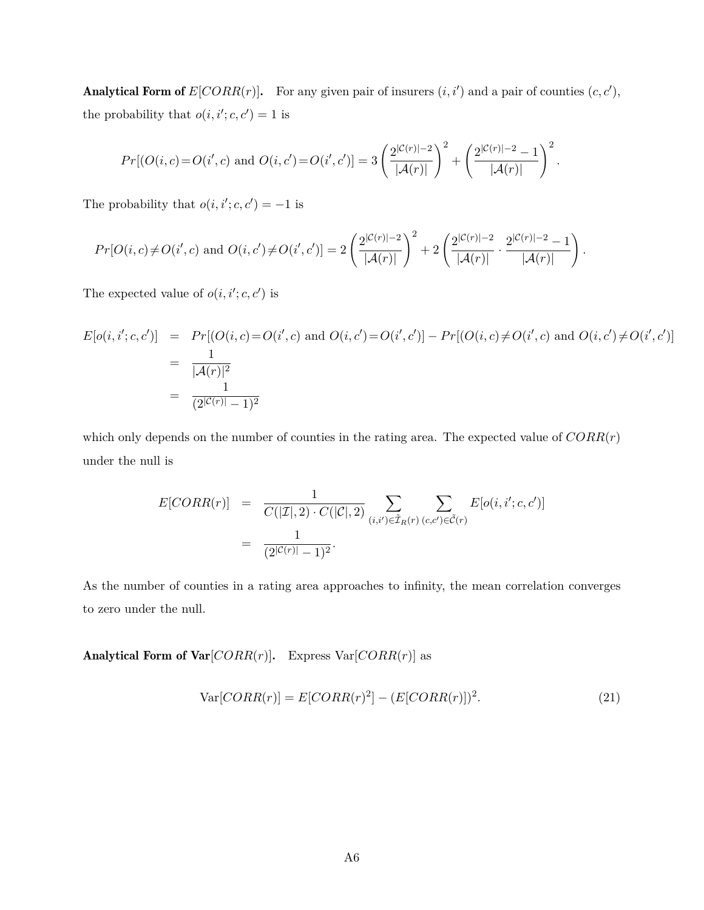**Analytical Form of $E[CORR(r)]$.** For any given pair of insurers $(i, i')$ and a pair of counties $(c, c')$, the probability that $o(i, i'; c, c') = 1$ is

$$Pr[(O(i,c)=O(i',c) \text{ and } O(i,c')=O(i',c')] = 3\left(\frac{2^{|\mathcal{C}(r)|-2}}{|\mathcal{A}(r)|}\right)^2 + \left(\frac{2^{|\mathcal{C}(r)|-2}-1}{|\mathcal{A}(r)|}\right)^2.$$

The probability that $o(i, i'; c, c') = -1$ is

$$Pr[O(i,c)\neq O(i',c) \text{ and } O(i,c')\neq O(i',c')] = 2\left(\frac{2^{|\mathcal{C}(r)|-2}}{|\mathcal{A}(r)|}\right)^2 + 2\left(\frac{2^{|\mathcal{C}(r)|-2}}{|\mathcal{A}(r)|}\cdot\frac{2^{|\mathcal{C}(r)|-2}-1}{|\mathcal{A}(r)|}\right).$$

The expected value of $o(i, i'; c, c')$ is

$$\begin{aligned}
E[o(i,i';c,c')] &= Pr[(O(i,c)=O(i',c) \text{ and } O(i,c')=O(i',c')] - Pr[(O(i,c)\neq O(i',c) \text{ and } O(i,c')\neq O(i',c')] \\
&= \frac{1}{|\mathcal{A}(r)|^2} \\
&= \frac{1}{(2^{|\mathcal{C}(r)|}-1)^2}
\end{aligned}$$

which only depends on the number of counties in the rating area. The expected value of $CORR(r)$ under the null is

$$\begin{aligned}
E[CORR(r)] &= \frac{1}{C(|\mathcal{I}|,2)\cdot C(|\mathcal{C}|,2)} \sum_{(i,i')\in\tilde{\mathcal{I}}_R(r)} \sum_{(c,c')\in\tilde{\mathcal{C}}(r)} E[o(i,i';c,c')] \\
&= \frac{1}{(2^{|\mathcal{C}(r)|}-1)^2}.
\end{aligned}$$

As the number of counties in a rating area approaches to infinity, the mean correlation converges to zero under the null.

**Analytical Form of Var$[CORR(r)]$.** Express Var$[CORR(r)]$ as

$$\text{Var}[CORR(r)] = E[CORR(r)^2] - (E[CORR(r)])^2. \tag{21}$$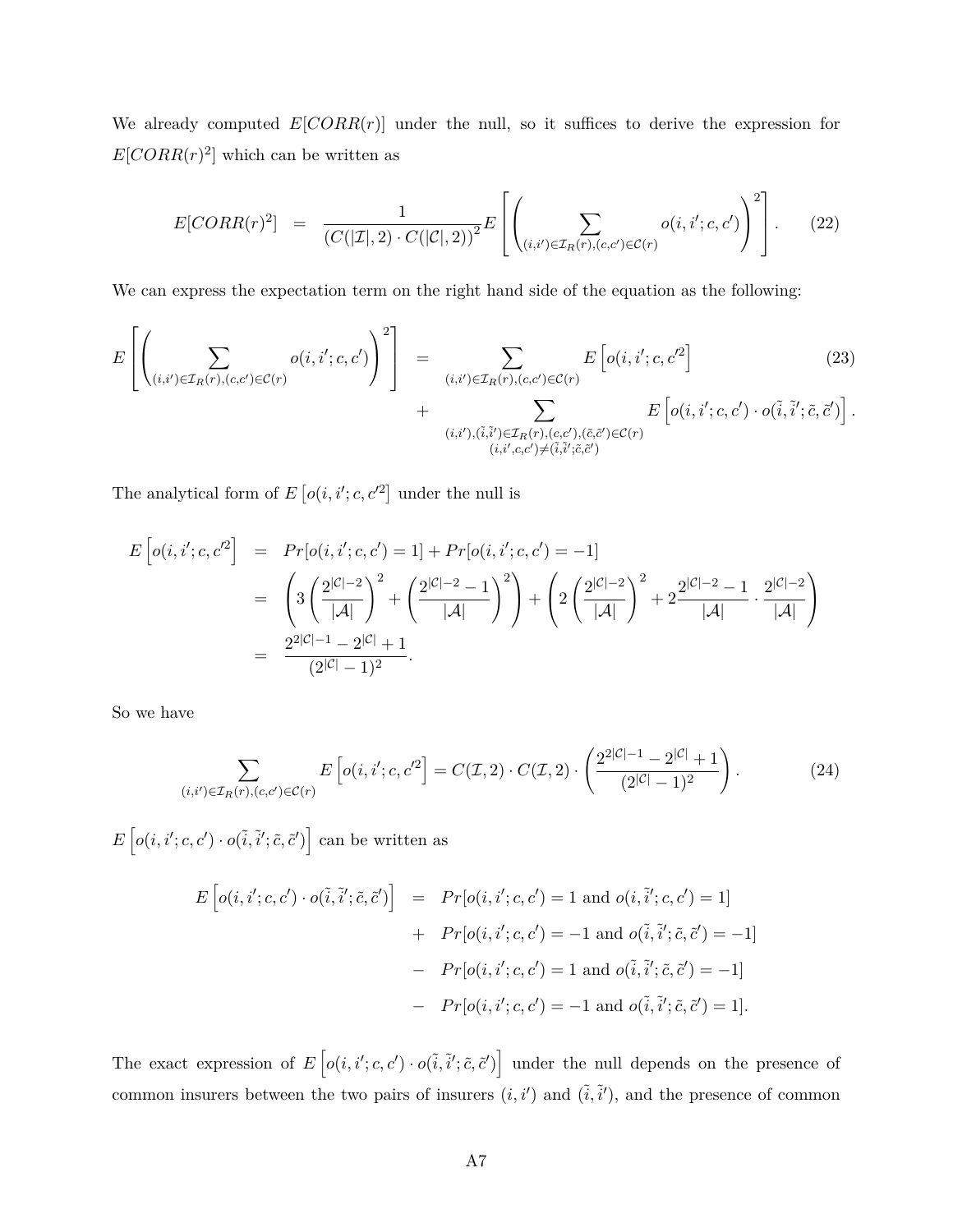We already computed $E[CORR(r)]$ under the null, so it suffices to derive the expression for $E[CORR(r)^2]$ which can be written as

$$E[CORR(r)^2] \quad = \quad \frac{1}{\left(C(|\mathcal{I}|,2)\cdot C(|\mathcal{C}|,2)\right)^2} E\left[\left(\sum_{(i,i')\in\mathcal{I}_R(r),(c,c')\in\mathcal{C}(r)} o(i,i';c,c')\right)^2\right]. \tag{22}$$

We can express the expectation term on the right hand side of the equation as the following:

$$\begin{aligned}
E\left[\left(\sum_{(i,i')\in\mathcal{I}_R(r),(c,c')\in\mathcal{C}(r)} o(i,i';c,c')\right)^2\right] &= \sum_{(i,i')\in\mathcal{I}_R(r),(c,c')\in\mathcal{C}(r)} E\left[o(i,i';c,c'^2\right] \\
&+ \sum_{\substack{(i,i'),(\tilde{i},\tilde{i}')\in\mathcal{I}_R(r),(c,c'),(\tilde{c},\tilde{c}')\in\mathcal{C}(r)\\(i,i',c,c')\neq(\tilde{i},\tilde{i}';\tilde{c},\tilde{c}')}} E\left[o(i,i';c,c')\cdot o(\tilde{i},\tilde{i}';\tilde{c},\tilde{c}')\right].
\end{aligned} \tag{23}$$

The analytical form of $E\left[o(i,i';c,c'^2\right]$ under the null is

$$\begin{aligned}
E\left[o(i,i';c,c'^2\right] &= Pr[o(i,i';c,c')=1] + Pr[o(i,i';c,c')=-1] \\
&= \left(3\left(\frac{2^{|\mathcal{C}|-2}}{|\mathcal{A}|}\right)^2 + \left(\frac{2^{|\mathcal{C}|-2}-1}{|\mathcal{A}|}\right)^2\right) + \left(2\left(\frac{2^{|\mathcal{C}|-2}}{|\mathcal{A}|}\right)^2 + 2\frac{2^{|\mathcal{C}|-2}-1}{|\mathcal{A}|}\cdot\frac{2^{|\mathcal{C}|-2}}{|\mathcal{A}|}\right) \\
&= \frac{2^{2|\mathcal{C}|-1}-2^{|\mathcal{C}|}+1}{(2^{|\mathcal{C}|}-1)^2}.
\end{aligned}$$

So we have

$$\sum_{(i,i')\in\mathcal{I}_R(r),(c,c')\in\mathcal{C}(r)} E\left[o(i,i';c,c'^2\right] = C(\mathcal{I},2)\cdot C(\mathcal{I},2)\cdot\left(\frac{2^{2|\mathcal{C}|-1}-2^{|\mathcal{C}|}+1}{(2^{|\mathcal{C}|}-1)^2}\right). \tag{24}$$

$E\left[o(i,i';c,c')\cdot o(\tilde{i},\tilde{i}';\tilde{c},\tilde{c}')\right]$ can be written as

$$\begin{aligned}
E\left[o(i,i';c,c')\cdot o(\tilde{i},\tilde{i}';\tilde{c},\tilde{c}')\right] &= Pr[o(i,i';c,c')=1 \text{ and } o(i,\tilde{i}';c,c')=1] \\
&+ Pr[o(i,i';c,c')=-1 \text{ and } o(\tilde{i},\tilde{i}';\tilde{c},\tilde{c}')=-1] \\
&- Pr[o(i,i';c,c')=1 \text{ and } o(\tilde{i},\tilde{i}';\tilde{c},\tilde{c}')=-1] \\
&- Pr[o(i,i';c,c')=-1 \text{ and } o(\tilde{i},\tilde{i}';\tilde{c},\tilde{c}')=1].
\end{aligned}$$

The exact expression of $E\left[o(i,i';c,c')\cdot o(\tilde{i},\tilde{i}';\tilde{c},\tilde{c}')\right]$ under the null depends on the presence of common insurers between the two pairs of insurers $(i,i')$ and $(\tilde{i},\tilde{i}')$, and the presence of common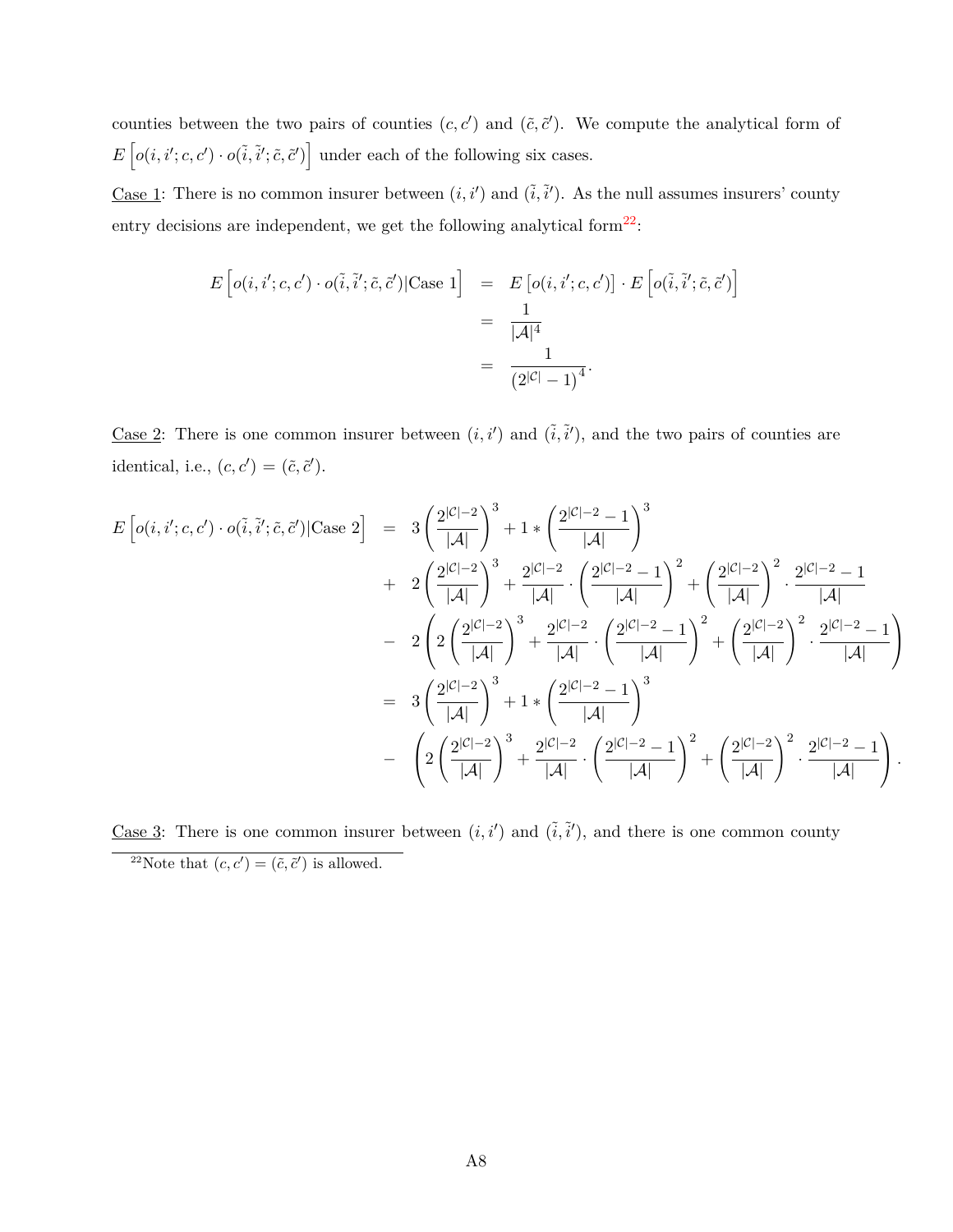counties between the two pairs of counties $(c, c')$ and $(\tilde{c}, \tilde{c}')$. We compute the analytical form of $E\left[o(i, i'; c, c') \cdot o(\tilde{i}, \tilde{i}'; \tilde{c}, \tilde{c}')\right]$ under each of the following six cases.

Case 1: There is no common insurer between $(i, i')$ and $(\tilde{i}, \tilde{i}')$. As the null assumes insurers' county entry decisions are independent, we get the following analytical form[22]:

$$
\begin{aligned}
E\left[o(i, i'; c, c') \cdot o(\tilde{i}, \tilde{i}'; \tilde{c}, \tilde{c}')|\text{Case 1}\right] &= E\left[o(i, i'; c, c')\right] \cdot E\left[o(\tilde{i}, \tilde{i}'; \tilde{c}, \tilde{c}')\right] \\
&= \frac{1}{|\mathcal{A}|^4} \\
&= \frac{1}{\left(2^{|\mathcal{C}|} - 1\right)^4}.
\end{aligned}
$$

Case 2: There is one common insurer between $(i, i')$ and $(\tilde{i}, \tilde{i}')$, and the two pairs of counties are identical, i.e., $(c, c') = (\tilde{c}, \tilde{c}')$.

$$
\begin{aligned}
E\left[o(i, i'; c, c') \cdot o(\tilde{i}, \tilde{i}'; \tilde{c}, \tilde{c}')|\text{Case 2}\right] &= 3\left(\frac{2^{|\mathcal{C}|-2}}{|\mathcal{A}|}\right)^3 + 1 * \left(\frac{2^{|\mathcal{C}|-2} - 1}{|\mathcal{A}|}\right)^3 \\
&+ 2\left(\frac{2^{|\mathcal{C}|-2}}{|\mathcal{A}|}\right)^3 + \frac{2^{|\mathcal{C}|-2}}{|\mathcal{A}|} \cdot \left(\frac{2^{|\mathcal{C}|-2} - 1}{|\mathcal{A}|}\right)^2 + \left(\frac{2^{|\mathcal{C}|-2}}{|\mathcal{A}|}\right)^2 \cdot \frac{2^{|\mathcal{C}|-2} - 1}{|\mathcal{A}|} \\
&- 2\left(2\left(\frac{2^{|\mathcal{C}|-2}}{|\mathcal{A}|}\right)^3 + \frac{2^{|\mathcal{C}|-2}}{|\mathcal{A}|} \cdot \left(\frac{2^{|\mathcal{C}|-2} - 1}{|\mathcal{A}|}\right)^2 + \left(\frac{2^{|\mathcal{C}|-2}}{|\mathcal{A}|}\right)^2 \cdot \frac{2^{|\mathcal{C}|-2} - 1}{|\mathcal{A}|}\right) \\
&= 3\left(\frac{2^{|\mathcal{C}|-2}}{|\mathcal{A}|}\right)^3 + 1 * \left(\frac{2^{|\mathcal{C}|-2} - 1}{|\mathcal{A}|}\right)^3 \\
&- \left(2\left(\frac{2^{|\mathcal{C}|-2}}{|\mathcal{A}|}\right)^3 + \frac{2^{|\mathcal{C}|-2}}{|\mathcal{A}|} \cdot \left(\frac{2^{|\mathcal{C}|-2} - 1}{|\mathcal{A}|}\right)^2 + \left(\frac{2^{|\mathcal{C}|-2}}{|\mathcal{A}|}\right)^2 \cdot \frac{2^{|\mathcal{C}|-2} - 1}{|\mathcal{A}|}\right).
\end{aligned}
$$

Case 3: There is one common insurer between $(i, i')$ and $(\tilde{i}, \tilde{i}')$, and there is one common county

[22] Note that $(c, c') = (\tilde{c}, \tilde{c}')$ is allowed.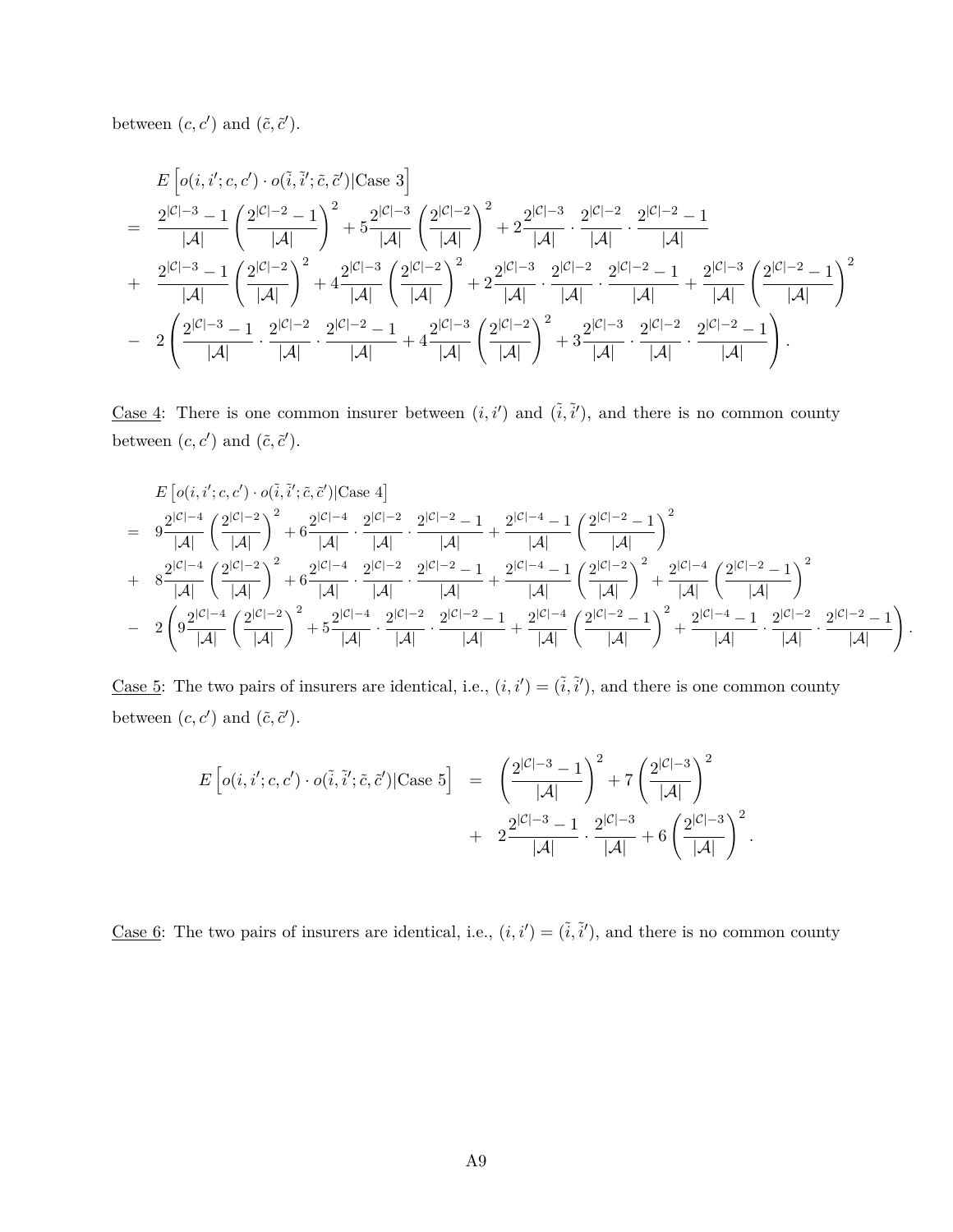between $(c, c')$ and $(\tilde{c}, \tilde{c}')$.

$$
\begin{aligned}
& E\left[o(i, i'; c, c') \cdot o(\tilde{i}, \tilde{i}'; \tilde{c}, \tilde{c}') | \text{Case 3}\right] \\
= \quad & \frac{2^{|\mathcal{C}|-3}-1}{|\mathcal{A}|}\left(\frac{2^{|\mathcal{C}|-2}-1}{|\mathcal{A}|}\right)^2 + 5\frac{2^{|\mathcal{C}|-3}}{|\mathcal{A}|}\left(\frac{2^{|\mathcal{C}|-2}}{|\mathcal{A}|}\right)^2 + 2\frac{2^{|\mathcal{C}|-3}}{|\mathcal{A}|}\cdot\frac{2^{|\mathcal{C}|-2}}{|\mathcal{A}|}\cdot\frac{2^{|\mathcal{C}|-2}-1}{|\mathcal{A}|} \\
+ \quad & \frac{2^{|\mathcal{C}|-3}-1}{|\mathcal{A}|}\left(\frac{2^{|\mathcal{C}|-2}}{|\mathcal{A}|}\right)^2 + 4\frac{2^{|\mathcal{C}|-3}}{|\mathcal{A}|}\left(\frac{2^{|\mathcal{C}|-2}}{|\mathcal{A}|}\right)^2 + 2\frac{2^{|\mathcal{C}|-3}}{|\mathcal{A}|}\cdot\frac{2^{|\mathcal{C}|-2}}{|\mathcal{A}|}\cdot\frac{2^{|\mathcal{C}|-2}-1}{|\mathcal{A}|} + \frac{2^{|\mathcal{C}|-3}}{|\mathcal{A}|}\left(\frac{2^{|\mathcal{C}|-2}-1}{|\mathcal{A}|}\right)^2 \\
- \quad & 2\left(\frac{2^{|\mathcal{C}|-3}-1}{|\mathcal{A}|}\cdot\frac{2^{|\mathcal{C}|-2}}{|\mathcal{A}|}\cdot\frac{2^{|\mathcal{C}|-2}-1}{|\mathcal{A}|} + 4\frac{2^{|\mathcal{C}|-3}}{|\mathcal{A}|}\left(\frac{2^{|\mathcal{C}|-2}}{|\mathcal{A}|}\right)^2 + 3\frac{2^{|\mathcal{C}|-3}}{|\mathcal{A}|}\cdot\frac{2^{|\mathcal{C}|-2}}{|\mathcal{A}|}\cdot\frac{2^{|\mathcal{C}|-2}-1}{|\mathcal{A}|}\right).
\end{aligned}
$$

Case 4: There is one common insurer between $(i, i')$ and $(\tilde{i}, \tilde{i}')$, and there is no common county between $(c, c')$ and $(\tilde{c}, \tilde{c}')$.

$$
\begin{aligned}
& E\left[o(i, i'; c, c') \cdot o(\tilde{i}, \tilde{i}'; \tilde{c}, \tilde{c}') | \text{Case 4}\right] \\
= \quad & 9\frac{2^{|\mathcal{C}|-4}}{|\mathcal{A}|}\left(\frac{2^{|\mathcal{C}|-2}}{|\mathcal{A}|}\right)^2 + 6\frac{2^{|\mathcal{C}|-4}}{|\mathcal{A}|}\cdot\frac{2^{|\mathcal{C}|-2}}{|\mathcal{A}|}\cdot\frac{2^{|\mathcal{C}|-2}-1}{|\mathcal{A}|} + \frac{2^{|\mathcal{C}|-4}-1}{|\mathcal{A}|}\left(\frac{2^{|\mathcal{C}|-2}-1}{|\mathcal{A}|}\right)^2 \\
+ \quad & 8\frac{2^{|\mathcal{C}|-4}}{|\mathcal{A}|}\left(\frac{2^{|\mathcal{C}|-2}}{|\mathcal{A}|}\right)^2 + 6\frac{2^{|\mathcal{C}|-4}}{|\mathcal{A}|}\cdot\frac{2^{|\mathcal{C}|-2}}{|\mathcal{A}|}\cdot\frac{2^{|\mathcal{C}|-2}-1}{|\mathcal{A}|} + \frac{2^{|\mathcal{C}|-4}-1}{|\mathcal{A}|}\left(\frac{2^{|\mathcal{C}|-2}}{|\mathcal{A}|}\right)^2 + \frac{2^{|\mathcal{C}|-4}}{|\mathcal{A}|}\left(\frac{2^{|\mathcal{C}|-2}-1}{|\mathcal{A}|}\right)^2 \\
- \quad & 2\left(9\frac{2^{|\mathcal{C}|-4}}{|\mathcal{A}|}\left(\frac{2^{|\mathcal{C}|-2}}{|\mathcal{A}|}\right)^2 + 5\frac{2^{|\mathcal{C}|-4}}{|\mathcal{A}|}\cdot\frac{2^{|\mathcal{C}|-2}}{|\mathcal{A}|}\cdot\frac{2^{|\mathcal{C}|-2}-1}{|\mathcal{A}|} + \frac{2^{|\mathcal{C}|-4}}{|\mathcal{A}|}\left(\frac{2^{|\mathcal{C}|-2}-1}{|\mathcal{A}|}\right)^2 + \frac{2^{|\mathcal{C}|-4}-1}{|\mathcal{A}|}\cdot\frac{2^{|\mathcal{C}|-2}}{|\mathcal{A}|}\cdot\frac{2^{|\mathcal{C}|-2}-1}{|\mathcal{A}|}\right).
\end{aligned}
$$

Case 5: The two pairs of insurers are identical, i.e., $(i, i') = (\tilde{i}, \tilde{i}')$, and there is one common county between $(c, c')$ and $(\tilde{c}, \tilde{c}')$.

$$
\begin{aligned}
E\left[o(i, i'; c, c') \cdot o(\tilde{i}, \tilde{i}'; \tilde{c}, \tilde{c}') | \text{Case 5}\right] \quad = \quad & \left(\frac{2^{|\mathcal{C}|-3}-1}{|\mathcal{A}|}\right)^2 + 7\left(\frac{2^{|\mathcal{C}|-3}}{|\mathcal{A}|}\right)^2 \\
+ \quad & 2\frac{2^{|\mathcal{C}|-3}-1}{|\mathcal{A}|}\cdot\frac{2^{|\mathcal{C}|-3}}{|\mathcal{A}|} + 6\left(\frac{2^{|\mathcal{C}|-3}}{|\mathcal{A}|}\right)^2.
\end{aligned}
$$

Case 6: The two pairs of insurers are identical, i.e., $(i, i') = (\tilde{i}, \tilde{i}')$, and there is no common county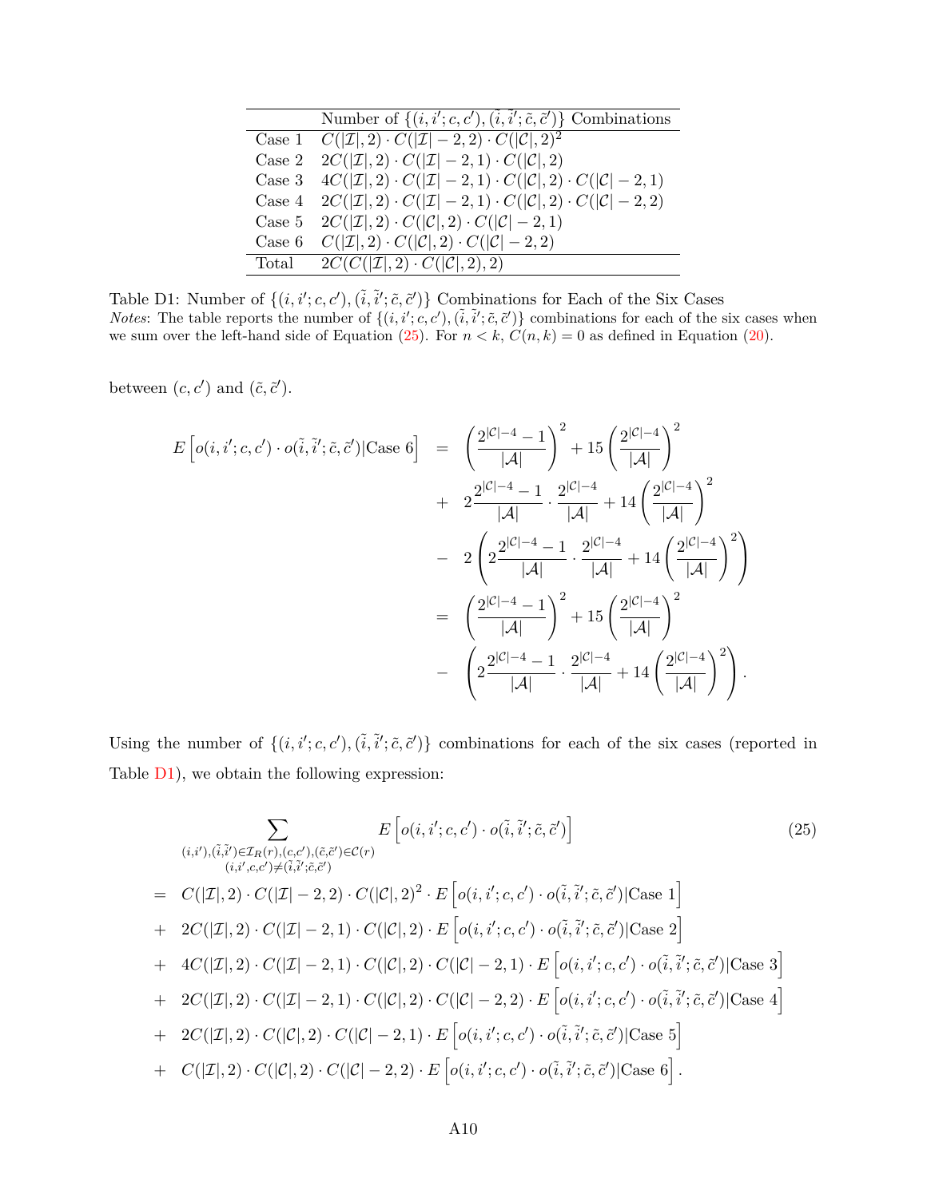|  | Number of $\{(i,i';c,c'),(\tilde{i},\tilde{i}';\tilde{c},\tilde{c}')\}$ Combinations |
|---|---|
| Case 1 | $C(\|\mathcal{I}\|,2)\cdot C(\|\mathcal{I}\|-2,2)\cdot C(\|\mathcal{C}\|,2)^2$ |
| Case 2 | $2C(\|\mathcal{I}\|,2)\cdot C(\|\mathcal{I}\|-2,1)\cdot C(\|\mathcal{C}\|,2)$ |
| Case 3 | $4C(\|\mathcal{I}\|,2)\cdot C(\|\mathcal{I}\|-2,1)\cdot C(\|\mathcal{C}\|,2)\cdot C(\|\mathcal{C}\|-2,1)$ |
| Case 4 | $2C(\|\mathcal{I}\|,2)\cdot C(\|\mathcal{I}\|-2,1)\cdot C(\|\mathcal{C}\|,2)\cdot C(\|\mathcal{C}\|-2,2)$ |
| Case 5 | $2C(\|\mathcal{I}\|,2)\cdot C(\|\mathcal{C}\|,2)\cdot C(\|\mathcal{C}\|-2,1)$ |
| Case 6 | $C(\|\mathcal{I}\|,2)\cdot C(\|\mathcal{C}\|,2)\cdot C(\|\mathcal{C}\|-2,2)$ |
| Total | $2C(C(\|\mathcal{I}\|,2)\cdot C(\|\mathcal{C}\|,2),2)$ |

Table D1: Number of $\{(i,i';c,c'),(\tilde{i},\tilde{i}';\tilde{c},\tilde{c}')\}$ Combinations for Each of the Six Cases
*Notes*: The table reports the number of $\{(i,i';c,c'),(\tilde{i},\tilde{i}';\tilde{c},\tilde{c}')\}$ combinations for each of the six cases when we sum over the left-hand side of Equation (25). For $n<k$, $C(n,k)=0$ as defined in Equation (20).

between $(c,c')$ and $(\tilde{c},\tilde{c}')$.

$$
\begin{aligned}
E\left[o(i,i';c,c')\cdot o(\tilde{i},\tilde{i}';\tilde{c},\tilde{c}')|\text{Case 6}\right] &= \left(\frac{2^{|\mathcal{C}|-4}-1}{|\mathcal{A}|}\right)^2 + 15\left(\frac{2^{|\mathcal{C}|-4}}{|\mathcal{A}|}\right)^2 \\
&+ 2\frac{2^{|\mathcal{C}|-4}-1}{|\mathcal{A}|}\cdot\frac{2^{|\mathcal{C}|-4}}{|\mathcal{A}|} + 14\left(\frac{2^{|\mathcal{C}|-4}}{|\mathcal{A}|}\right)^2 \\
&- 2\left(2\frac{2^{|\mathcal{C}|-4}-1}{|\mathcal{A}|}\cdot\frac{2^{|\mathcal{C}|-4}}{|\mathcal{A}|} + 14\left(\frac{2^{|\mathcal{C}|-4}}{|\mathcal{A}|}\right)^2\right) \\
&= \left(\frac{2^{|\mathcal{C}|-4}-1}{|\mathcal{A}|}\right)^2 + 15\left(\frac{2^{|\mathcal{C}|-4}}{|\mathcal{A}|}\right)^2 \\
&- \left(2\frac{2^{|\mathcal{C}|-4}-1}{|\mathcal{A}|}\cdot\frac{2^{|\mathcal{C}|-4}}{|\mathcal{A}|} + 14\left(\frac{2^{|\mathcal{C}|-4}}{|\mathcal{A}|}\right)^2\right).
\end{aligned}
$$

Using the number of $\{(i,i';c,c'),(\tilde{i},\tilde{i}';\tilde{c},\tilde{c}')\}$ combinations for each of the six cases (reported in Table D1), we obtain the following expression:

$$
\begin{aligned}
&\sum_{\substack{(i,i'),(\tilde{i},\tilde{i}')\in\mathcal{I}_R(r),(c,c'),(\tilde{c},\tilde{c}')\in\mathcal{C}(r)\\(i,i',c,c')\neq(\tilde{i},\tilde{i}';\tilde{c},\tilde{c}')}} E\left[o(i,i';c,c')\cdot o(\tilde{i},\tilde{i}';\tilde{c},\tilde{c}')\right] \qquad (25)\\
=\;& C(|\mathcal{I}|,2)\cdot C(|\mathcal{I}|-2,2)\cdot C(|\mathcal{C}|,2)^2\cdot E\left[o(i,i';c,c')\cdot o(\tilde{i},\tilde{i}';\tilde{c},\tilde{c}')|\text{Case 1}\right]\\
+\;& 2C(|\mathcal{I}|,2)\cdot C(|\mathcal{I}|-2,1)\cdot C(|\mathcal{C}|,2)\cdot E\left[o(i,i';c,c')\cdot o(\tilde{i},\tilde{i}';\tilde{c},\tilde{c}')|\text{Case 2}\right]\\
+\;& 4C(|\mathcal{I}|,2)\cdot C(|\mathcal{I}|-2,1)\cdot C(|\mathcal{C}|,2)\cdot C(|\mathcal{C}|-2,1)\cdot E\left[o(i,i';c,c')\cdot o(\tilde{i},\tilde{i}';\tilde{c},\tilde{c}')|\text{Case 3}\right]\\
+\;& 2C(|\mathcal{I}|,2)\cdot C(|\mathcal{I}|-2,1)\cdot C(|\mathcal{C}|,2)\cdot C(|\mathcal{C}|-2,2)\cdot E\left[o(i,i';c,c')\cdot o(\tilde{i},\tilde{i}';\tilde{c},\tilde{c}')|\text{Case 4}\right]\\
+\;& 2C(|\mathcal{I}|,2)\cdot C(|\mathcal{C}|,2)\cdot C(|\mathcal{C}|-2,1)\cdot E\left[o(i,i';c,c')\cdot o(\tilde{i},\tilde{i}';\tilde{c},\tilde{c}')|\text{Case 5}\right]\\
+\;& C(|\mathcal{I}|,2)\cdot C(|\mathcal{C}|,2)\cdot C(|\mathcal{C}|-2,2)\cdot E\left[o(i,i';c,c')\cdot o(\tilde{i},\tilde{i}';\tilde{c},\tilde{c}')|\text{Case 6}\right].
\end{aligned}
$$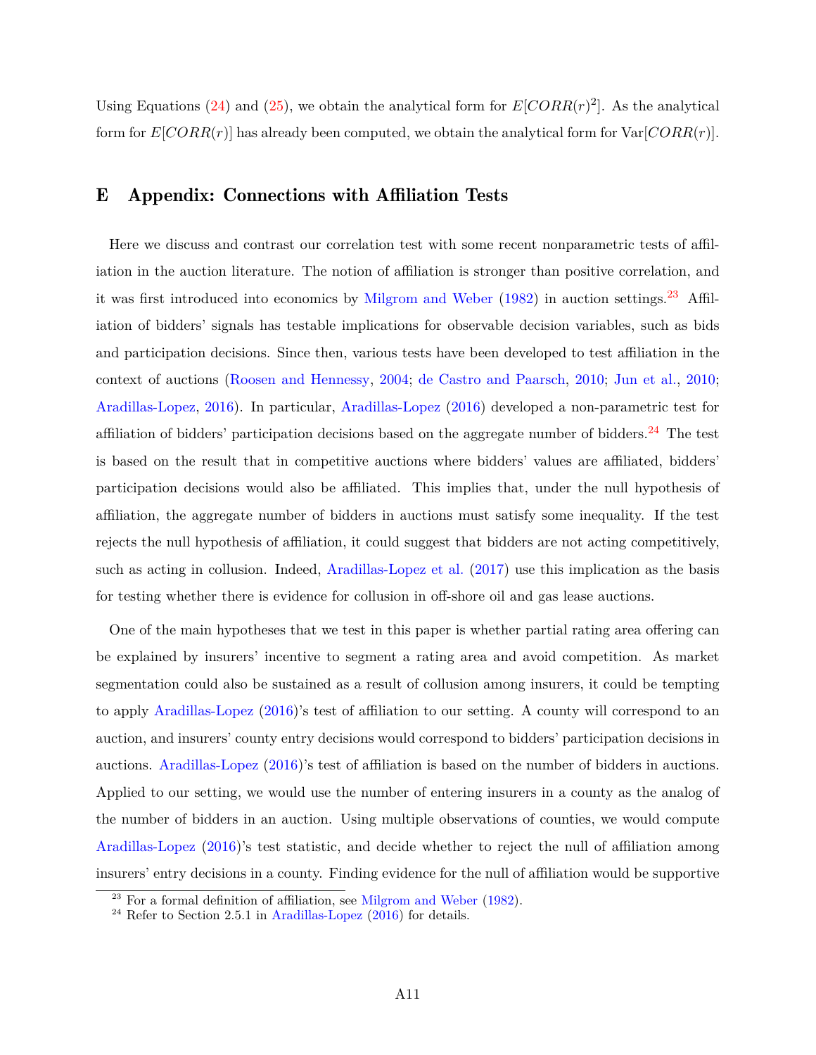Using Equations (24) and (25), we obtain the analytical form for $E[CORR(r)^2]$. As the analytical form for $E[CORR(r)]$ has already been computed, we obtain the analytical form for $\text{Var}[CORR(r)]$.

# E Appendix: Connections with Affiliation Tests

Here we discuss and contrast our correlation test with some recent nonparametric tests of affiliation in the auction literature. The notion of affiliation is stronger than positive correlation, and it was first introduced into economics by Milgrom and Weber (1982) in auction settings.[23] Affiliation of bidders' signals has testable implications for observable decision variables, such as bids and participation decisions. Since then, various tests have been developed to test affiliation in the context of auctions (Roosen and Hennessy, 2004; de Castro and Paarsch, 2010; Jun et al., 2010; Aradillas-Lopez, 2016). In particular, Aradillas-Lopez (2016) developed a non-parametric test for affiliation of bidders' participation decisions based on the aggregate number of bidders.[24] The test is based on the result that in competitive auctions where bidders' values are affiliated, bidders' participation decisions would also be affiliated. This implies that, under the null hypothesis of affiliation, the aggregate number of bidders in auctions must satisfy some inequality. If the test rejects the null hypothesis of affiliation, it could suggest that bidders are not acting competitively, such as acting in collusion. Indeed, Aradillas-Lopez et al. (2017) use this implication as the basis for testing whether there is evidence for collusion in off-shore oil and gas lease auctions.

One of the main hypotheses that we test in this paper is whether partial rating area offering can be explained by insurers' incentive to segment a rating area and avoid competition. As market segmentation could also be sustained as a result of collusion among insurers, it could be tempting to apply Aradillas-Lopez (2016)'s test of affiliation to our setting. A county will correspond to an auction, and insurers' county entry decisions would correspond to bidders' participation decisions in auctions. Aradillas-Lopez (2016)'s test of affiliation is based on the number of bidders in auctions. Applied to our setting, we would use the number of entering insurers in a county as the analog of the number of bidders in an auction. Using multiple observations of counties, we would compute Aradillas-Lopez (2016)'s test statistic, and decide whether to reject the null of affiliation among insurers' entry decisions in a county. Finding evidence for the null of affiliation would be supportive

[23] For a formal definition of affiliation, see Milgrom and Weber (1982).

[24] Refer to Section 2.5.1 in Aradillas-Lopez (2016) for details.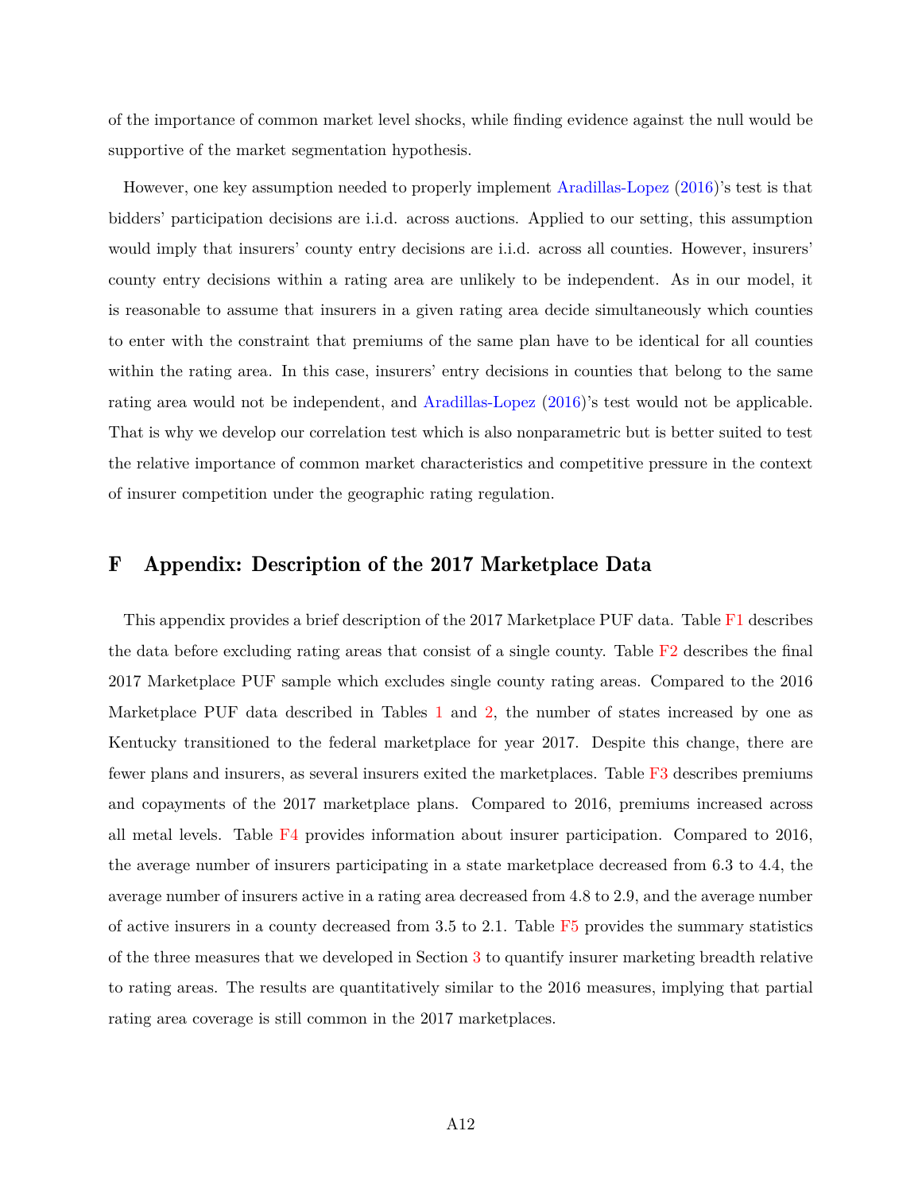of the importance of common market level shocks, while finding evidence against the null would be supportive of the market segmentation hypothesis.

However, one key assumption needed to properly implement Aradillas-Lopez (2016)'s test is that bidders' participation decisions are i.i.d. across auctions. Applied to our setting, this assumption would imply that insurers' county entry decisions are i.i.d. across all counties. However, insurers' county entry decisions within a rating area are unlikely to be independent. As in our model, it is reasonable to assume that insurers in a given rating area decide simultaneously which counties to enter with the constraint that premiums of the same plan have to be identical for all counties within the rating area. In this case, insurers' entry decisions in counties that belong to the same rating area would not be independent, and Aradillas-Lopez (2016)'s test would not be applicable. That is why we develop our correlation test which is also nonparametric but is better suited to test the relative importance of common market characteristics and competitive pressure in the context of insurer competition under the geographic rating regulation.

# F Appendix: Description of the 2017 Marketplace Data

This appendix provides a brief description of the 2017 Marketplace PUF data. Table F1 describes the data before excluding rating areas that consist of a single county. Table F2 describes the final 2017 Marketplace PUF sample which excludes single county rating areas. Compared to the 2016 Marketplace PUF data described in Tables 1 and 2, the number of states increased by one as Kentucky transitioned to the federal marketplace for year 2017. Despite this change, there are fewer plans and insurers, as several insurers exited the marketplaces. Table F3 describes premiums and copayments of the 2017 marketplace plans. Compared to 2016, premiums increased across all metal levels. Table F4 provides information about insurer participation. Compared to 2016, the average number of insurers participating in a state marketplace decreased from 6.3 to 4.4, the average number of insurers active in a rating area decreased from 4.8 to 2.9, and the average number of active insurers in a county decreased from 3.5 to 2.1. Table F5 provides the summary statistics of the three measures that we developed in Section 3 to quantify insurer marketing breadth relative to rating areas. The results are quantitatively similar to the 2016 measures, implying that partial rating area coverage is still common in the 2017 marketplaces.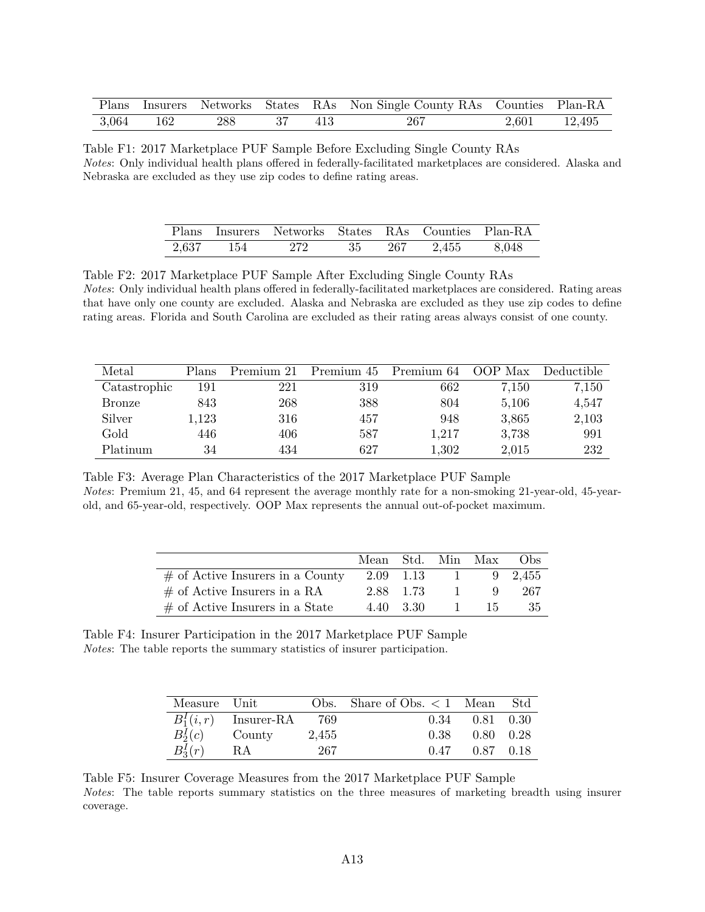| Plans | Insurers | Networks | States | RAs | Non Single County RAs | Counties | Plan-RA |
|---|---|---|---|---|---|---|---|
| 3,064 | 162 | 288 | 37 | 413 | 267 | 2,601 | 12,495 |

Table F1: 2017 Marketplace PUF Sample Before Excluding Single County RAs
*Notes*: Only individual health plans offered in federally-facilitated marketplaces are considered. Alaska and Nebraska are excluded as they use zip codes to define rating areas.

| Plans | Insurers | Networks | States | RAs | Counties | Plan-RA |
|---|---|---|---|---|---|---|
| 2,637 | 154 | 272 | 35 | 267 | 2,455 | 8,048 |

Table F2: 2017 Marketplace PUF Sample After Excluding Single County RAs
*Notes*: Only individual health plans offered in federally-facilitated marketplaces are considered. Rating areas that have only one county are excluded. Alaska and Nebraska are excluded as they use zip codes to define rating areas. Florida and South Carolina are excluded as their rating areas always consist of one county.

| Metal | Plans | Premium 21 | Premium 45 | Premium 64 | OOP Max | Deductible |
|---|---|---|---|---|---|---|
| Catastrophic | 191 | 221 | 319 | 662 | 7,150 | 7,150 |
| Bronze | 843 | 268 | 388 | 804 | 5,106 | 4,547 |
| Silver | 1,123 | 316 | 457 | 948 | 3,865 | 2,103 |
| Gold | 446 | 406 | 587 | 1,217 | 3,738 | 991 |
| Platinum | 34 | 434 | 627 | 1,302 | 2,015 | 232 |

Table F3: Average Plan Characteristics of the 2017 Marketplace PUF Sample
*Notes*: Premium 21, 45, and 64 represent the average monthly rate for a non-smoking 21-year-old, 45-year-old, and 65-year-old, respectively. OOP Max represents the annual out-of-pocket maximum.

| | Mean | Std. | Min | Max | Obs |
|---|---|---|---|---|---|
| # of Active Insurers in a County | 2.09 | 1.13 | 1 | 9 | 2,455 |
| # of Active Insurers in a RA | 2.88 | 1.73 | 1 | 9 | 267 |
| # of Active Insurers in a State | 4.40 | 3.30 | 1 | 15 | 35 |

Table F4: Insurer Participation in the 2017 Marketplace PUF Sample
*Notes*: The table reports the summary statistics of insurer participation.

| Measure | Unit | Obs. | Share of Obs. < 1 | Mean | Std |
|---|---|---|---|---|---|
| $B_1^I(i,r)$ | Insurer-RA | 769 | 0.34 | 0.81 | 0.30 |
| $B_2^I(c)$ | County | 2,455 | 0.38 | 0.80 | 0.28 |
| $B_3^I(r)$ | RA | 267 | 0.47 | 0.87 | 0.18 |

Table F5: Insurer Coverage Measures from the 2017 Marketplace PUF Sample
*Notes*: The table reports summary statistics on the three measures of marketing breadth using insurer coverage.